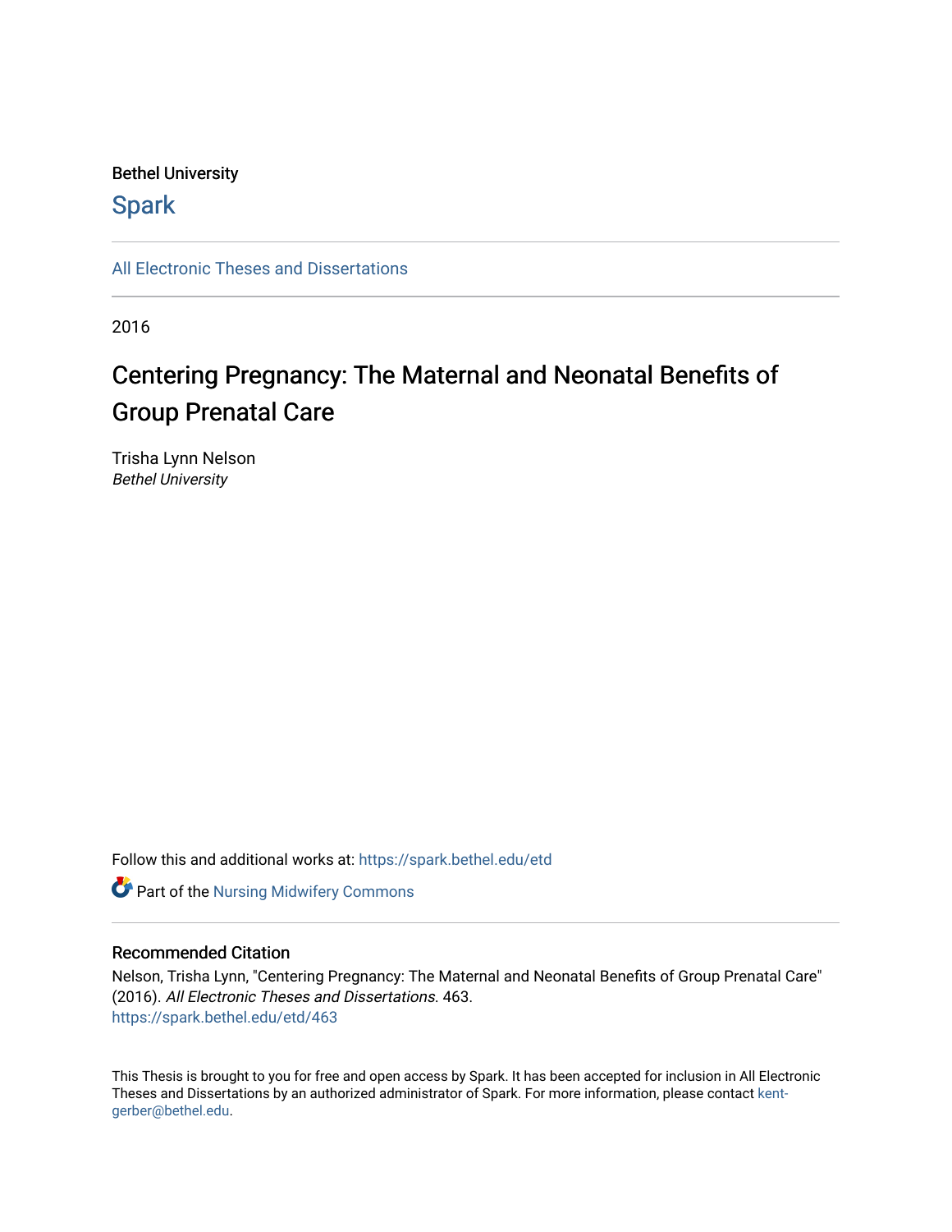Bethel University

# Spark

All Electronic Theses and Dissertations

2016

# Centering Pregnancy: The Maternal and Neonatal Benefits of Group Prenatal Care

Trisha Lynn Nelson
*Bethel University*

Follow this and additional works at: https://spark.bethel.edu/etd

Part of the Nursing Midwifery Commons

## Recommended Citation

Nelson, Trisha Lynn, "Centering Pregnancy: The Maternal and Neonatal Benefits of Group Prenatal Care" (2016). *All Electronic Theses and Dissertations*. 463.
https://spark.bethel.edu/etd/463

This Thesis is brought to you for free and open access by Spark. It has been accepted for inclusion in All Electronic Theses and Dissertations by an authorized administrator of Spark. For more information, please contact kent-gerber@bethel.edu.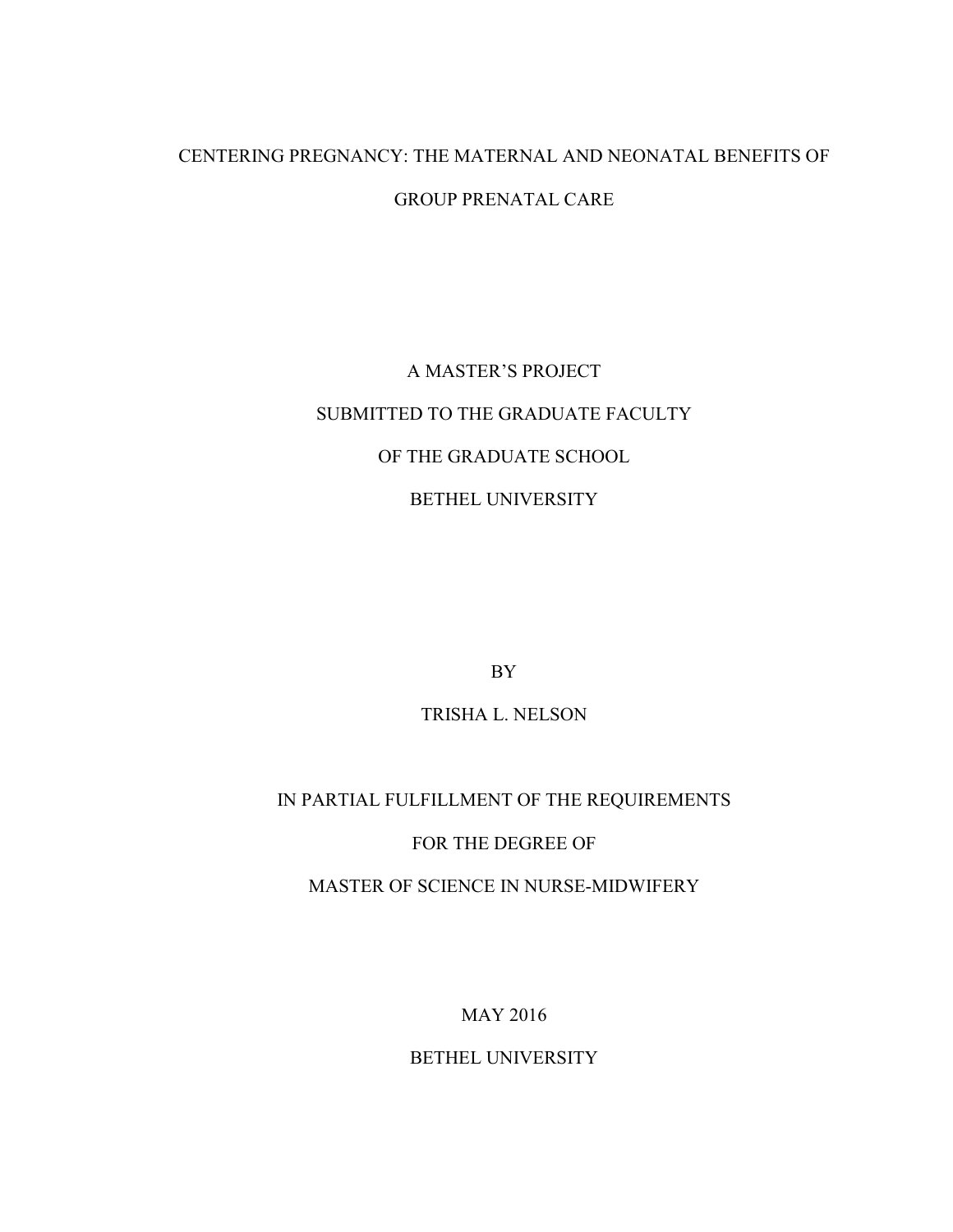# CENTERING PREGNANCY: THE MATERNAL AND NEONATAL BENEFITS OF GROUP PRENATAL CARE

A MASTER'S PROJECT

SUBMITTED TO THE GRADUATE FACULTY

OF THE GRADUATE SCHOOL

BETHEL UNIVERSITY

BY

TRISHA L. NELSON

IN PARTIAL FULFILLMENT OF THE REQUIREMENTS

FOR THE DEGREE OF

MASTER OF SCIENCE IN NURSE-MIDWIFERY

MAY 2016

BETHEL UNIVERSITY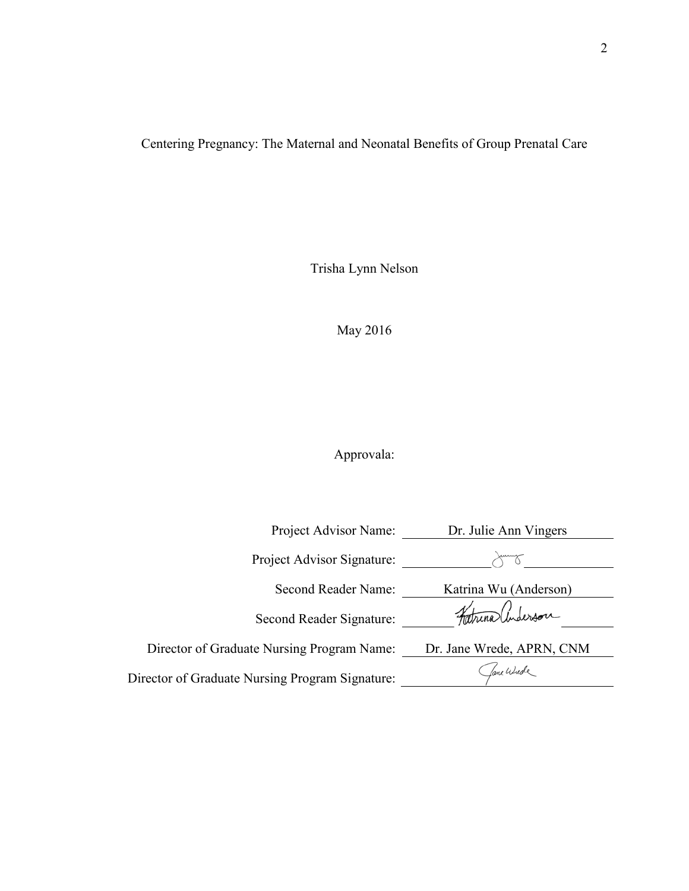Centering Pregnancy: The Maternal and Neonatal Benefits of Group Prenatal Care

Trisha Lynn Nelson

May 2016

Approvala:

| | |
|---|---|
| Project Advisor Name: | Dr. Julie Ann Vingers |
| Project Advisor Signature: | |
| Second Reader Name: | Katrina Wu (Anderson) |
| Second Reader Signature: | Katrina Anderson |
| Director of Graduate Nursing Program Name: | Dr. Jane Wrede, APRN, CNM |
| Director of Graduate Nursing Program Signature: | Jane Wrede |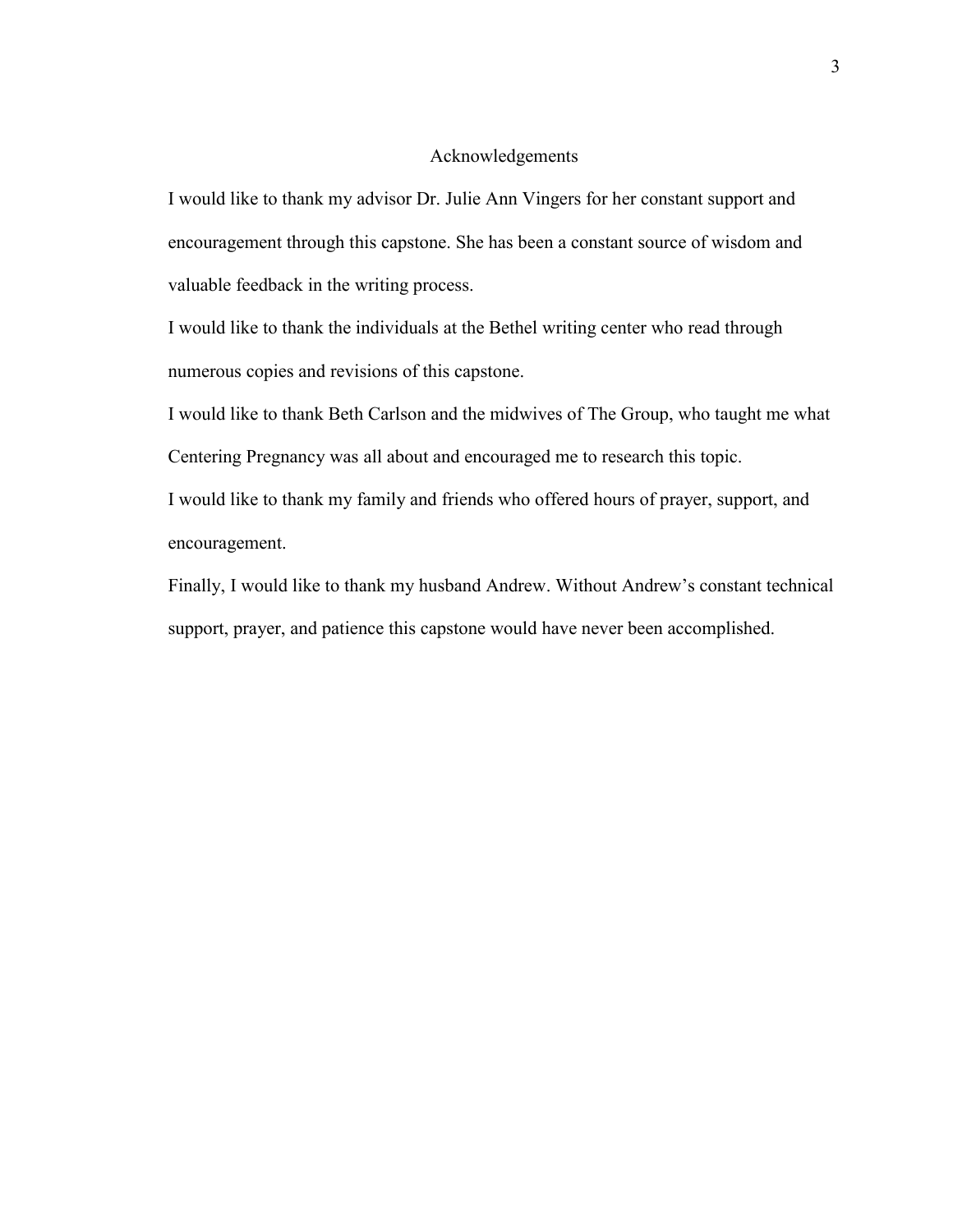# Acknowledgements

I would like to thank my advisor Dr. Julie Ann Vingers for her constant support and encouragement through this capstone. She has been a constant source of wisdom and valuable feedback in the writing process.

I would like to thank the individuals at the Bethel writing center who read through numerous copies and revisions of this capstone.

I would like to thank Beth Carlson and the midwives of The Group, who taught me what Centering Pregnancy was all about and encouraged me to research this topic.

I would like to thank my family and friends who offered hours of prayer, support, and encouragement.

Finally, I would like to thank my husband Andrew. Without Andrew's constant technical support, prayer, and patience this capstone would have never been accomplished.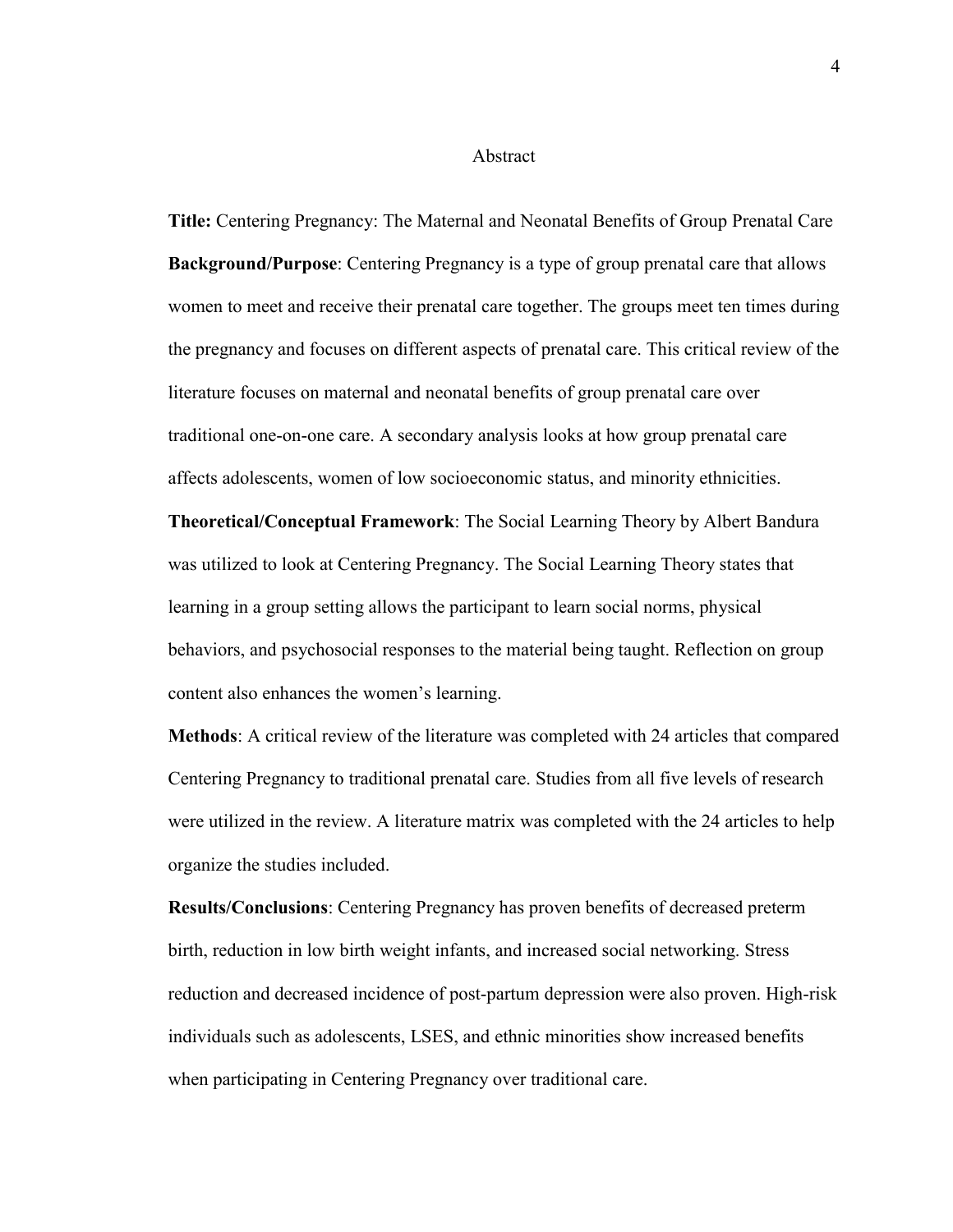# Abstract

**Title:** Centering Pregnancy: The Maternal and Neonatal Benefits of Group Prenatal Care

**Background/Purpose**: Centering Pregnancy is a type of group prenatal care that allows women to meet and receive their prenatal care together. The groups meet ten times during the pregnancy and focuses on different aspects of prenatal care. This critical review of the literature focuses on maternal and neonatal benefits of group prenatal care over traditional one-on-one care. A secondary analysis looks at how group prenatal care affects adolescents, women of low socioeconomic status, and minority ethnicities.

**Theoretical/Conceptual Framework**: The Social Learning Theory by Albert Bandura was utilized to look at Centering Pregnancy. The Social Learning Theory states that learning in a group setting allows the participant to learn social norms, physical behaviors, and psychosocial responses to the material being taught. Reflection on group content also enhances the women's learning.

**Methods**: A critical review of the literature was completed with 24 articles that compared Centering Pregnancy to traditional prenatal care. Studies from all five levels of research were utilized in the review. A literature matrix was completed with the 24 articles to help organize the studies included.

**Results/Conclusions**: Centering Pregnancy has proven benefits of decreased preterm birth, reduction in low birth weight infants, and increased social networking. Stress reduction and decreased incidence of post-partum depression were also proven. High-risk individuals such as adolescents, LSES, and ethnic minorities show increased benefits when participating in Centering Pregnancy over traditional care.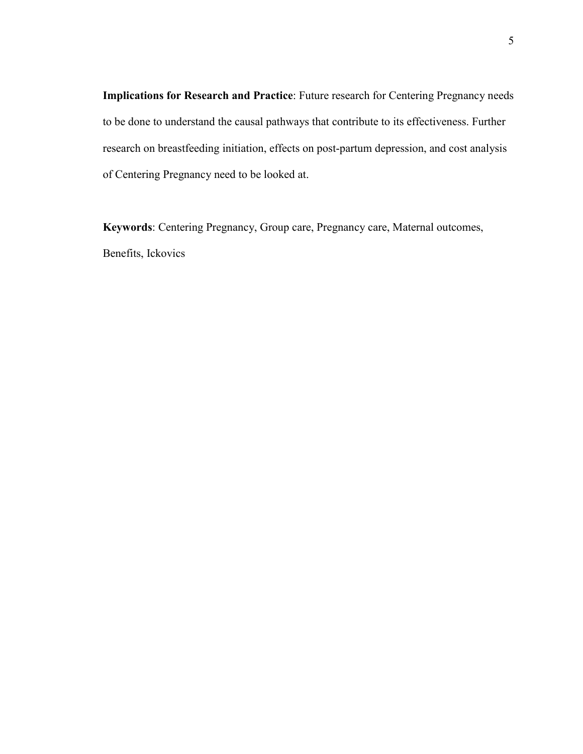**Implications for Research and Practice**: Future research for Centering Pregnancy needs to be done to understand the causal pathways that contribute to its effectiveness. Further research on breastfeeding initiation, effects on post-partum depression, and cost analysis of Centering Pregnancy need to be looked at.

**Keywords**: Centering Pregnancy, Group care, Pregnancy care, Maternal outcomes, Benefits, Ickovics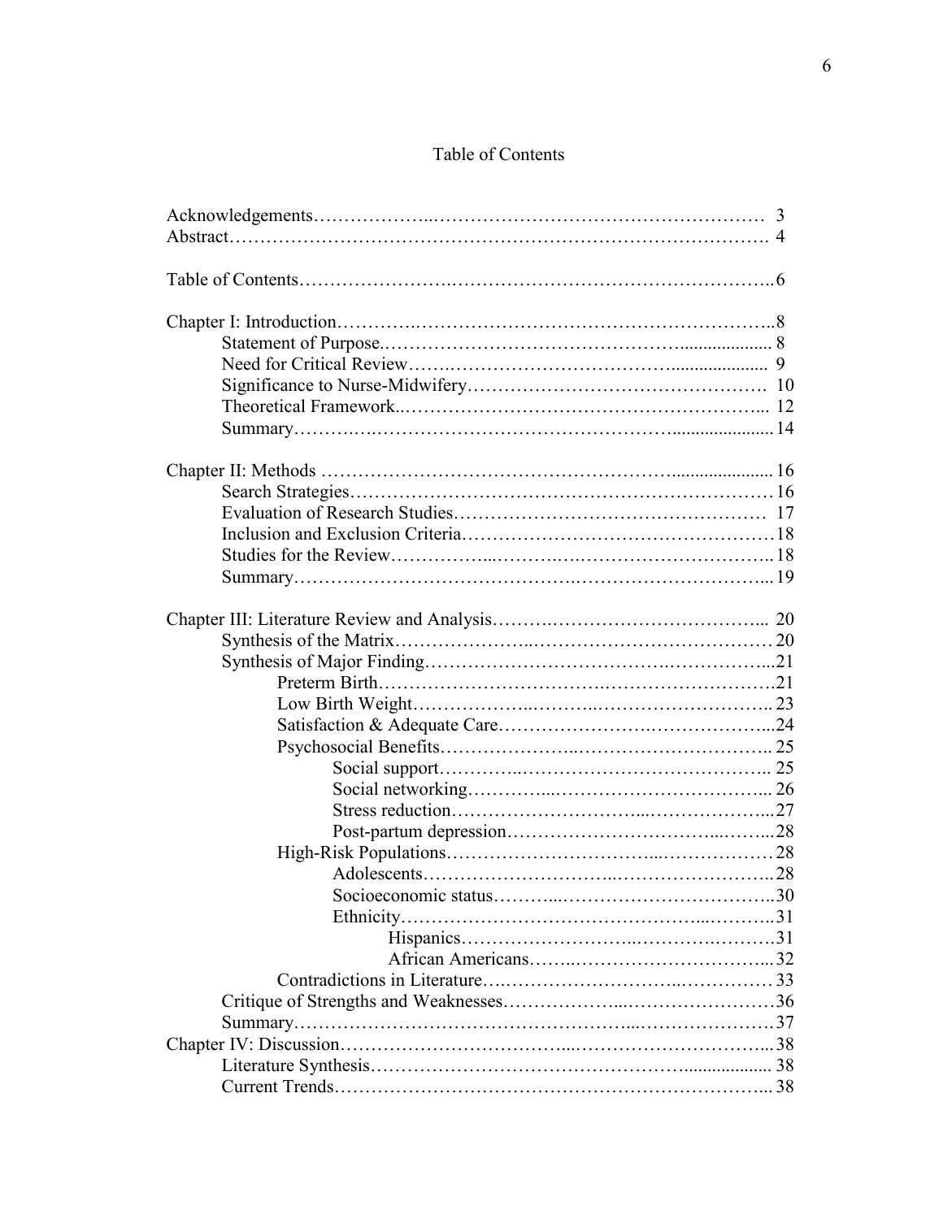# Table of Contents

Acknowledgements ... 3
Abstract ... 4

Table of Contents ... 6

Chapter I: Introduction ... 8
- Statement of Purpose ... 8
- Need for Critical Review ... 9
- Significance to Nurse-Midwifery ... 10
- Theoretical Framework ... 12
- Summary ... 14

Chapter II: Methods ... 16
- Search Strategies ... 16
- Evaluation of Research Studies ... 17
- Inclusion and Exclusion Criteria ... 18
- Studies for the Review ... 18
- Summary ... 19

Chapter III: Literature Review and Analysis ... 20
- Synthesis of the Matrix ... 20
- Synthesis of Major Finding ... 21
  - Preterm Birth ... 21
  - Low Birth Weight ... 23
  - Satisfaction & Adequate Care ... 24
  - Psychosocial Benefits ... 25
    - Social support ... 25
    - Social networking ... 26
    - Stress reduction ... 27
    - Post-partum depression ... 28
  - High-Risk Populations ... 28
    - Adolescents ... 28
    - Socioeconomic status ... 30
    - Ethnicity ... 31
      - Hispanics ... 31
      - African Americans ... 32
  - Contradictions in Literature ... 33
- Critique of Strengths and Weaknesses ... 36
- Summary ... 37

Chapter IV: Discussion ... 38
- Literature Synthesis ... 38
- Current Trends ... 38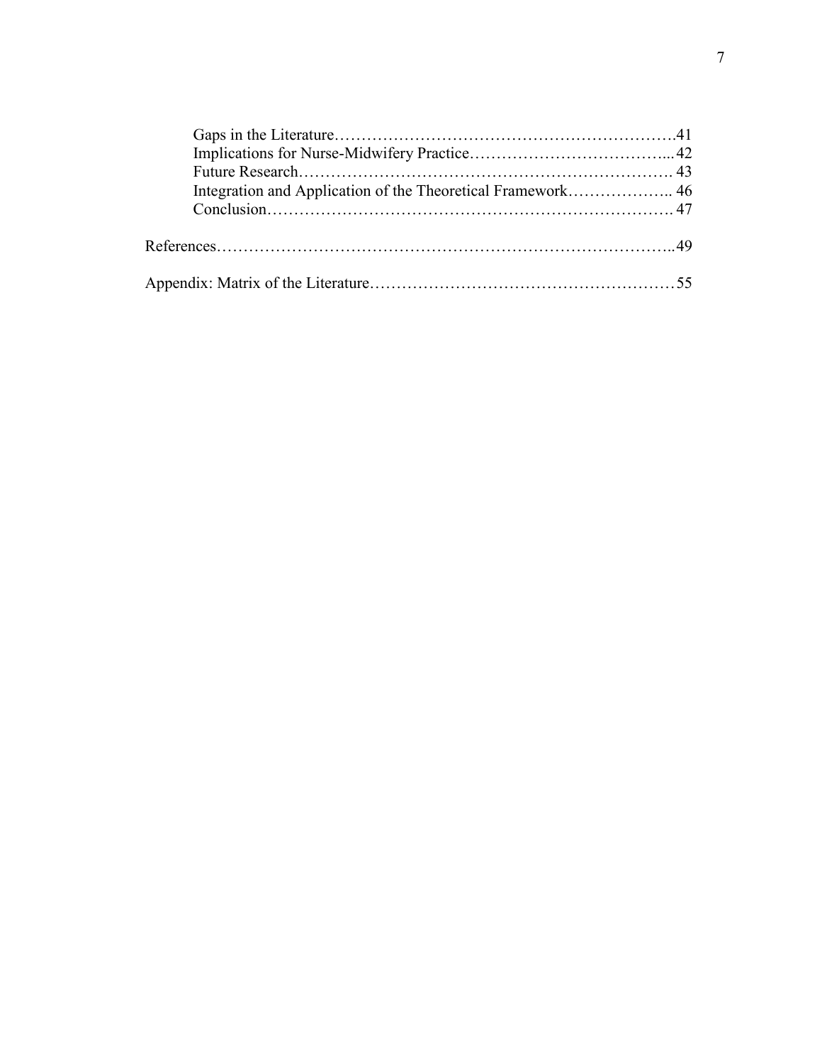Gaps in the Literature……………………………………………………….41
Implications for Nurse-Midwifery Practice………………………………...42
Future Research……………………………………………………………. 43
Integration and Application of the Theoretical Framework……………….. 46
Conclusion…………………………………………………………………. 47

References………………………………………………………………………..49

Appendix: Matrix of the Literature…………………………………………………55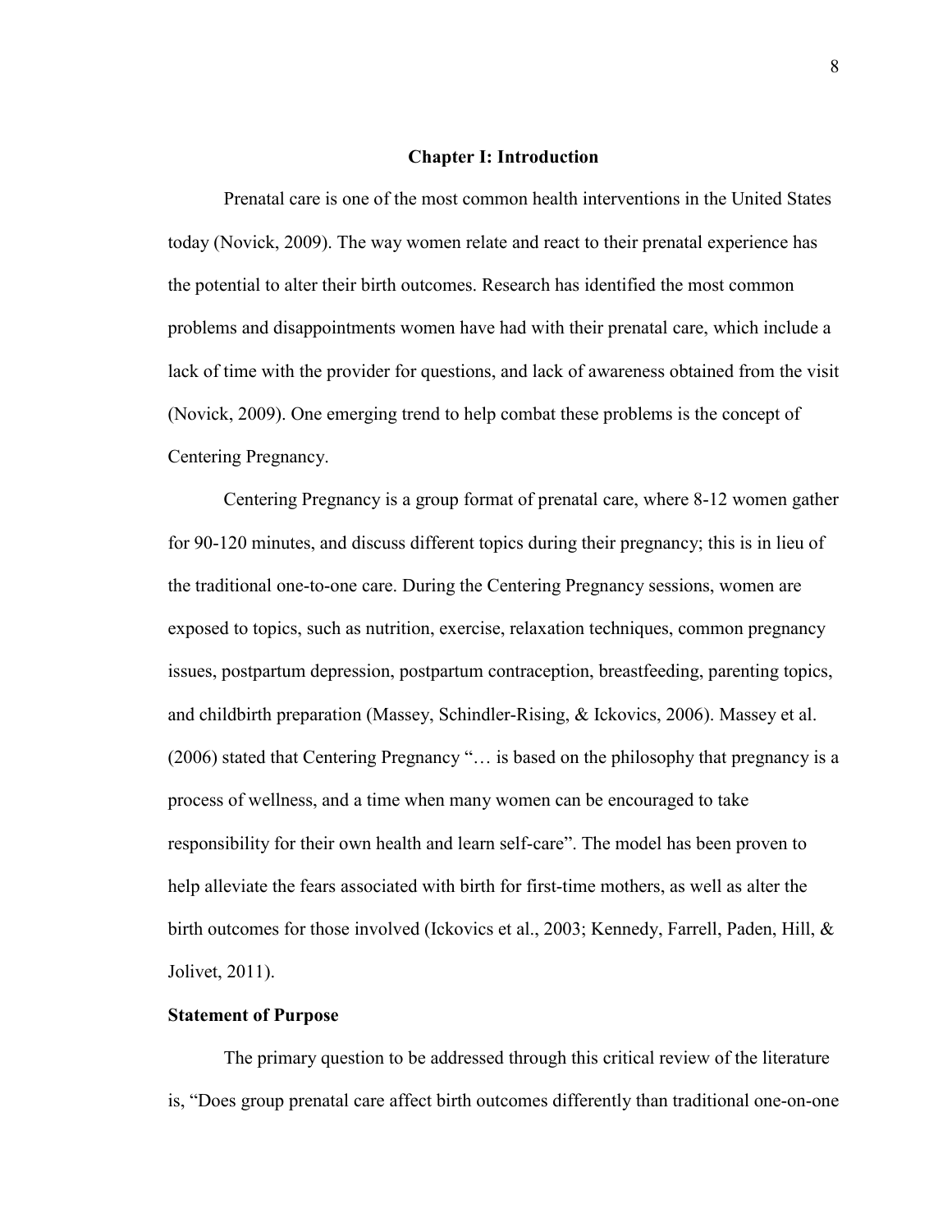# Chapter I: Introduction

Prenatal care is one of the most common health interventions in the United States today (Novick, 2009). The way women relate and react to their prenatal experience has the potential to alter their birth outcomes. Research has identified the most common problems and disappointments women have had with their prenatal care, which include a lack of time with the provider for questions, and lack of awareness obtained from the visit (Novick, 2009). One emerging trend to help combat these problems is the concept of Centering Pregnancy.

Centering Pregnancy is a group format of prenatal care, where 8-12 women gather for 90-120 minutes, and discuss different topics during their pregnancy; this is in lieu of the traditional one-to-one care. During the Centering Pregnancy sessions, women are exposed to topics, such as nutrition, exercise, relaxation techniques, common pregnancy issues, postpartum depression, postpartum contraception, breastfeeding, parenting topics, and childbirth preparation (Massey, Schindler-Rising, & Ickovics, 2006). Massey et al. (2006) stated that Centering Pregnancy "… is based on the philosophy that pregnancy is a process of wellness, and a time when many women can be encouraged to take responsibility for their own health and learn self-care". The model has been proven to help alleviate the fears associated with birth for first-time mothers, as well as alter the birth outcomes for those involved (Ickovics et al., 2003; Kennedy, Farrell, Paden, Hill, & Jolivet, 2011).

## Statement of Purpose

The primary question to be addressed through this critical review of the literature is, "Does group prenatal care affect birth outcomes differently than traditional one-on-one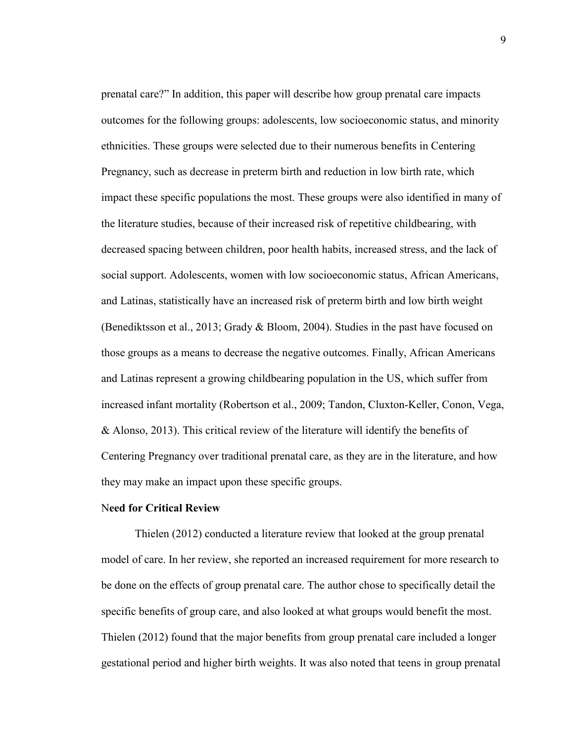prenatal care?" In addition, this paper will describe how group prenatal care impacts outcomes for the following groups: adolescents, low socioeconomic status, and minority ethnicities. These groups were selected due to their numerous benefits in Centering Pregnancy, such as decrease in preterm birth and reduction in low birth rate, which impact these specific populations the most. These groups were also identified in many of the literature studies, because of their increased risk of repetitive childbearing, with decreased spacing between children, poor health habits, increased stress, and the lack of social support. Adolescents, women with low socioeconomic status, African Americans, and Latinas, statistically have an increased risk of preterm birth and low birth weight (Benediktsson et al., 2013; Grady & Bloom, 2004). Studies in the past have focused on those groups as a means to decrease the negative outcomes. Finally, African Americans and Latinas represent a growing childbearing population in the US, which suffer from increased infant mortality (Robertson et al., 2009; Tandon, Cluxton-Keller, Conon, Vega, & Alonso, 2013). This critical review of the literature will identify the benefits of Centering Pregnancy over traditional prenatal care, as they are in the literature, and how they may make an impact upon these specific groups.

**Need for Critical Review**

Thielen (2012) conducted a literature review that looked at the group prenatal model of care. In her review, she reported an increased requirement for more research to be done on the effects of group prenatal care. The author chose to specifically detail the specific benefits of group care, and also looked at what groups would benefit the most. Thielen (2012) found that the major benefits from group prenatal care included a longer gestational period and higher birth weights. It was also noted that teens in group prenatal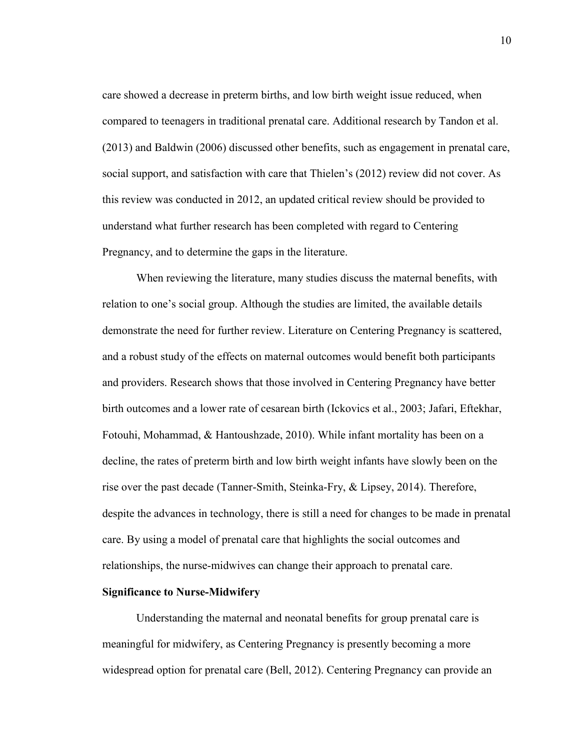care showed a decrease in preterm births, and low birth weight issue reduced, when compared to teenagers in traditional prenatal care. Additional research by Tandon et al. (2013) and Baldwin (2006) discussed other benefits, such as engagement in prenatal care, social support, and satisfaction with care that Thielen's (2012) review did not cover. As this review was conducted in 2012, an updated critical review should be provided to understand what further research has been completed with regard to Centering Pregnancy, and to determine the gaps in the literature.

When reviewing the literature, many studies discuss the maternal benefits, with relation to one's social group. Although the studies are limited, the available details demonstrate the need for further review. Literature on Centering Pregnancy is scattered, and a robust study of the effects on maternal outcomes would benefit both participants and providers. Research shows that those involved in Centering Pregnancy have better birth outcomes and a lower rate of cesarean birth (Ickovics et al., 2003; Jafari, Eftekhar, Fotouhi, Mohammad, & Hantoushzade, 2010). While infant mortality has been on a decline, the rates of preterm birth and low birth weight infants have slowly been on the rise over the past decade (Tanner-Smith, Steinka-Fry, & Lipsey, 2014). Therefore, despite the advances in technology, there is still a need for changes to be made in prenatal care. By using a model of prenatal care that highlights the social outcomes and relationships, the nurse-midwives can change their approach to prenatal care.

## Significance to Nurse-Midwifery

Understanding the maternal and neonatal benefits for group prenatal care is meaningful for midwifery, as Centering Pregnancy is presently becoming a more widespread option for prenatal care (Bell, 2012). Centering Pregnancy can provide an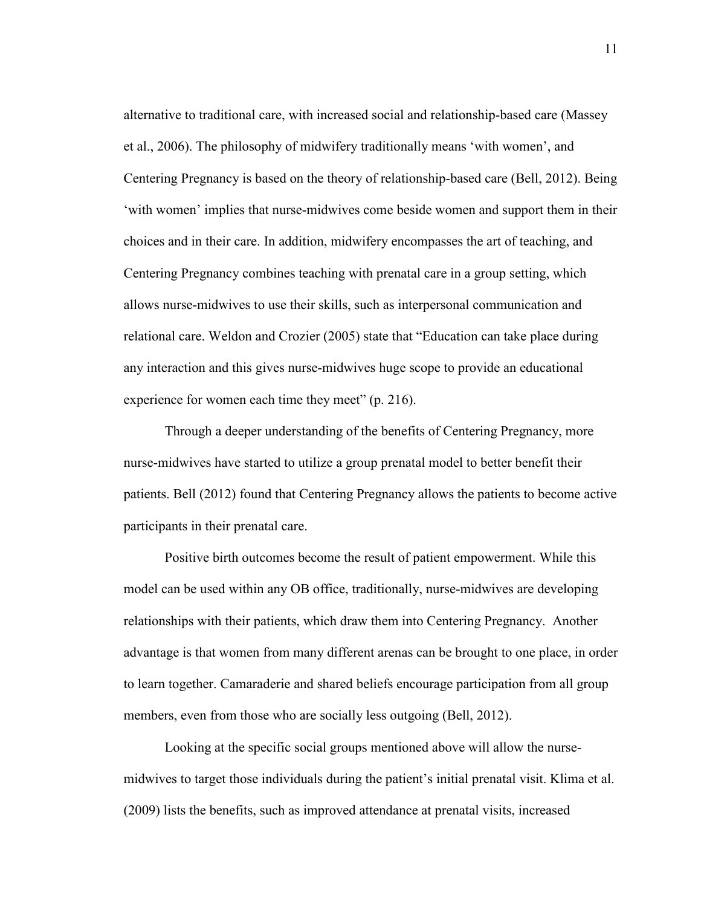alternative to traditional care, with increased social and relationship-based care (Massey et al., 2006). The philosophy of midwifery traditionally means 'with women', and Centering Pregnancy is based on the theory of relationship-based care (Bell, 2012). Being 'with women' implies that nurse-midwives come beside women and support them in their choices and in their care. In addition, midwifery encompasses the art of teaching, and Centering Pregnancy combines teaching with prenatal care in a group setting, which allows nurse-midwives to use their skills, such as interpersonal communication and relational care. Weldon and Crozier (2005) state that "Education can take place during any interaction and this gives nurse-midwives huge scope to provide an educational experience for women each time they meet" (p. 216).

Through a deeper understanding of the benefits of Centering Pregnancy, more nurse-midwives have started to utilize a group prenatal model to better benefit their patients. Bell (2012) found that Centering Pregnancy allows the patients to become active participants in their prenatal care.

Positive birth outcomes become the result of patient empowerment. While this model can be used within any OB office, traditionally, nurse-midwives are developing relationships with their patients, which draw them into Centering Pregnancy. Another advantage is that women from many different arenas can be brought to one place, in order to learn together. Camaraderie and shared beliefs encourage participation from all group members, even from those who are socially less outgoing (Bell, 2012).

Looking at the specific social groups mentioned above will allow the nurse-midwives to target those individuals during the patient's initial prenatal visit. Klima et al. (2009) lists the benefits, such as improved attendance at prenatal visits, increased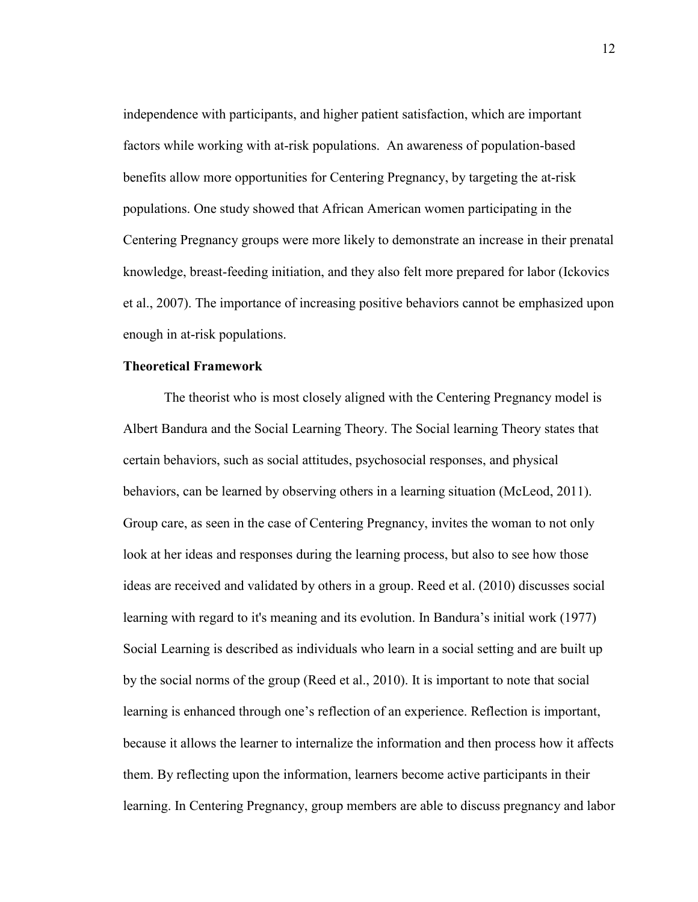independence with participants, and higher patient satisfaction, which are important factors while working with at-risk populations. An awareness of population-based benefits allow more opportunities for Centering Pregnancy, by targeting the at-risk populations. One study showed that African American women participating in the Centering Pregnancy groups were more likely to demonstrate an increase in their prenatal knowledge, breast-feeding initiation, and they also felt more prepared for labor (Ickovics et al., 2007). The importance of increasing positive behaviors cannot be emphasized upon enough in at-risk populations.

**Theoretical Framework**

The theorist who is most closely aligned with the Centering Pregnancy model is Albert Bandura and the Social Learning Theory. The Social learning Theory states that certain behaviors, such as social attitudes, psychosocial responses, and physical behaviors, can be learned by observing others in a learning situation (McLeod, 2011). Group care, as seen in the case of Centering Pregnancy, invites the woman to not only look at her ideas and responses during the learning process, but also to see how those ideas are received and validated by others in a group. Reed et al. (2010) discusses social learning with regard to it's meaning and its evolution. In Bandura's initial work (1977) Social Learning is described as individuals who learn in a social setting and are built up by the social norms of the group (Reed et al., 2010). It is important to note that social learning is enhanced through one's reflection of an experience. Reflection is important, because it allows the learner to internalize the information and then process how it affects them. By reflecting upon the information, learners become active participants in their learning. In Centering Pregnancy, group members are able to discuss pregnancy and labor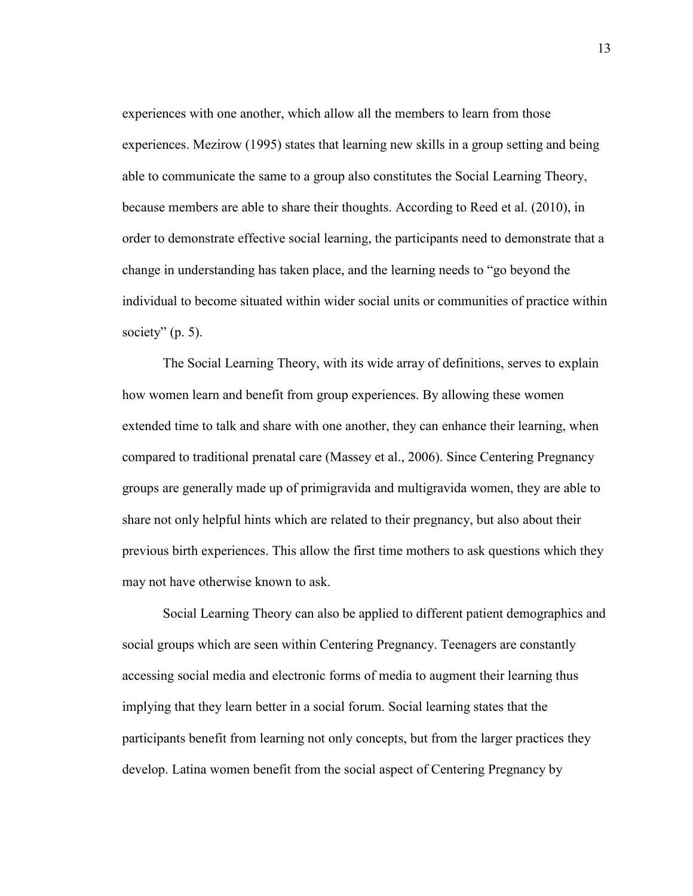experiences with one another, which allow all the members to learn from those experiences. Mezirow (1995) states that learning new skills in a group setting and being able to communicate the same to a group also constitutes the Social Learning Theory, because members are able to share their thoughts. According to Reed et al. (2010), in order to demonstrate effective social learning, the participants need to demonstrate that a change in understanding has taken place, and the learning needs to "go beyond the individual to become situated within wider social units or communities of practice within society" (p. 5).

The Social Learning Theory, with its wide array of definitions, serves to explain how women learn and benefit from group experiences. By allowing these women extended time to talk and share with one another, they can enhance their learning, when compared to traditional prenatal care (Massey et al., 2006). Since Centering Pregnancy groups are generally made up of primigravida and multigravida women, they are able to share not only helpful hints which are related to their pregnancy, but also about their previous birth experiences. This allow the first time mothers to ask questions which they may not have otherwise known to ask.

Social Learning Theory can also be applied to different patient demographics and social groups which are seen within Centering Pregnancy. Teenagers are constantly accessing social media and electronic forms of media to augment their learning thus implying that they learn better in a social forum. Social learning states that the participants benefit from learning not only concepts, but from the larger practices they develop. Latina women benefit from the social aspect of Centering Pregnancy by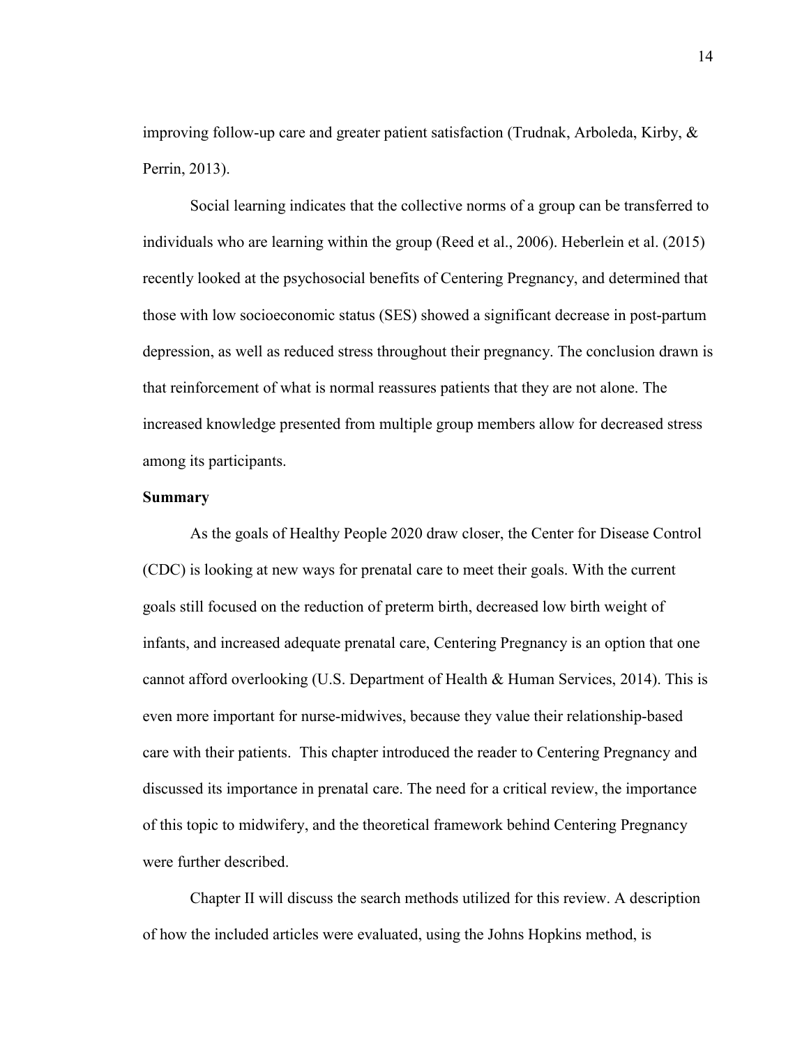improving follow-up care and greater patient satisfaction (Trudnak, Arboleda, Kirby, & Perrin, 2013).

Social learning indicates that the collective norms of a group can be transferred to individuals who are learning within the group (Reed et al., 2006). Heberlein et al. (2015) recently looked at the psychosocial benefits of Centering Pregnancy, and determined that those with low socioeconomic status (SES) showed a significant decrease in post-partum depression, as well as reduced stress throughout their pregnancy. The conclusion drawn is that reinforcement of what is normal reassures patients that they are not alone. The increased knowledge presented from multiple group members allow for decreased stress among its participants.

## Summary

As the goals of Healthy People 2020 draw closer, the Center for Disease Control (CDC) is looking at new ways for prenatal care to meet their goals. With the current goals still focused on the reduction of preterm birth, decreased low birth weight of infants, and increased adequate prenatal care, Centering Pregnancy is an option that one cannot afford overlooking (U.S. Department of Health & Human Services, 2014). This is even more important for nurse-midwives, because they value their relationship-based care with their patients. This chapter introduced the reader to Centering Pregnancy and discussed its importance in prenatal care. The need for a critical review, the importance of this topic to midwifery, and the theoretical framework behind Centering Pregnancy were further described.

Chapter II will discuss the search methods utilized for this review. A description of how the included articles were evaluated, using the Johns Hopkins method, is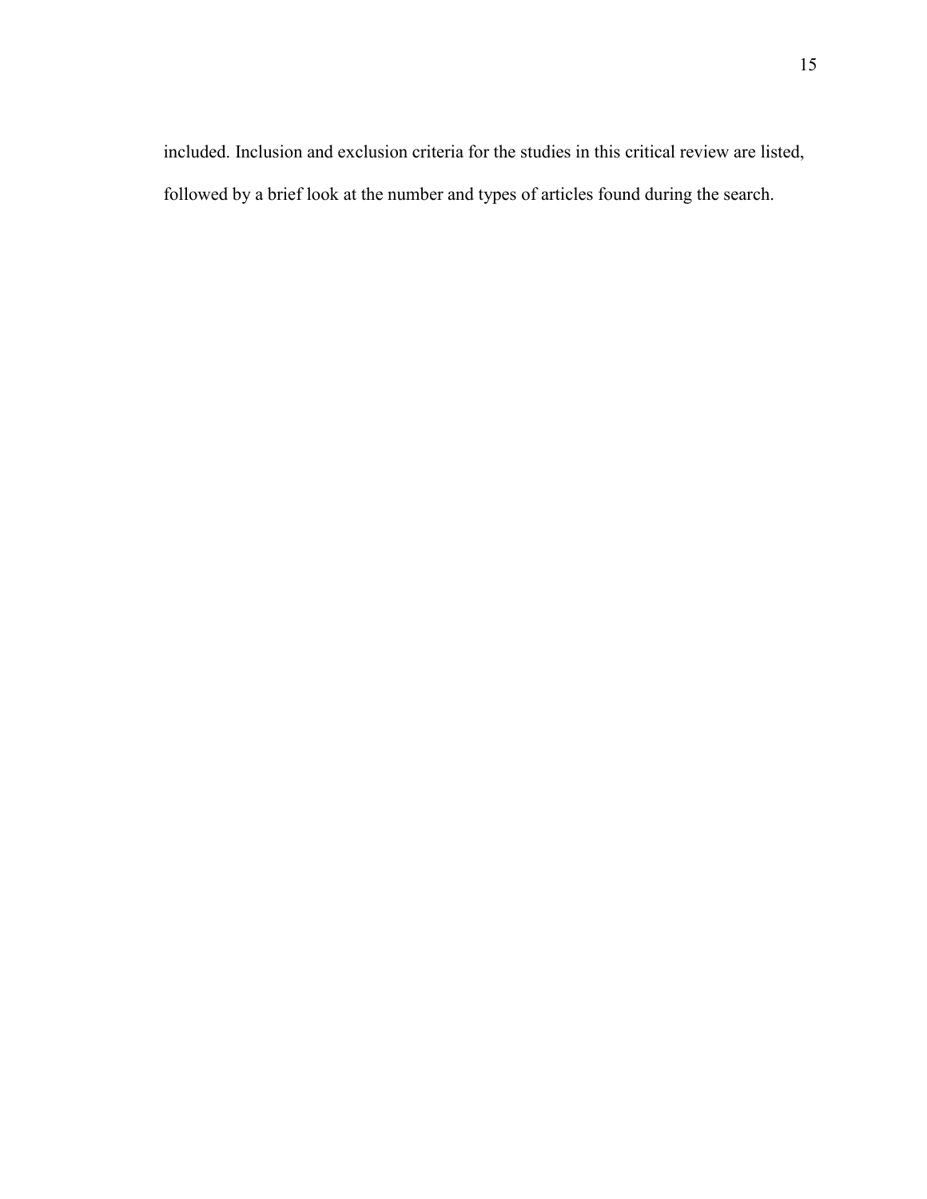included. Inclusion and exclusion criteria for the studies in this critical review are listed, followed by a brief look at the number and types of articles found during the search.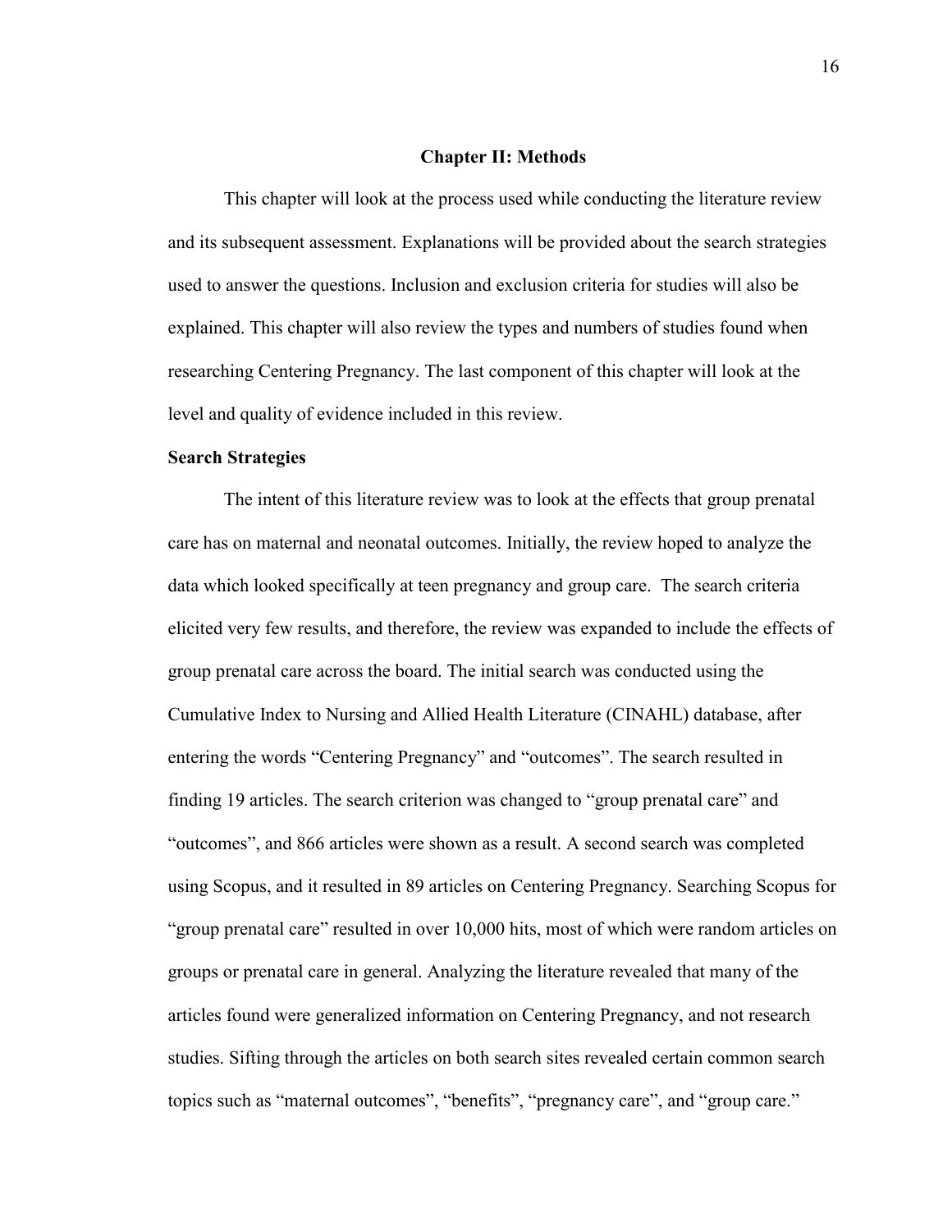## Chapter II: Methods

This chapter will look at the process used while conducting the literature review and its subsequent assessment. Explanations will be provided about the search strategies used to answer the questions. Inclusion and exclusion criteria for studies will also be explained. This chapter will also review the types and numbers of studies found when researching Centering Pregnancy. The last component of this chapter will look at the level and quality of evidence included in this review.

### Search Strategies

The intent of this literature review was to look at the effects that group prenatal care has on maternal and neonatal outcomes. Initially, the review hoped to analyze the data which looked specifically at teen pregnancy and group care. The search criteria elicited very few results, and therefore, the review was expanded to include the effects of group prenatal care across the board. The initial search was conducted using the Cumulative Index to Nursing and Allied Health Literature (CINAHL) database, after entering the words "Centering Pregnancy" and "outcomes". The search resulted in finding 19 articles. The search criterion was changed to "group prenatal care" and "outcomes", and 866 articles were shown as a result. A second search was completed using Scopus, and it resulted in 89 articles on Centering Pregnancy. Searching Scopus for "group prenatal care" resulted in over 10,000 hits, most of which were random articles on groups or prenatal care in general. Analyzing the literature revealed that many of the articles found were generalized information on Centering Pregnancy, and not research studies. Sifting through the articles on both search sites revealed certain common search topics such as "maternal outcomes", "benefits", "pregnancy care", and "group care."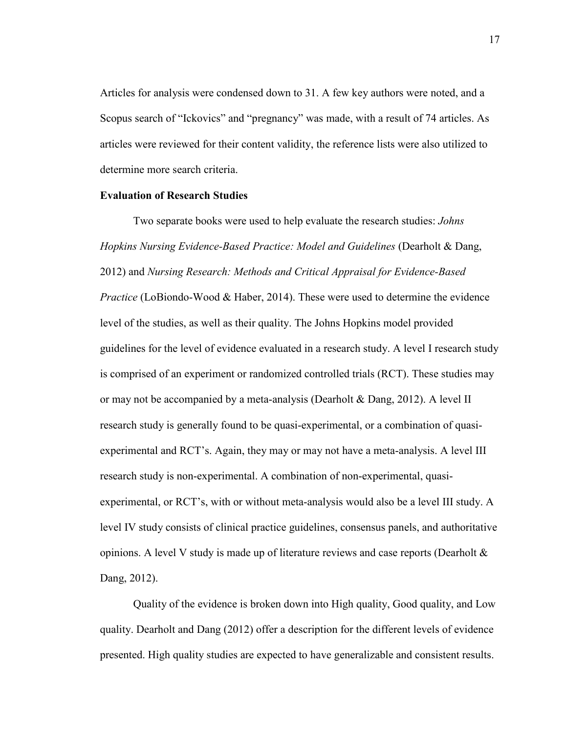Articles for analysis were condensed down to 31. A few key authors were noted, and a Scopus search of "Ickovics" and "pregnancy" was made, with a result of 74 articles. As articles were reviewed for their content validity, the reference lists were also utilized to determine more search criteria.

**Evaluation of Research Studies**

Two separate books were used to help evaluate the research studies: *Johns Hopkins Nursing Evidence-Based Practice: Model and Guidelines* (Dearholt & Dang, 2012) and *Nursing Research: Methods and Critical Appraisal for Evidence-Based Practice* (LoBiondo-Wood & Haber, 2014). These were used to determine the evidence level of the studies, as well as their quality. The Johns Hopkins model provided guidelines for the level of evidence evaluated in a research study. A level I research study is comprised of an experiment or randomized controlled trials (RCT). These studies may or may not be accompanied by a meta-analysis (Dearholt & Dang, 2012). A level II research study is generally found to be quasi-experimental, or a combination of quasi-experimental and RCT's. Again, they may or may not have a meta-analysis. A level III research study is non-experimental. A combination of non-experimental, quasi-experimental, or RCT's, with or without meta-analysis would also be a level III study. A level IV study consists of clinical practice guidelines, consensus panels, and authoritative opinions. A level V study is made up of literature reviews and case reports (Dearholt & Dang, 2012).

Quality of the evidence is broken down into High quality, Good quality, and Low quality. Dearholt and Dang (2012) offer a description for the different levels of evidence presented. High quality studies are expected to have generalizable and consistent results.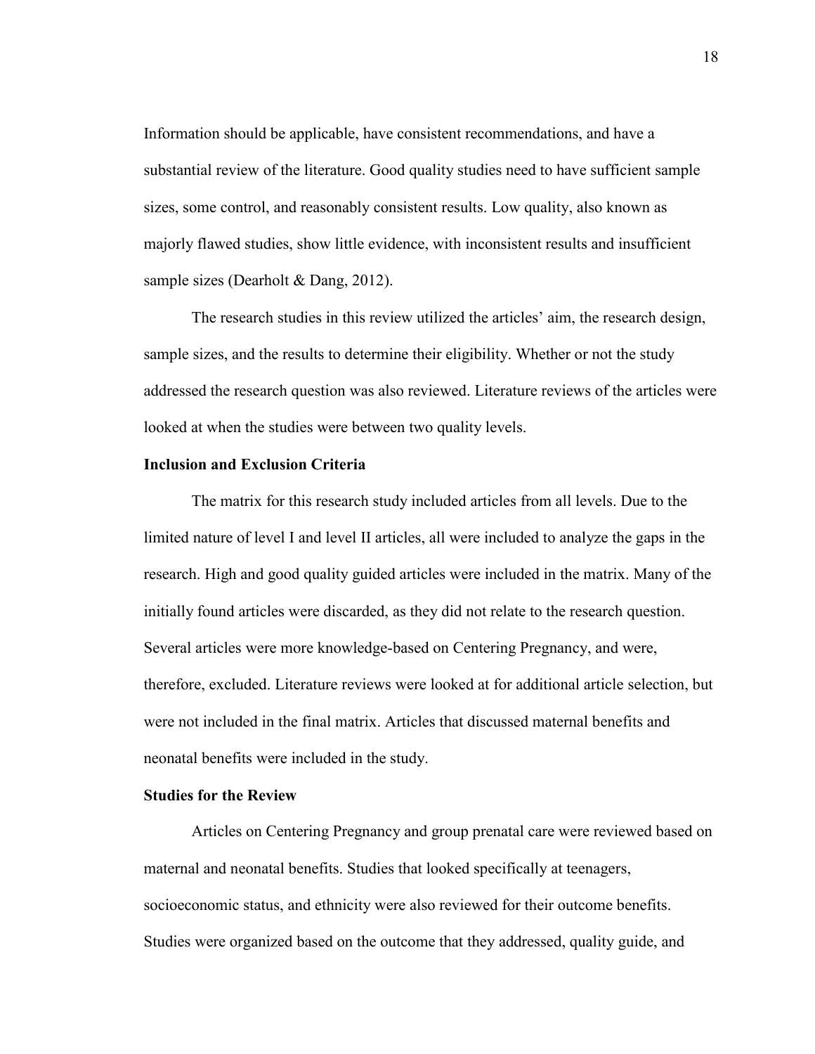Information should be applicable, have consistent recommendations, and have a substantial review of the literature. Good quality studies need to have sufficient sample sizes, some control, and reasonably consistent results. Low quality, also known as majorly flawed studies, show little evidence, with inconsistent results and insufficient sample sizes (Dearholt & Dang, 2012).

The research studies in this review utilized the articles' aim, the research design, sample sizes, and the results to determine their eligibility. Whether or not the study addressed the research question was also reviewed. Literature reviews of the articles were looked at when the studies were between two quality levels.

**Inclusion and Exclusion Criteria**

The matrix for this research study included articles from all levels. Due to the limited nature of level I and level II articles, all were included to analyze the gaps in the research. High and good quality guided articles were included in the matrix. Many of the initially found articles were discarded, as they did not relate to the research question. Several articles were more knowledge-based on Centering Pregnancy, and were, therefore, excluded. Literature reviews were looked at for additional article selection, but were not included in the final matrix. Articles that discussed maternal benefits and neonatal benefits were included in the study.

**Studies for the Review**

Articles on Centering Pregnancy and group prenatal care were reviewed based on maternal and neonatal benefits. Studies that looked specifically at teenagers, socioeconomic status, and ethnicity were also reviewed for their outcome benefits. Studies were organized based on the outcome that they addressed, quality guide, and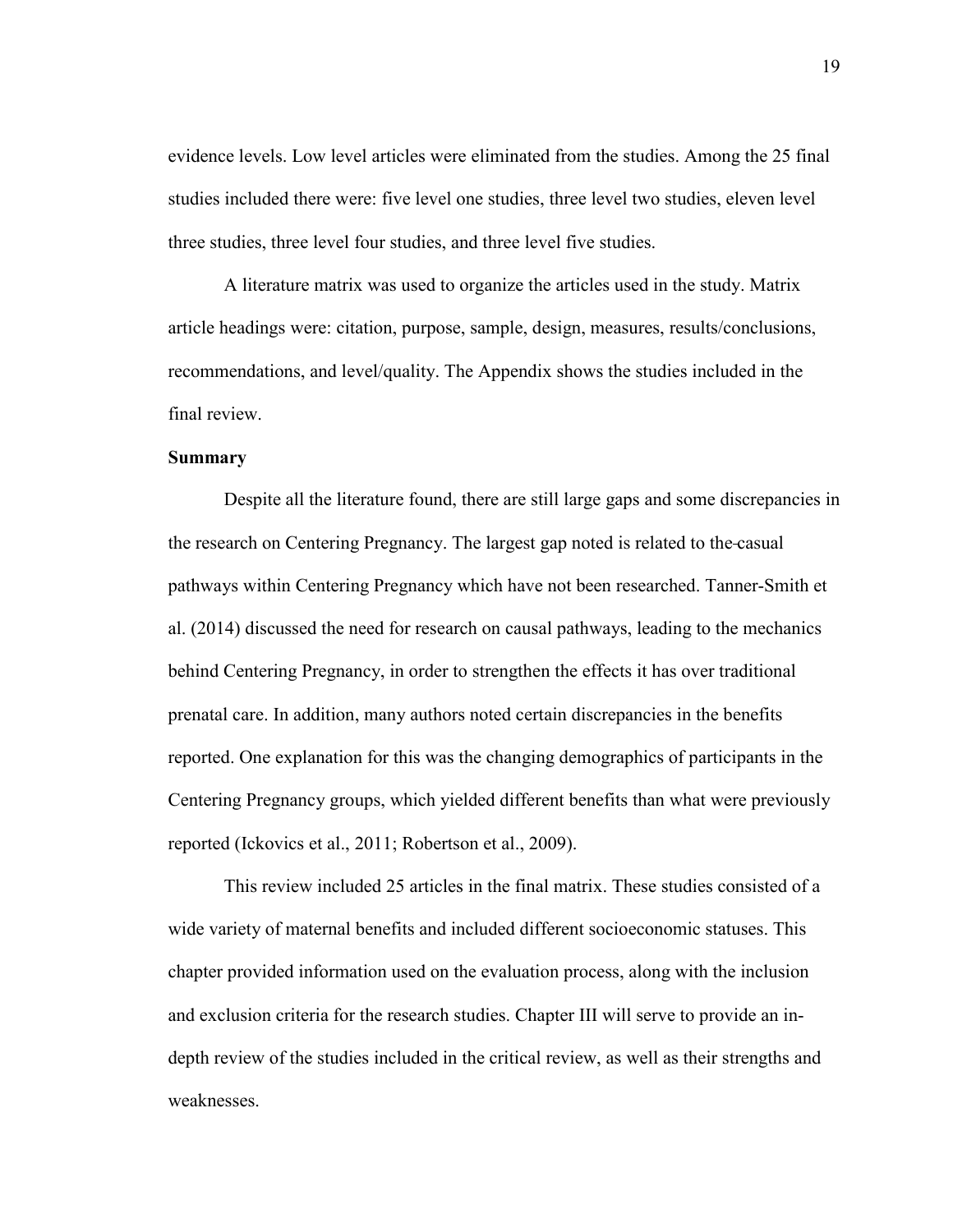evidence levels. Low level articles were eliminated from the studies. Among the 25 final studies included there were: five level one studies, three level two studies, eleven level three studies, three level four studies, and three level five studies.

A literature matrix was used to organize the articles used in the study. Matrix article headings were: citation, purpose, sample, design, measures, results/conclusions, recommendations, and level/quality. The Appendix shows the studies included in the final review.

**Summary**

Despite all the literature found, there are still large gaps and some discrepancies in the research on Centering Pregnancy. The largest gap noted is related to the casual pathways within Centering Pregnancy which have not been researched. Tanner-Smith et al. (2014) discussed the need for research on causal pathways, leading to the mechanics behind Centering Pregnancy, in order to strengthen the effects it has over traditional prenatal care. In addition, many authors noted certain discrepancies in the benefits reported. One explanation for this was the changing demographics of participants in the Centering Pregnancy groups, which yielded different benefits than what were previously reported (Ickovics et al., 2011; Robertson et al., 2009).

This review included 25 articles in the final matrix. These studies consisted of a wide variety of maternal benefits and included different socioeconomic statuses. This chapter provided information used on the evaluation process, along with the inclusion and exclusion criteria for the research studies. Chapter III will serve to provide an in-depth review of the studies included in the critical review, as well as their strengths and weaknesses.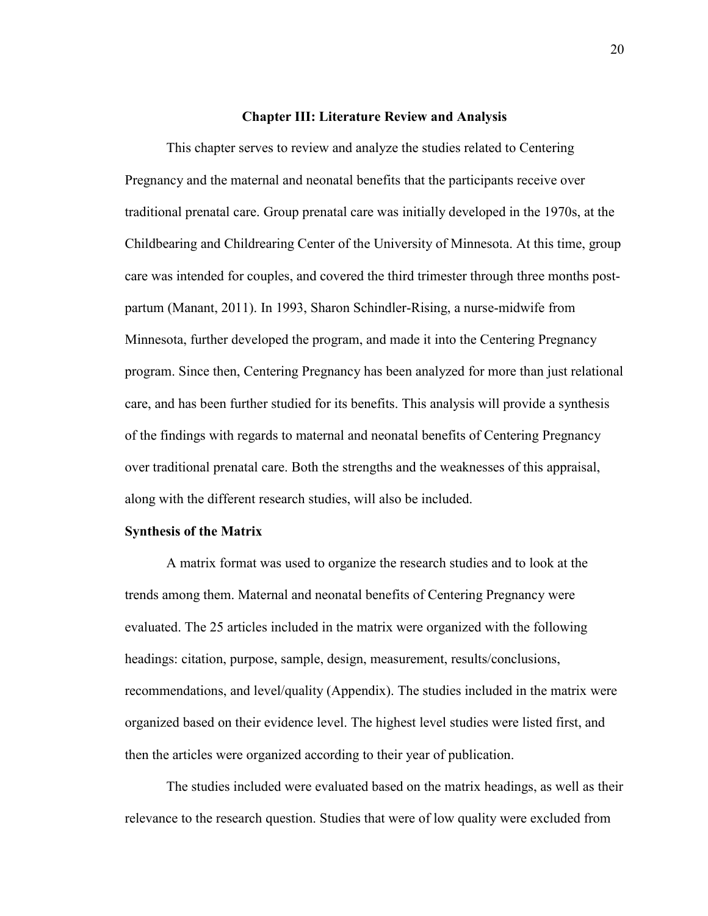# Chapter III: Literature Review and Analysis

This chapter serves to review and analyze the studies related to Centering Pregnancy and the maternal and neonatal benefits that the participants receive over traditional prenatal care. Group prenatal care was initially developed in the 1970s, at the Childbearing and Childrearing Center of the University of Minnesota. At this time, group care was intended for couples, and covered the third trimester through three months post-partum (Manant, 2011). In 1993, Sharon Schindler-Rising, a nurse-midwife from Minnesota, further developed the program, and made it into the Centering Pregnancy program. Since then, Centering Pregnancy has been analyzed for more than just relational care, and has been further studied for its benefits. This analysis will provide a synthesis of the findings with regards to maternal and neonatal benefits of Centering Pregnancy over traditional prenatal care. Both the strengths and the weaknesses of this appraisal, along with the different research studies, will also be included.

## Synthesis of the Matrix

A matrix format was used to organize the research studies and to look at the trends among them. Maternal and neonatal benefits of Centering Pregnancy were evaluated. The 25 articles included in the matrix were organized with the following headings: citation, purpose, sample, design, measurement, results/conclusions, recommendations, and level/quality (Appendix). The studies included in the matrix were organized based on their evidence level. The highest level studies were listed first, and then the articles were organized according to their year of publication.

The studies included were evaluated based on the matrix headings, as well as their relevance to the research question. Studies that were of low quality were excluded from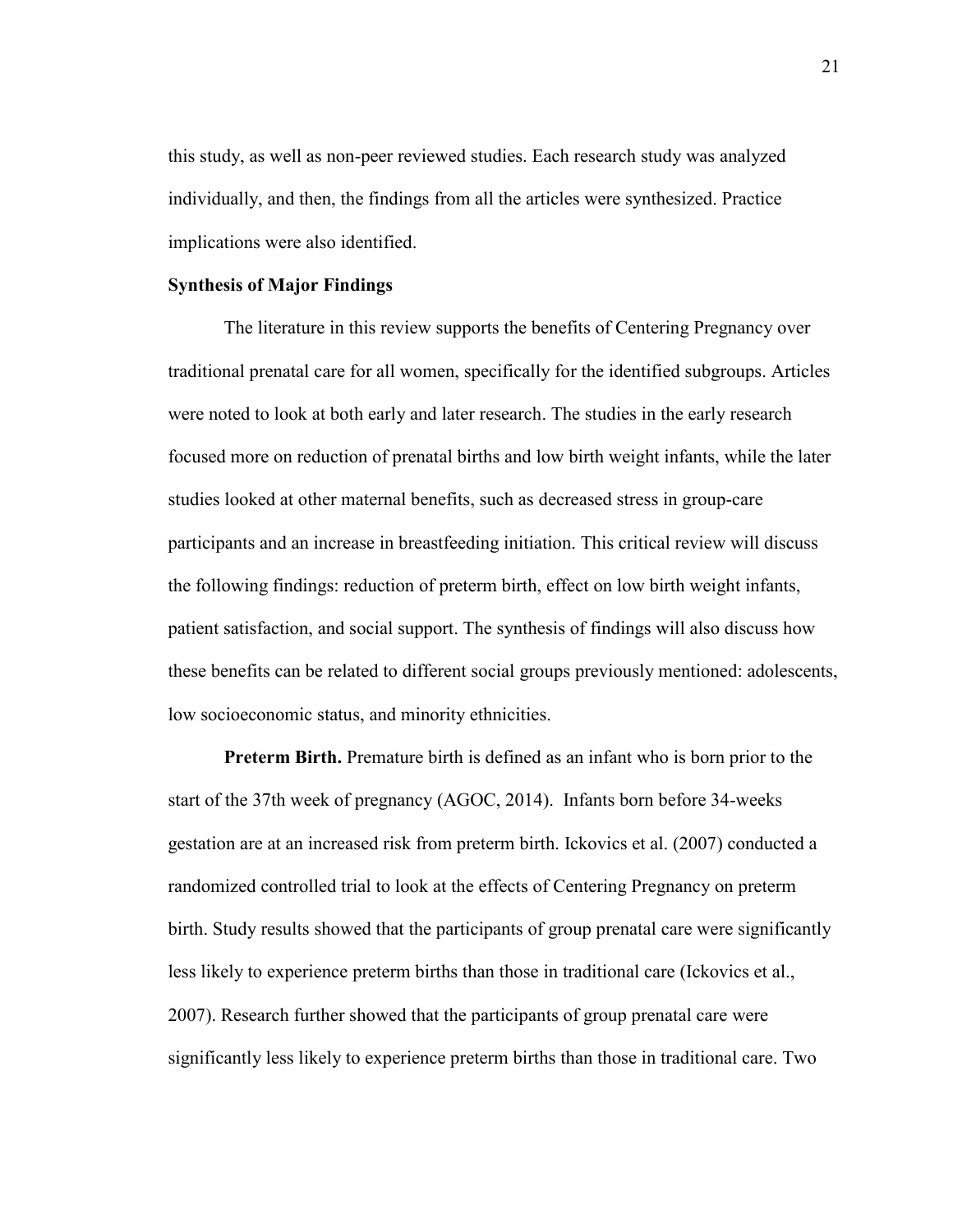this study, as well as non-peer reviewed studies. Each research study was analyzed individually, and then, the findings from all the articles were synthesized. Practice implications were also identified.

## Synthesis of Major Findings

The literature in this review supports the benefits of Centering Pregnancy over traditional prenatal care for all women, specifically for the identified subgroups. Articles were noted to look at both early and later research. The studies in the early research focused more on reduction of prenatal births and low birth weight infants, while the later studies looked at other maternal benefits, such as decreased stress in group-care participants and an increase in breastfeeding initiation. This critical review will discuss the following findings: reduction of preterm birth, effect on low birth weight infants, patient satisfaction, and social support. The synthesis of findings will also discuss how these benefits can be related to different social groups previously mentioned: adolescents, low socioeconomic status, and minority ethnicities.

**Preterm Birth.** Premature birth is defined as an infant who is born prior to the start of the 37th week of pregnancy (AGOC, 2014). Infants born before 34-weeks gestation are at an increased risk from preterm birth. Ickovics et al. (2007) conducted a randomized controlled trial to look at the effects of Centering Pregnancy on preterm birth. Study results showed that the participants of group prenatal care were significantly less likely to experience preterm births than those in traditional care (Ickovics et al., 2007). Research further showed that the participants of group prenatal care were significantly less likely to experience preterm births than those in traditional care. Two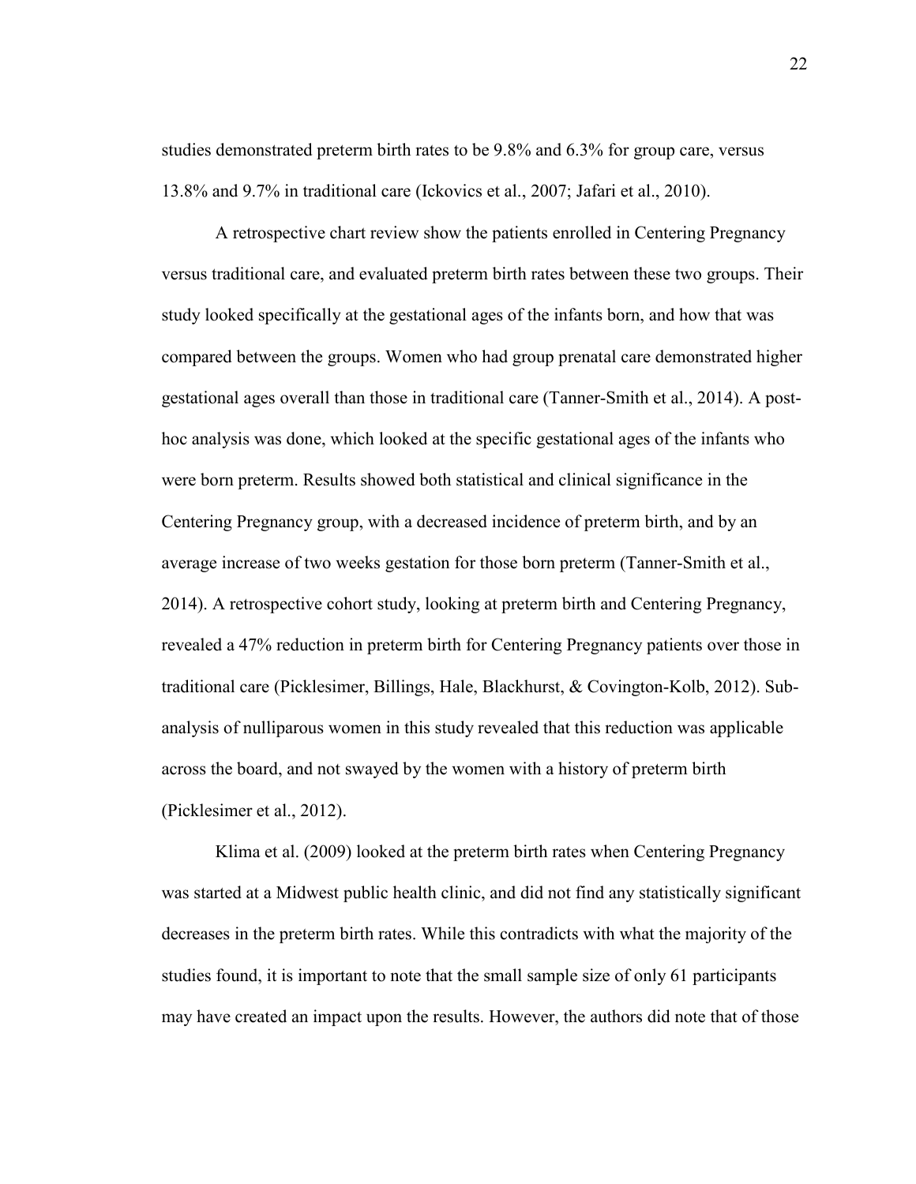studies demonstrated preterm birth rates to be 9.8% and 6.3% for group care, versus 13.8% and 9.7% in traditional care (Ickovics et al., 2007; Jafari et al., 2010).

A retrospective chart review show the patients enrolled in Centering Pregnancy versus traditional care, and evaluated preterm birth rates between these two groups. Their study looked specifically at the gestational ages of the infants born, and how that was compared between the groups. Women who had group prenatal care demonstrated higher gestational ages overall than those in traditional care (Tanner-Smith et al., 2014). A post-hoc analysis was done, which looked at the specific gestational ages of the infants who were born preterm. Results showed both statistical and clinical significance in the Centering Pregnancy group, with a decreased incidence of preterm birth, and by an average increase of two weeks gestation for those born preterm (Tanner-Smith et al., 2014). A retrospective cohort study, looking at preterm birth and Centering Pregnancy, revealed a 47% reduction in preterm birth for Centering Pregnancy patients over those in traditional care (Picklesimer, Billings, Hale, Blackhurst, & Covington-Kolb, 2012). Sub-analysis of nulliparous women in this study revealed that this reduction was applicable across the board, and not swayed by the women with a history of preterm birth (Picklesimer et al., 2012).

Klima et al. (2009) looked at the preterm birth rates when Centering Pregnancy was started at a Midwest public health clinic, and did not find any statistically significant decreases in the preterm birth rates. While this contradicts with what the majority of the studies found, it is important to note that the small sample size of only 61 participants may have created an impact upon the results. However, the authors did note that of those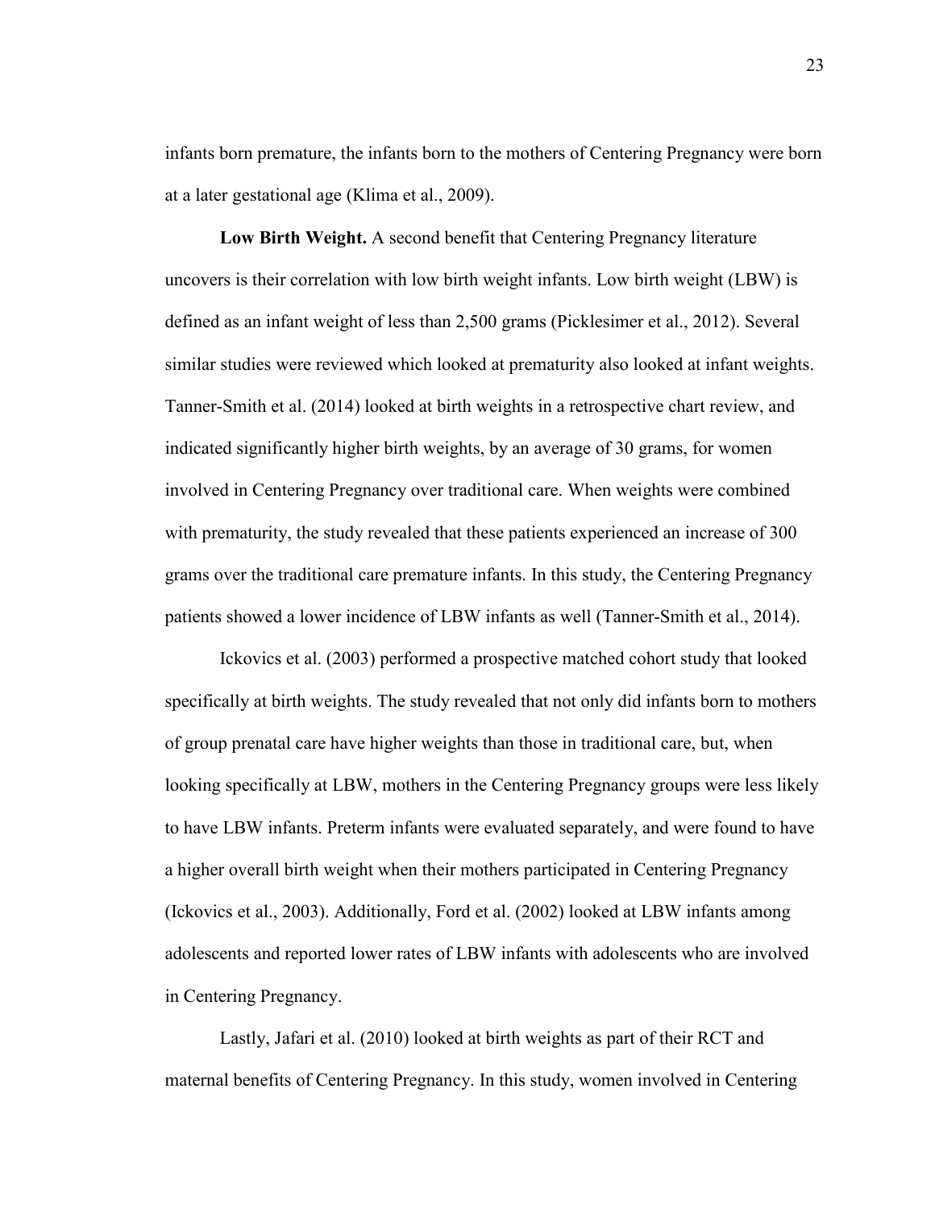infants born premature, the infants born to the mothers of Centering Pregnancy were born at a later gestational age (Klima et al., 2009).

**Low Birth Weight.** A second benefit that Centering Pregnancy literature uncovers is their correlation with low birth weight infants. Low birth weight (LBW) is defined as an infant weight of less than 2,500 grams (Picklesimer et al., 2012). Several similar studies were reviewed which looked at prematurity also looked at infant weights. Tanner-Smith et al. (2014) looked at birth weights in a retrospective chart review, and indicated significantly higher birth weights, by an average of 30 grams, for women involved in Centering Pregnancy over traditional care. When weights were combined with prematurity, the study revealed that these patients experienced an increase of 300 grams over the traditional care premature infants. In this study, the Centering Pregnancy patients showed a lower incidence of LBW infants as well (Tanner-Smith et al., 2014).

Ickovics et al. (2003) performed a prospective matched cohort study that looked specifically at birth weights. The study revealed that not only did infants born to mothers of group prenatal care have higher weights than those in traditional care, but, when looking specifically at LBW, mothers in the Centering Pregnancy groups were less likely to have LBW infants. Preterm infants were evaluated separately, and were found to have a higher overall birth weight when their mothers participated in Centering Pregnancy (Ickovics et al., 2003). Additionally, Ford et al. (2002) looked at LBW infants among adolescents and reported lower rates of LBW infants with adolescents who are involved in Centering Pregnancy.

Lastly, Jafari et al. (2010) looked at birth weights as part of their RCT and maternal benefits of Centering Pregnancy. In this study, women involved in Centering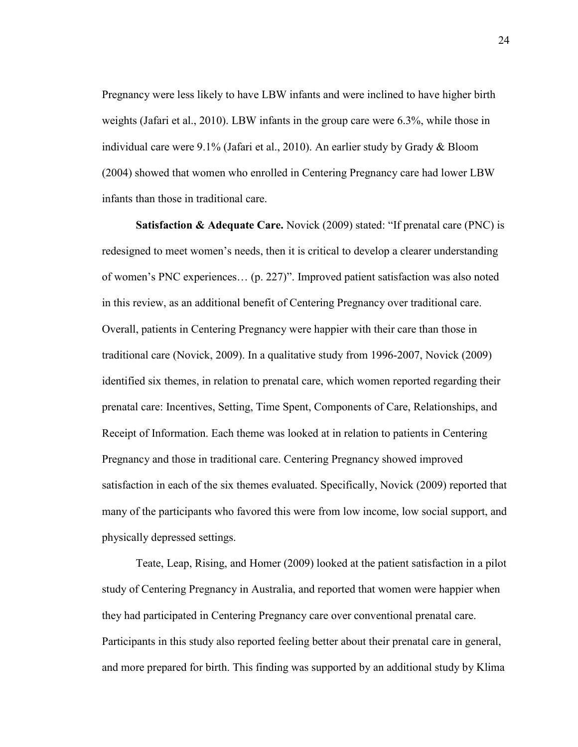Pregnancy were less likely to have LBW infants and were inclined to have higher birth weights (Jafari et al., 2010). LBW infants in the group care were 6.3%, while those in individual care were 9.1% (Jafari et al., 2010). An earlier study by Grady & Bloom (2004) showed that women who enrolled in Centering Pregnancy care had lower LBW infants than those in traditional care.

**Satisfaction & Adequate Care.** Novick (2009) stated: "If prenatal care (PNC) is redesigned to meet women's needs, then it is critical to develop a clearer understanding of women's PNC experiences… (p. 227)". Improved patient satisfaction was also noted in this review, as an additional benefit of Centering Pregnancy over traditional care. Overall, patients in Centering Pregnancy were happier with their care than those in traditional care (Novick, 2009). In a qualitative study from 1996-2007, Novick (2009) identified six themes, in relation to prenatal care, which women reported regarding their prenatal care: Incentives, Setting, Time Spent, Components of Care, Relationships, and Receipt of Information. Each theme was looked at in relation to patients in Centering Pregnancy and those in traditional care. Centering Pregnancy showed improved satisfaction in each of the six themes evaluated. Specifically, Novick (2009) reported that many of the participants who favored this were from low income, low social support, and physically depressed settings.

Teate, Leap, Rising, and Homer (2009) looked at the patient satisfaction in a pilot study of Centering Pregnancy in Australia, and reported that women were happier when they had participated in Centering Pregnancy care over conventional prenatal care. Participants in this study also reported feeling better about their prenatal care in general, and more prepared for birth. This finding was supported by an additional study by Klima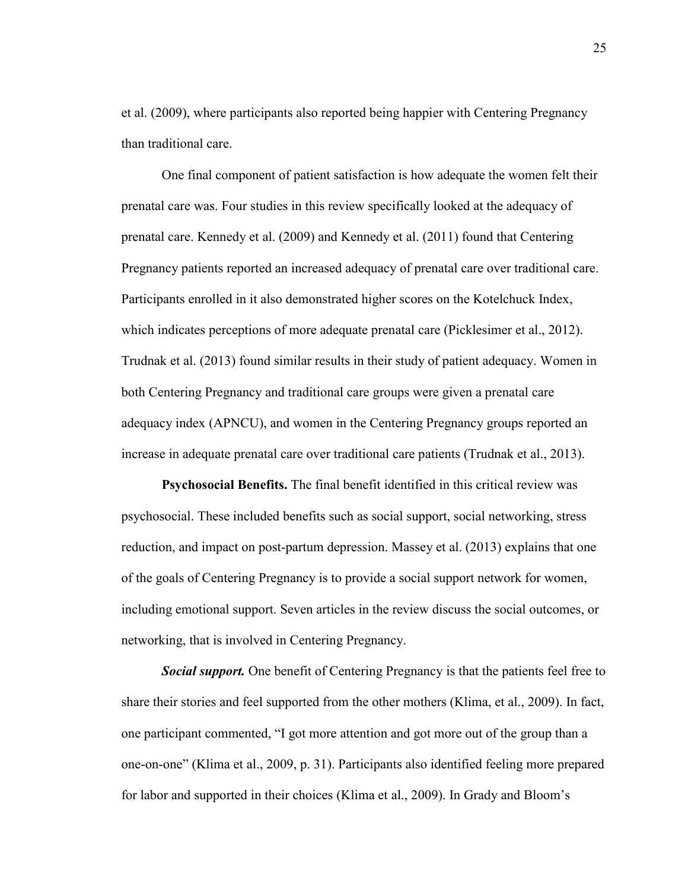et al. (2009), where participants also reported being happier with Centering Pregnancy than traditional care.

One final component of patient satisfaction is how adequate the women felt their prenatal care was. Four studies in this review specifically looked at the adequacy of prenatal care. Kennedy et al. (2009) and Kennedy et al. (2011) found that Centering Pregnancy patients reported an increased adequacy of prenatal care over traditional care. Participants enrolled in it also demonstrated higher scores on the Kotelchuck Index, which indicates perceptions of more adequate prenatal care (Picklesimer et al., 2012). Trudnak et al. (2013) found similar results in their study of patient adequacy. Women in both Centering Pregnancy and traditional care groups were given a prenatal care adequacy index (APNCU), and women in the Centering Pregnancy groups reported an increase in adequate prenatal care over traditional care patients (Trudnak et al., 2013).

**Psychosocial Benefits.** The final benefit identified in this critical review was psychosocial. These included benefits such as social support, social networking, stress reduction, and impact on post-partum depression. Massey et al. (2013) explains that one of the goals of Centering Pregnancy is to provide a social support network for women, including emotional support. Seven articles in the review discuss the social outcomes, or networking, that is involved in Centering Pregnancy.

***Social support.*** One benefit of Centering Pregnancy is that the patients feel free to share their stories and feel supported from the other mothers (Klima, et al., 2009). In fact, one participant commented, "I got more attention and got more out of the group than a one-on-one" (Klima et al., 2009, p. 31). Participants also identified feeling more prepared for labor and supported in their choices (Klima et al., 2009). In Grady and Bloom's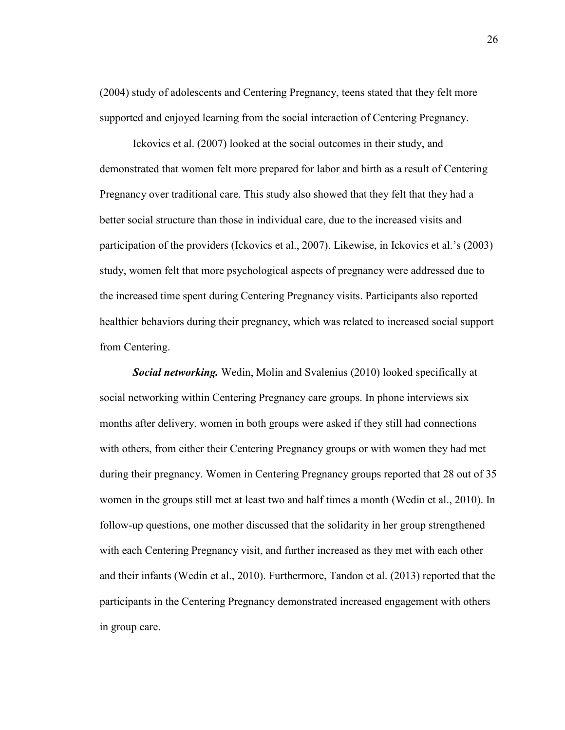(2004) study of adolescents and Centering Pregnancy, teens stated that they felt more supported and enjoyed learning from the social interaction of Centering Pregnancy.

Ickovics et al. (2007) looked at the social outcomes in their study, and demonstrated that women felt more prepared for labor and birth as a result of Centering Pregnancy over traditional care. This study also showed that they felt that they had a better social structure than those in individual care, due to the increased visits and participation of the providers (Ickovics et al., 2007). Likewise, in Ickovics et al.'s (2003) study, women felt that more psychological aspects of pregnancy were addressed due to the increased time spent during Centering Pregnancy visits. Participants also reported healthier behaviors during their pregnancy, which was related to increased social support from Centering.

***Social networking.*** Wedin, Molin and Svalenius (2010) looked specifically at social networking within Centering Pregnancy care groups. In phone interviews six months after delivery, women in both groups were asked if they still had connections with others, from either their Centering Pregnancy groups or with women they had met during their pregnancy. Women in Centering Pregnancy groups reported that 28 out of 35 women in the groups still met at least two and half times a month (Wedin et al., 2010). In follow-up questions, one mother discussed that the solidarity in her group strengthened with each Centering Pregnancy visit, and further increased as they met with each other and their infants (Wedin et al., 2010). Furthermore, Tandon et al. (2013) reported that the participants in the Centering Pregnancy demonstrated increased engagement with others in group care.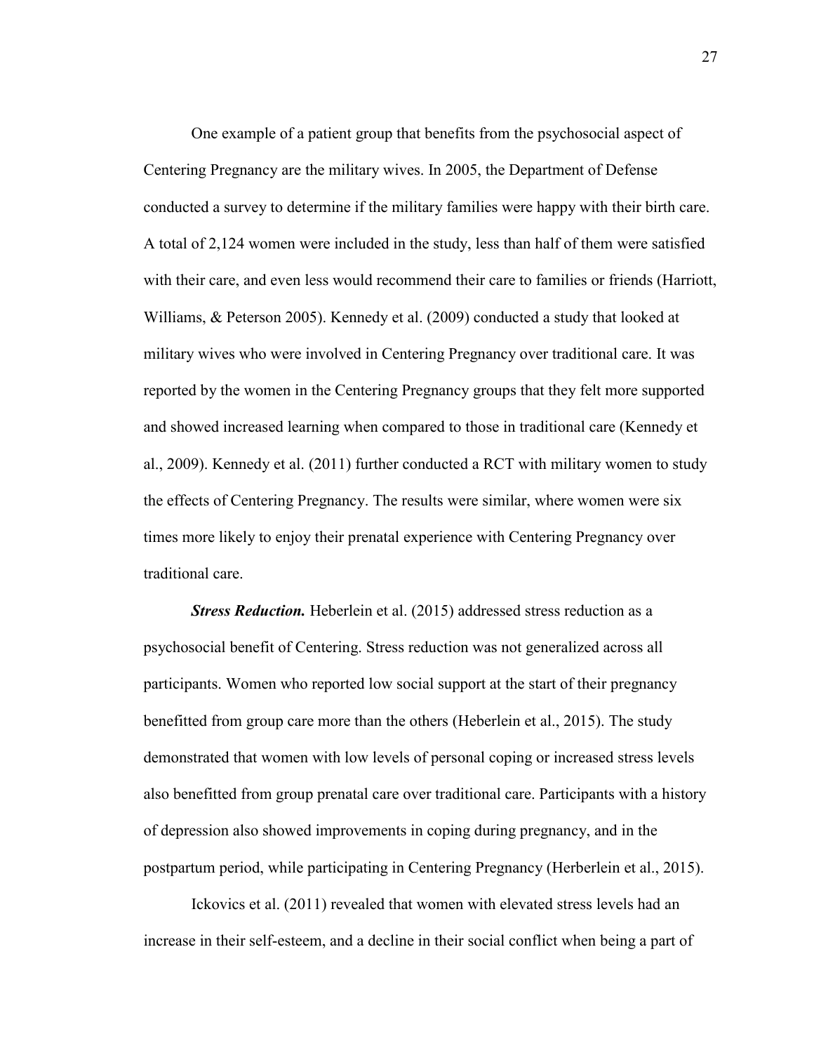One example of a patient group that benefits from the psychosocial aspect of Centering Pregnancy are the military wives. In 2005, the Department of Defense conducted a survey to determine if the military families were happy with their birth care. A total of 2,124 women were included in the study, less than half of them were satisfied with their care, and even less would recommend their care to families or friends (Harriott, Williams, & Peterson 2005). Kennedy et al. (2009) conducted a study that looked at military wives who were involved in Centering Pregnancy over traditional care. It was reported by the women in the Centering Pregnancy groups that they felt more supported and showed increased learning when compared to those in traditional care (Kennedy et al., 2009). Kennedy et al. (2011) further conducted a RCT with military women to study the effects of Centering Pregnancy. The results were similar, where women were six times more likely to enjoy their prenatal experience with Centering Pregnancy over traditional care.

***Stress Reduction.*** Heberlein et al. (2015) addressed stress reduction as a psychosocial benefit of Centering. Stress reduction was not generalized across all participants. Women who reported low social support at the start of their pregnancy benefitted from group care more than the others (Heberlein et al., 2015). The study demonstrated that women with low levels of personal coping or increased stress levels also benefitted from group prenatal care over traditional care. Participants with a history of depression also showed improvements in coping during pregnancy, and in the postpartum period, while participating in Centering Pregnancy (Herberlein et al., 2015).

Ickovics et al. (2011) revealed that women with elevated stress levels had an increase in their self-esteem, and a decline in their social conflict when being a part of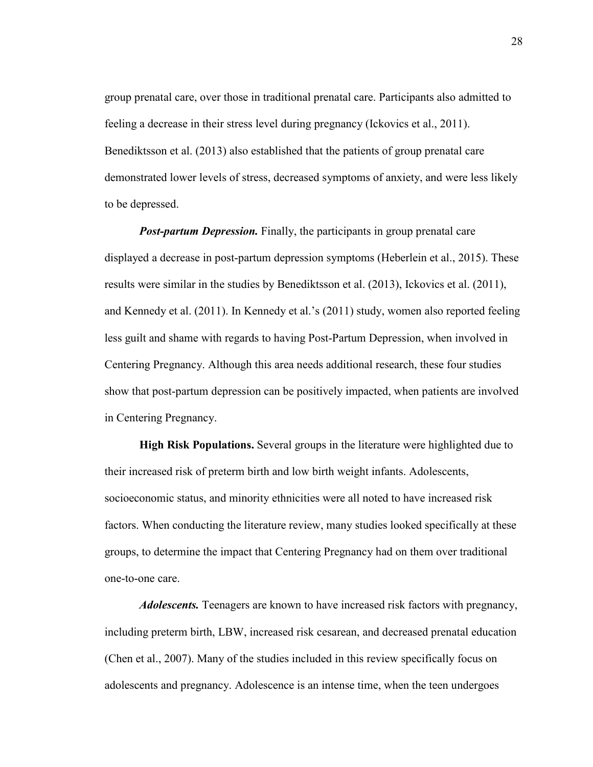group prenatal care, over those in traditional prenatal care. Participants also admitted to feeling a decrease in their stress level during pregnancy (Ickovics et al., 2011). Benediktsson et al. (2013) also established that the patients of group prenatal care demonstrated lower levels of stress, decreased symptoms of anxiety, and were less likely to be depressed.

***Post-partum Depression.*** Finally, the participants in group prenatal care displayed a decrease in post-partum depression symptoms (Heberlein et al., 2015). These results were similar in the studies by Benediktsson et al. (2013), Ickovics et al. (2011), and Kennedy et al. (2011). In Kennedy et al.'s (2011) study, women also reported feeling less guilt and shame with regards to having Post-Partum Depression, when involved in Centering Pregnancy. Although this area needs additional research, these four studies show that post-partum depression can be positively impacted, when patients are involved in Centering Pregnancy.

**High Risk Populations.** Several groups in the literature were highlighted due to their increased risk of preterm birth and low birth weight infants. Adolescents, socioeconomic status, and minority ethnicities were all noted to have increased risk factors. When conducting the literature review, many studies looked specifically at these groups, to determine the impact that Centering Pregnancy had on them over traditional one-to-one care.

***Adolescents.*** Teenagers are known to have increased risk factors with pregnancy, including preterm birth, LBW, increased risk cesarean, and decreased prenatal education (Chen et al., 2007). Many of the studies included in this review specifically focus on adolescents and pregnancy. Adolescence is an intense time, when the teen undergoes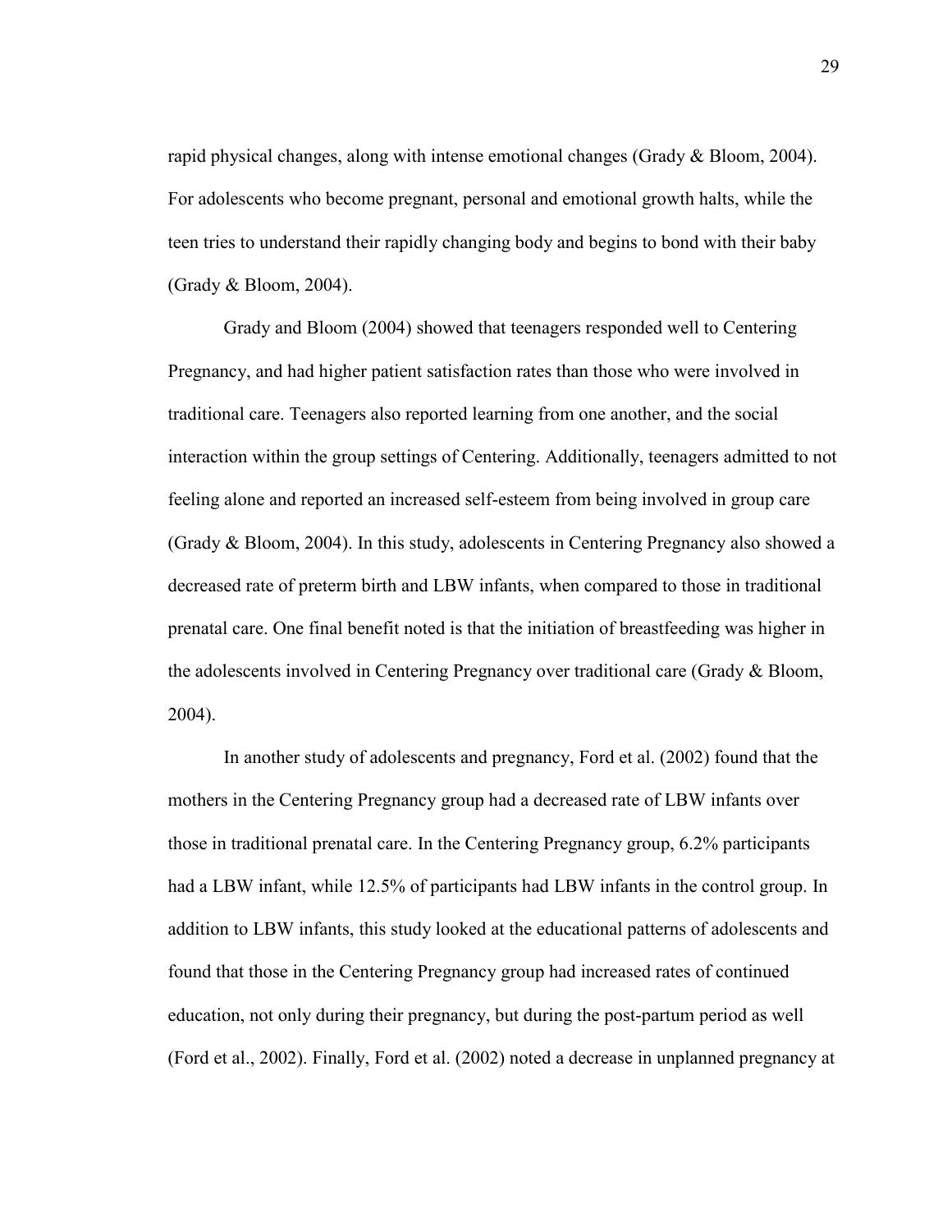rapid physical changes, along with intense emotional changes (Grady & Bloom, 2004). For adolescents who become pregnant, personal and emotional growth halts, while the teen tries to understand their rapidly changing body and begins to bond with their baby (Grady & Bloom, 2004).

Grady and Bloom (2004) showed that teenagers responded well to Centering Pregnancy, and had higher patient satisfaction rates than those who were involved in traditional care. Teenagers also reported learning from one another, and the social interaction within the group settings of Centering. Additionally, teenagers admitted to not feeling alone and reported an increased self-esteem from being involved in group care (Grady & Bloom, 2004). In this study, adolescents in Centering Pregnancy also showed a decreased rate of preterm birth and LBW infants, when compared to those in traditional prenatal care. One final benefit noted is that the initiation of breastfeeding was higher in the adolescents involved in Centering Pregnancy over traditional care (Grady & Bloom, 2004).

In another study of adolescents and pregnancy, Ford et al. (2002) found that the mothers in the Centering Pregnancy group had a decreased rate of LBW infants over those in traditional prenatal care. In the Centering Pregnancy group, 6.2% participants had a LBW infant, while 12.5% of participants had LBW infants in the control group. In addition to LBW infants, this study looked at the educational patterns of adolescents and found that those in the Centering Pregnancy group had increased rates of continued education, not only during their pregnancy, but during the post-partum period as well (Ford et al., 2002). Finally, Ford et al. (2002) noted a decrease in unplanned pregnancy at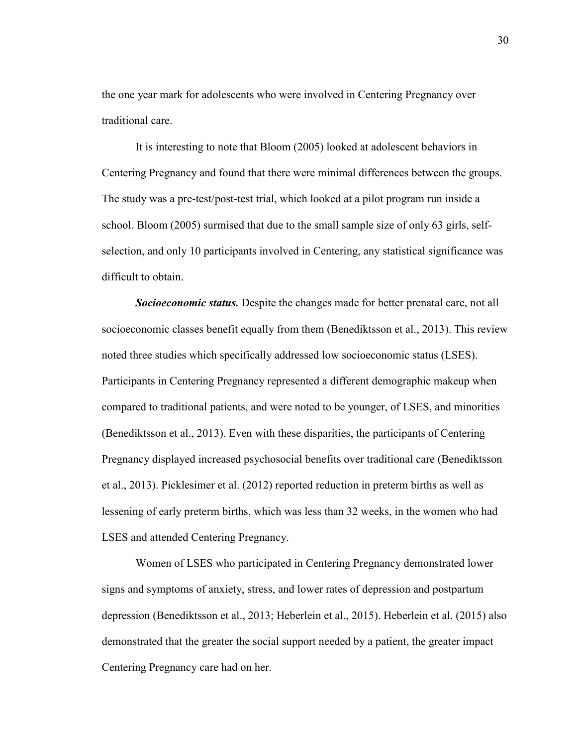the one year mark for adolescents who were involved in Centering Pregnancy over traditional care.

It is interesting to note that Bloom (2005) looked at adolescent behaviors in Centering Pregnancy and found that there were minimal differences between the groups. The study was a pre-test/post-test trial, which looked at a pilot program run inside a school. Bloom (2005) surmised that due to the small sample size of only 63 girls, self-selection, and only 10 participants involved in Centering, any statistical significance was difficult to obtain.

***Socioeconomic status.*** Despite the changes made for better prenatal care, not all socioeconomic classes benefit equally from them (Benediktsson et al., 2013). This review noted three studies which specifically addressed low socioeconomic status (LSES). Participants in Centering Pregnancy represented a different demographic makeup when compared to traditional patients, and were noted to be younger, of LSES, and minorities (Benediktsson et al., 2013). Even with these disparities, the participants of Centering Pregnancy displayed increased psychosocial benefits over traditional care (Benediktsson et al., 2013). Picklesimer et al. (2012) reported reduction in preterm births as well as lessening of early preterm births, which was less than 32 weeks, in the women who had LSES and attended Centering Pregnancy.

Women of LSES who participated in Centering Pregnancy demonstrated lower signs and symptoms of anxiety, stress, and lower rates of depression and postpartum depression (Benediktsson et al., 2013; Heberlein et al., 2015). Heberlein et al. (2015) also demonstrated that the greater the social support needed by a patient, the greater impact Centering Pregnancy care had on her.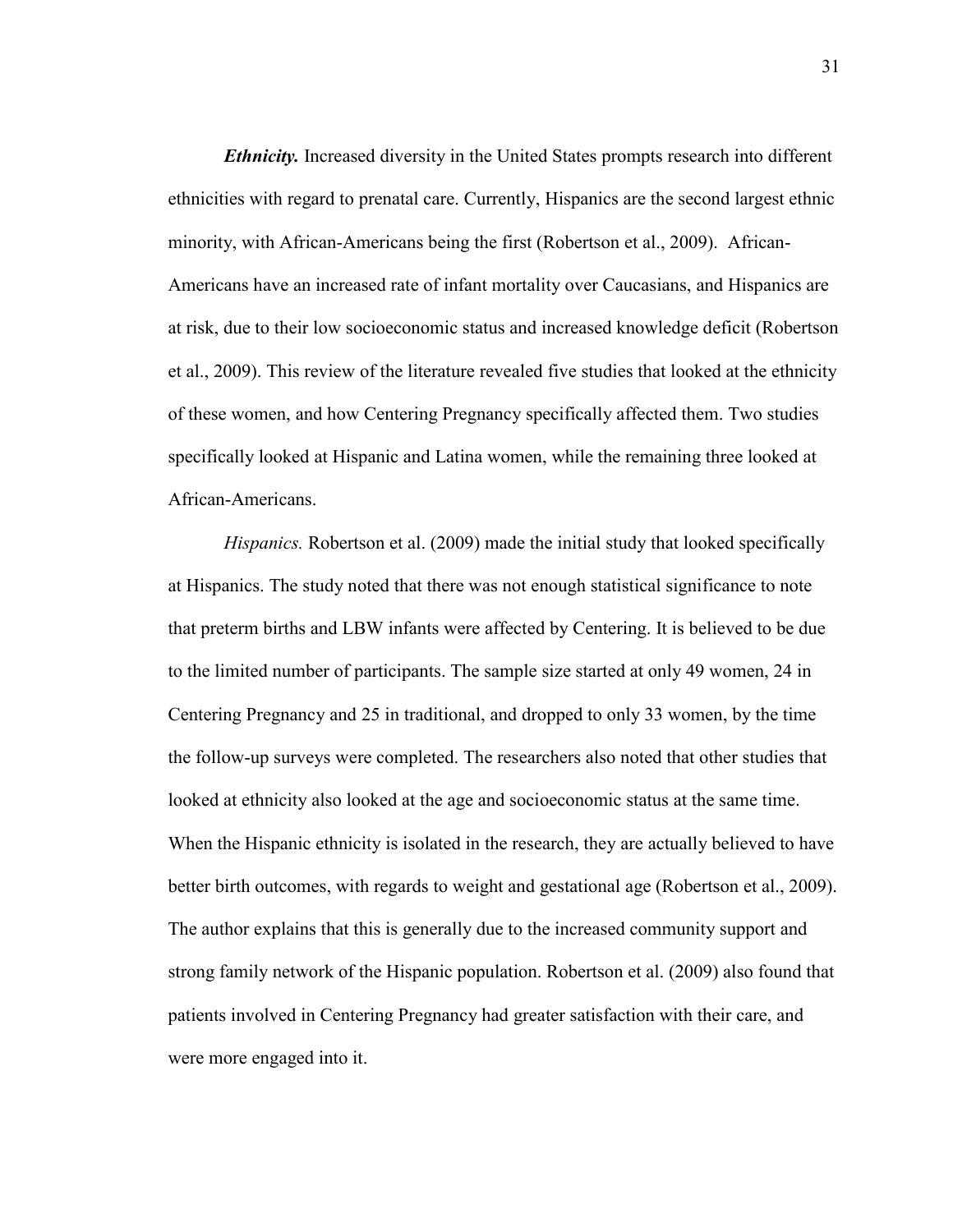***Ethnicity.*** Increased diversity in the United States prompts research into different ethnicities with regard to prenatal care. Currently, Hispanics are the second largest ethnic minority, with African-Americans being the first (Robertson et al., 2009). African-Americans have an increased rate of infant mortality over Caucasians, and Hispanics are at risk, due to their low socioeconomic status and increased knowledge deficit (Robertson et al., 2009). This review of the literature revealed five studies that looked at the ethnicity of these women, and how Centering Pregnancy specifically affected them. Two studies specifically looked at Hispanic and Latina women, while the remaining three looked at African-Americans.

*Hispanics.* Robertson et al. (2009) made the initial study that looked specifically at Hispanics. The study noted that there was not enough statistical significance to note that preterm births and LBW infants were affected by Centering. It is believed to be due to the limited number of participants. The sample size started at only 49 women, 24 in Centering Pregnancy and 25 in traditional, and dropped to only 33 women, by the time the follow-up surveys were completed. The researchers also noted that other studies that looked at ethnicity also looked at the age and socioeconomic status at the same time. When the Hispanic ethnicity is isolated in the research, they are actually believed to have better birth outcomes, with regards to weight and gestational age (Robertson et al., 2009). The author explains that this is generally due to the increased community support and strong family network of the Hispanic population. Robertson et al. (2009) also found that patients involved in Centering Pregnancy had greater satisfaction with their care, and were more engaged into it.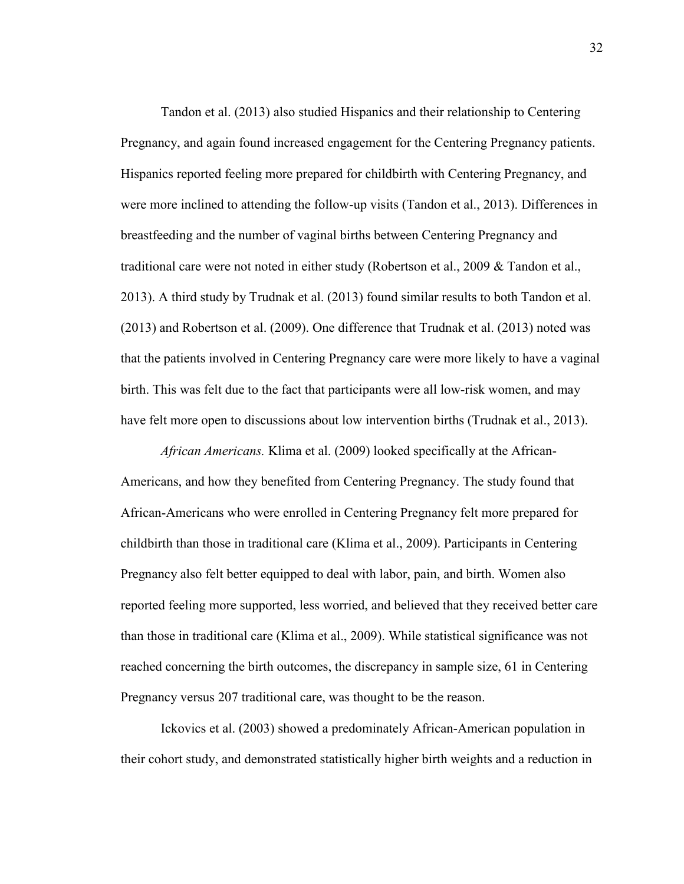Tandon et al. (2013) also studied Hispanics and their relationship to Centering Pregnancy, and again found increased engagement for the Centering Pregnancy patients. Hispanics reported feeling more prepared for childbirth with Centering Pregnancy, and were more inclined to attending the follow-up visits (Tandon et al., 2013). Differences in breastfeeding and the number of vaginal births between Centering Pregnancy and traditional care were not noted in either study (Robertson et al., 2009 & Tandon et al., 2013). A third study by Trudnak et al. (2013) found similar results to both Tandon et al. (2013) and Robertson et al. (2009). One difference that Trudnak et al. (2013) noted was that the patients involved in Centering Pregnancy care were more likely to have a vaginal birth. This was felt due to the fact that participants were all low-risk women, and may have felt more open to discussions about low intervention births (Trudnak et al., 2013).

*African Americans.* Klima et al. (2009) looked specifically at the African-Americans, and how they benefited from Centering Pregnancy. The study found that African-Americans who were enrolled in Centering Pregnancy felt more prepared for childbirth than those in traditional care (Klima et al., 2009). Participants in Centering Pregnancy also felt better equipped to deal with labor, pain, and birth. Women also reported feeling more supported, less worried, and believed that they received better care than those in traditional care (Klima et al., 2009). While statistical significance was not reached concerning the birth outcomes, the discrepancy in sample size, 61 in Centering Pregnancy versus 207 traditional care, was thought to be the reason.

Ickovics et al. (2003) showed a predominately African-American population in their cohort study, and demonstrated statistically higher birth weights and a reduction in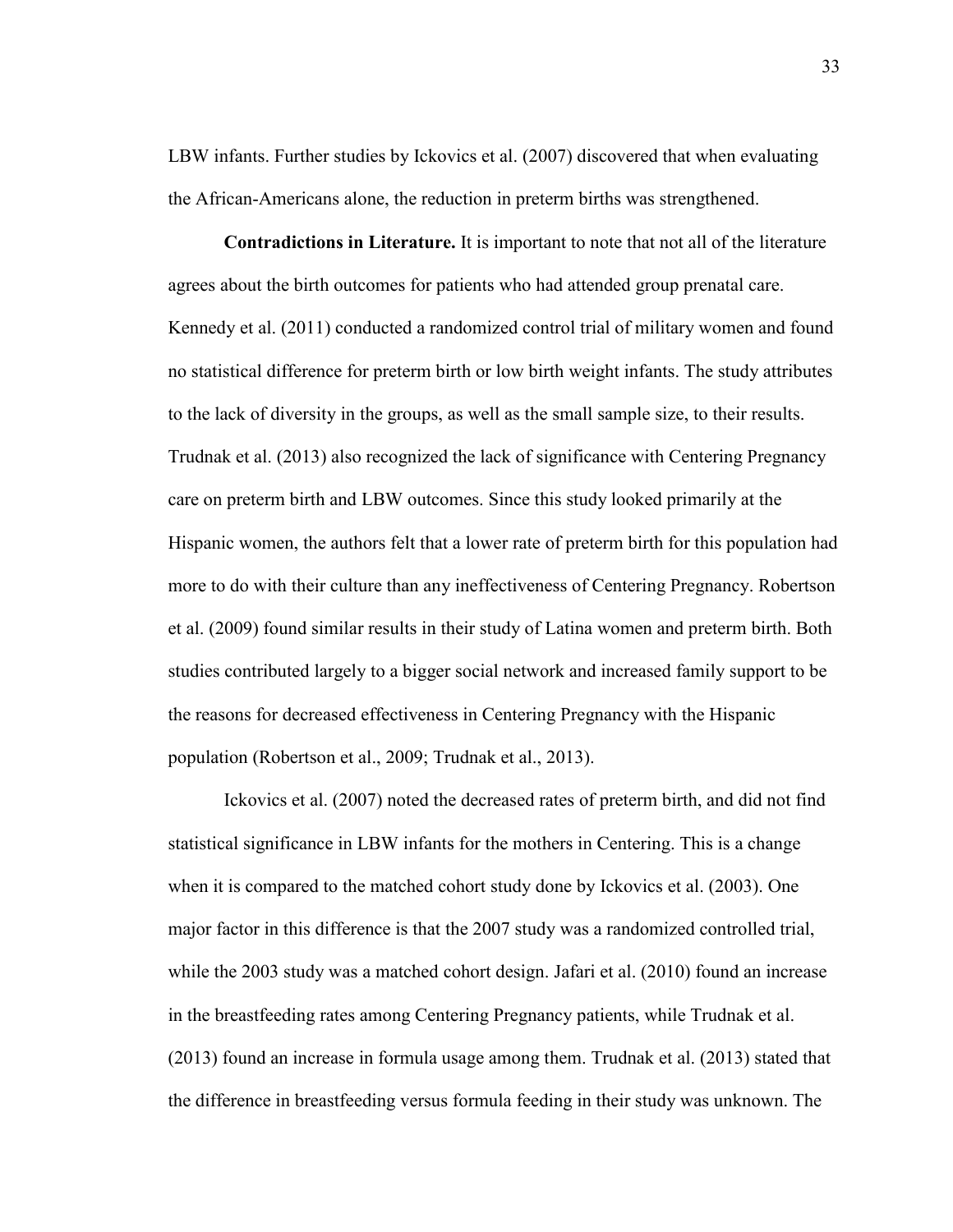LBW infants. Further studies by Ickovics et al. (2007) discovered that when evaluating the African-Americans alone, the reduction in preterm births was strengthened.

**Contradictions in Literature.** It is important to note that not all of the literature agrees about the birth outcomes for patients who had attended group prenatal care. Kennedy et al. (2011) conducted a randomized control trial of military women and found no statistical difference for preterm birth or low birth weight infants. The study attributes to the lack of diversity in the groups, as well as the small sample size, to their results. Trudnak et al. (2013) also recognized the lack of significance with Centering Pregnancy care on preterm birth and LBW outcomes. Since this study looked primarily at the Hispanic women, the authors felt that a lower rate of preterm birth for this population had more to do with their culture than any ineffectiveness of Centering Pregnancy. Robertson et al. (2009) found similar results in their study of Latina women and preterm birth. Both studies contributed largely to a bigger social network and increased family support to be the reasons for decreased effectiveness in Centering Pregnancy with the Hispanic population (Robertson et al., 2009; Trudnak et al., 2013).

Ickovics et al. (2007) noted the decreased rates of preterm birth, and did not find statistical significance in LBW infants for the mothers in Centering. This is a change when it is compared to the matched cohort study done by Ickovics et al. (2003). One major factor in this difference is that the 2007 study was a randomized controlled trial, while the 2003 study was a matched cohort design. Jafari et al. (2010) found an increase in the breastfeeding rates among Centering Pregnancy patients, while Trudnak et al. (2013) found an increase in formula usage among them. Trudnak et al. (2013) stated that the difference in breastfeeding versus formula feeding in their study was unknown. The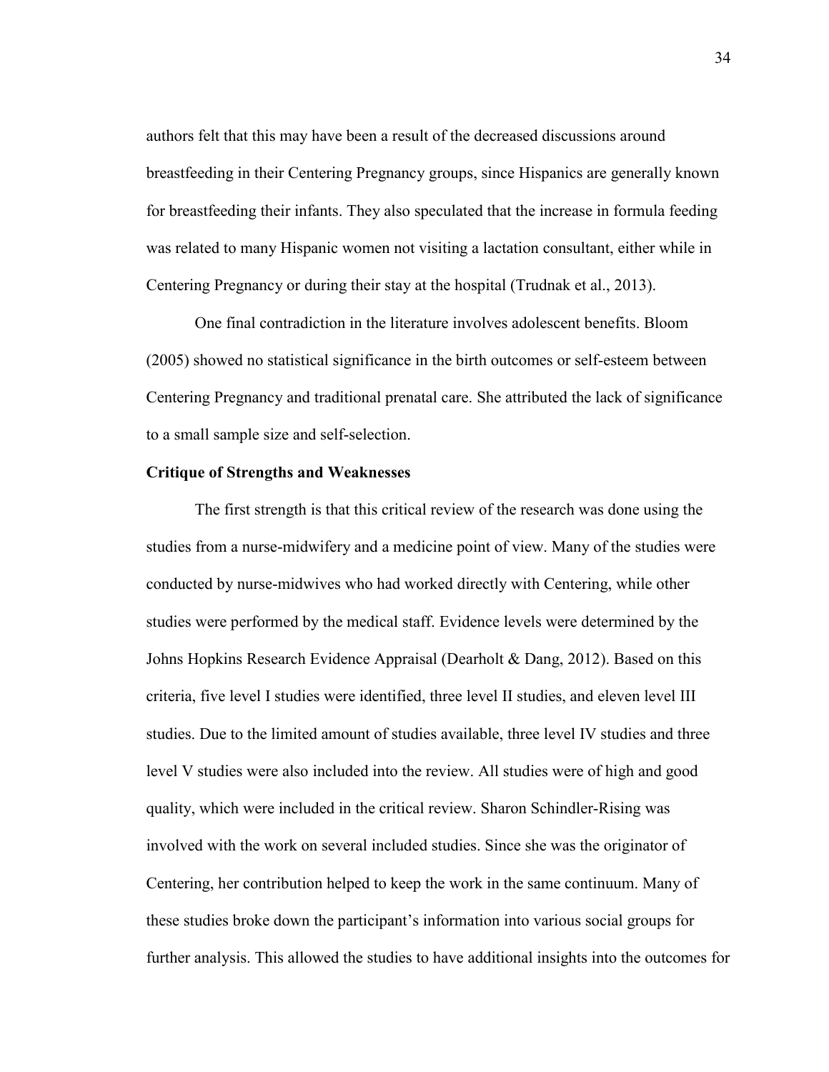authors felt that this may have been a result of the decreased discussions around breastfeeding in their Centering Pregnancy groups, since Hispanics are generally known for breastfeeding their infants. They also speculated that the increase in formula feeding was related to many Hispanic women not visiting a lactation consultant, either while in Centering Pregnancy or during their stay at the hospital (Trudnak et al., 2013).

One final contradiction in the literature involves adolescent benefits. Bloom (2005) showed no statistical significance in the birth outcomes or self-esteem between Centering Pregnancy and traditional prenatal care. She attributed the lack of significance to a small sample size and self-selection.

**Critique of Strengths and Weaknesses**

The first strength is that this critical review of the research was done using the studies from a nurse-midwifery and a medicine point of view. Many of the studies were conducted by nurse-midwives who had worked directly with Centering, while other studies were performed by the medical staff. Evidence levels were determined by the Johns Hopkins Research Evidence Appraisal (Dearholt & Dang, 2012). Based on this criteria, five level I studies were identified, three level II studies, and eleven level III studies. Due to the limited amount of studies available, three level IV studies and three level V studies were also included into the review. All studies were of high and good quality, which were included in the critical review. Sharon Schindler-Rising was involved with the work on several included studies. Since she was the originator of Centering, her contribution helped to keep the work in the same continuum. Many of these studies broke down the participant's information into various social groups for further analysis. This allowed the studies to have additional insights into the outcomes for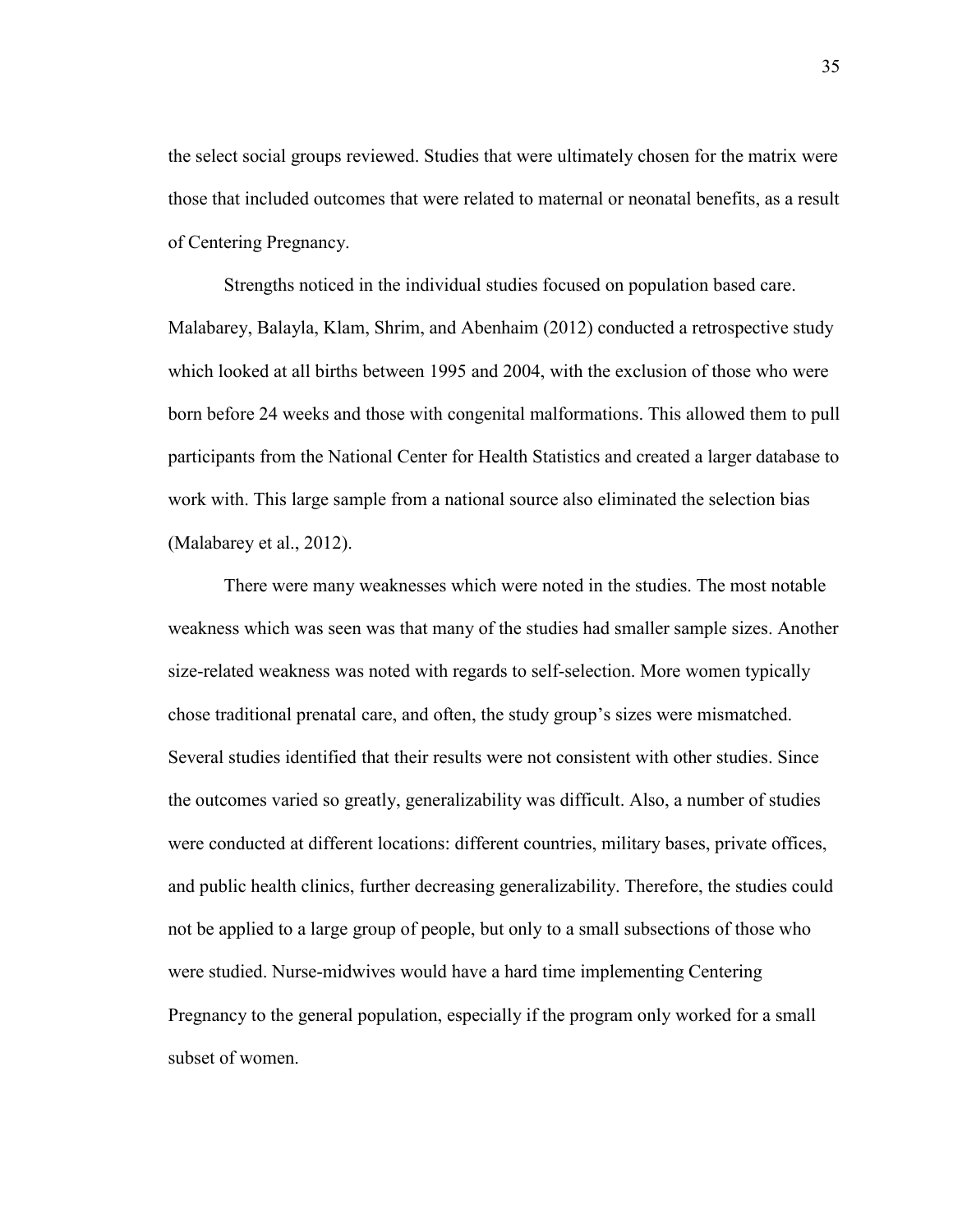the select social groups reviewed. Studies that were ultimately chosen for the matrix were those that included outcomes that were related to maternal or neonatal benefits, as a result of Centering Pregnancy.

Strengths noticed in the individual studies focused on population based care. Malabarey, Balayla, Klam, Shrim, and Abenhaim (2012) conducted a retrospective study which looked at all births between 1995 and 2004, with the exclusion of those who were born before 24 weeks and those with congenital malformations. This allowed them to pull participants from the National Center for Health Statistics and created a larger database to work with. This large sample from a national source also eliminated the selection bias (Malabarey et al., 2012).

There were many weaknesses which were noted in the studies. The most notable weakness which was seen was that many of the studies had smaller sample sizes. Another size-related weakness was noted with regards to self-selection. More women typically chose traditional prenatal care, and often, the study group's sizes were mismatched. Several studies identified that their results were not consistent with other studies. Since the outcomes varied so greatly, generalizability was difficult. Also, a number of studies were conducted at different locations: different countries, military bases, private offices, and public health clinics, further decreasing generalizability. Therefore, the studies could not be applied to a large group of people, but only to a small subsections of those who were studied. Nurse-midwives would have a hard time implementing Centering Pregnancy to the general population, especially if the program only worked for a small subset of women.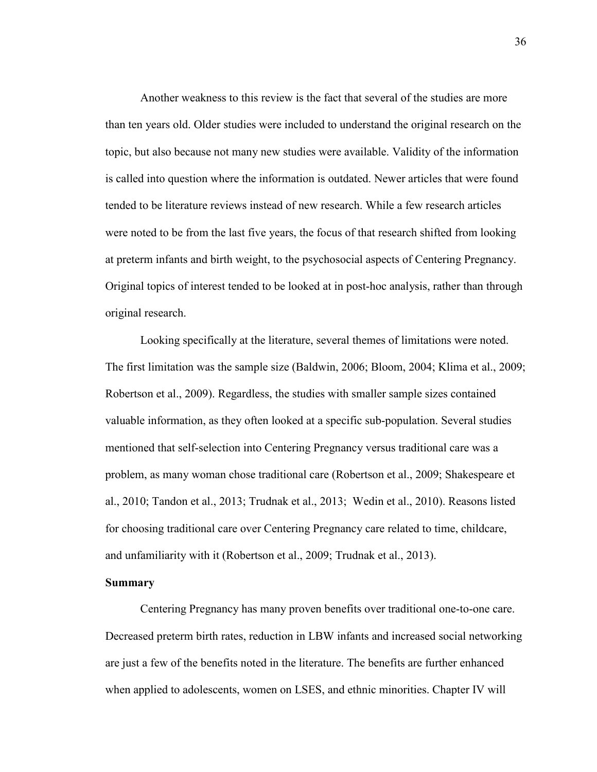Another weakness to this review is the fact that several of the studies are more than ten years old. Older studies were included to understand the original research on the topic, but also because not many new studies were available. Validity of the information is called into question where the information is outdated. Newer articles that were found tended to be literature reviews instead of new research. While a few research articles were noted to be from the last five years, the focus of that research shifted from looking at preterm infants and birth weight, to the psychosocial aspects of Centering Pregnancy. Original topics of interest tended to be looked at in post-hoc analysis, rather than through original research.

Looking specifically at the literature, several themes of limitations were noted. The first limitation was the sample size (Baldwin, 2006; Bloom, 2004; Klima et al., 2009; Robertson et al., 2009). Regardless, the studies with smaller sample sizes contained valuable information, as they often looked at a specific sub-population. Several studies mentioned that self-selection into Centering Pregnancy versus traditional care was a problem, as many woman chose traditional care (Robertson et al., 2009; Shakespeare et al., 2010; Tandon et al., 2013; Trudnak et al., 2013; Wedin et al., 2010). Reasons listed for choosing traditional care over Centering Pregnancy care related to time, childcare, and unfamiliarity with it (Robertson et al., 2009; Trudnak et al., 2013).

**Summary**

Centering Pregnancy has many proven benefits over traditional one-to-one care. Decreased preterm birth rates, reduction in LBW infants and increased social networking are just a few of the benefits noted in the literature. The benefits are further enhanced when applied to adolescents, women on LSES, and ethnic minorities. Chapter IV will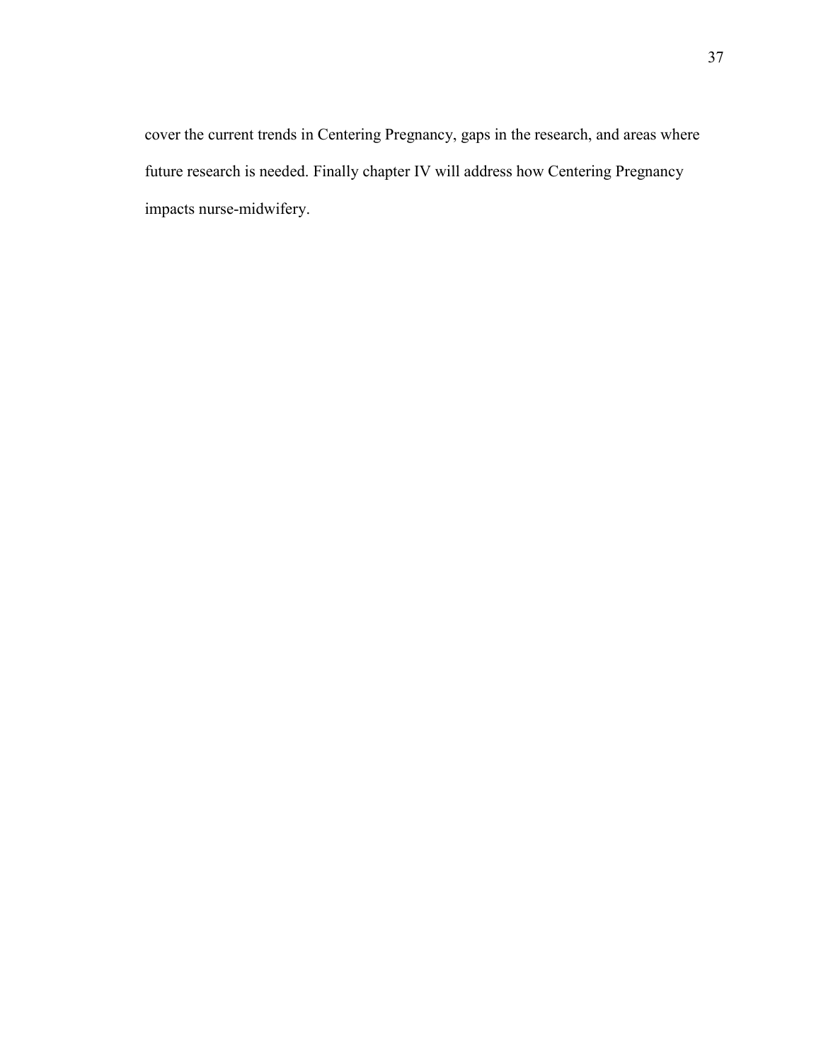cover the current trends in Centering Pregnancy, gaps in the research, and areas where future research is needed. Finally chapter IV will address how Centering Pregnancy impacts nurse-midwifery.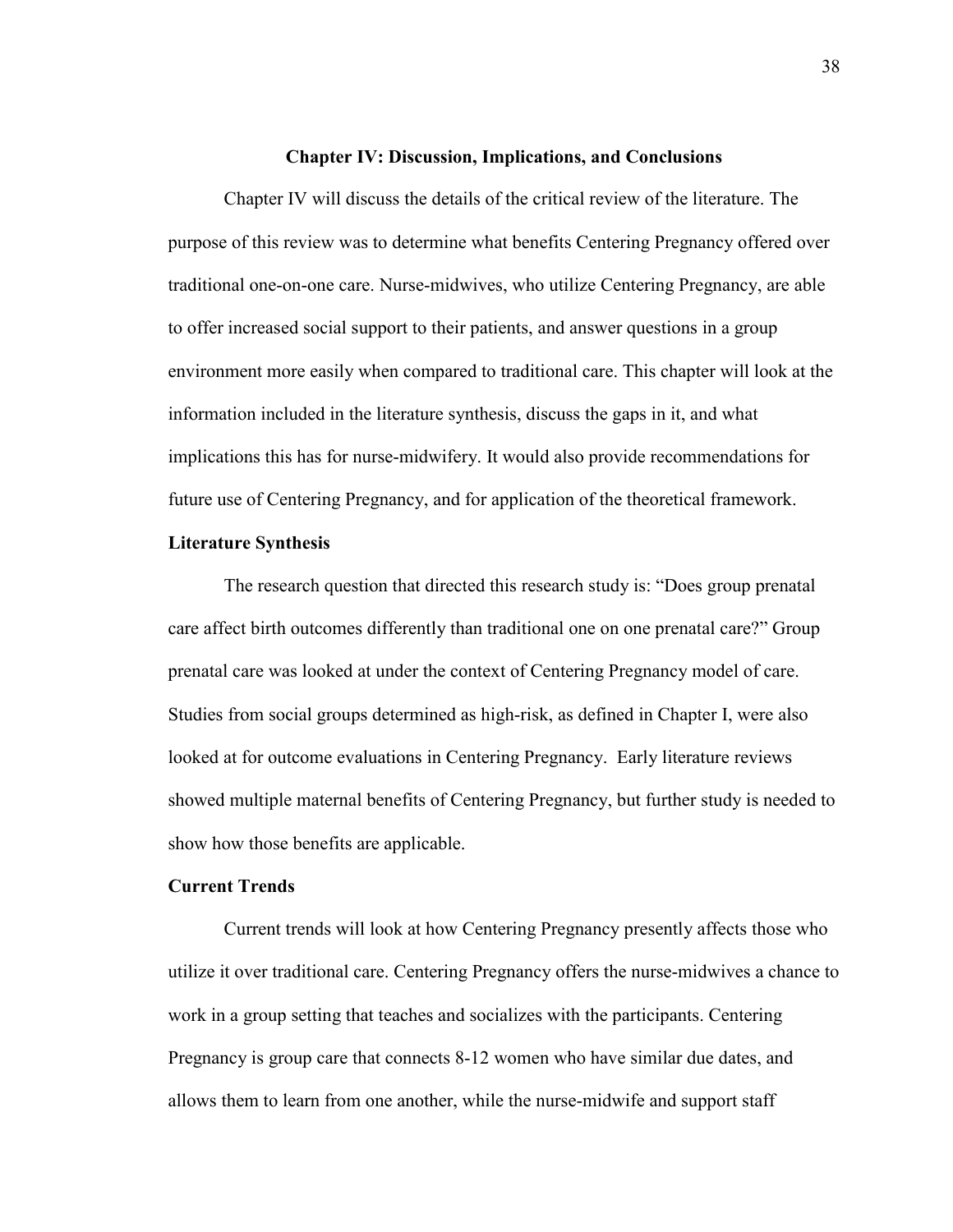## Chapter IV: Discussion, Implications, and Conclusions

Chapter IV will discuss the details of the critical review of the literature. The purpose of this review was to determine what benefits Centering Pregnancy offered over traditional one-on-one care. Nurse-midwives, who utilize Centering Pregnancy, are able to offer increased social support to their patients, and answer questions in a group environment more easily when compared to traditional care. This chapter will look at the information included in the literature synthesis, discuss the gaps in it, and what implications this has for nurse-midwifery. It would also provide recommendations for future use of Centering Pregnancy, and for application of the theoretical framework.

### Literature Synthesis

The research question that directed this research study is: "Does group prenatal care affect birth outcomes differently than traditional one on one prenatal care?" Group prenatal care was looked at under the context of Centering Pregnancy model of care. Studies from social groups determined as high-risk, as defined in Chapter I, were also looked at for outcome evaluations in Centering Pregnancy. Early literature reviews showed multiple maternal benefits of Centering Pregnancy, but further study is needed to show how those benefits are applicable.

### Current Trends

Current trends will look at how Centering Pregnancy presently affects those who utilize it over traditional care. Centering Pregnancy offers the nurse-midwives a chance to work in a group setting that teaches and socializes with the participants. Centering Pregnancy is group care that connects 8-12 women who have similar due dates, and allows them to learn from one another, while the nurse-midwife and support staff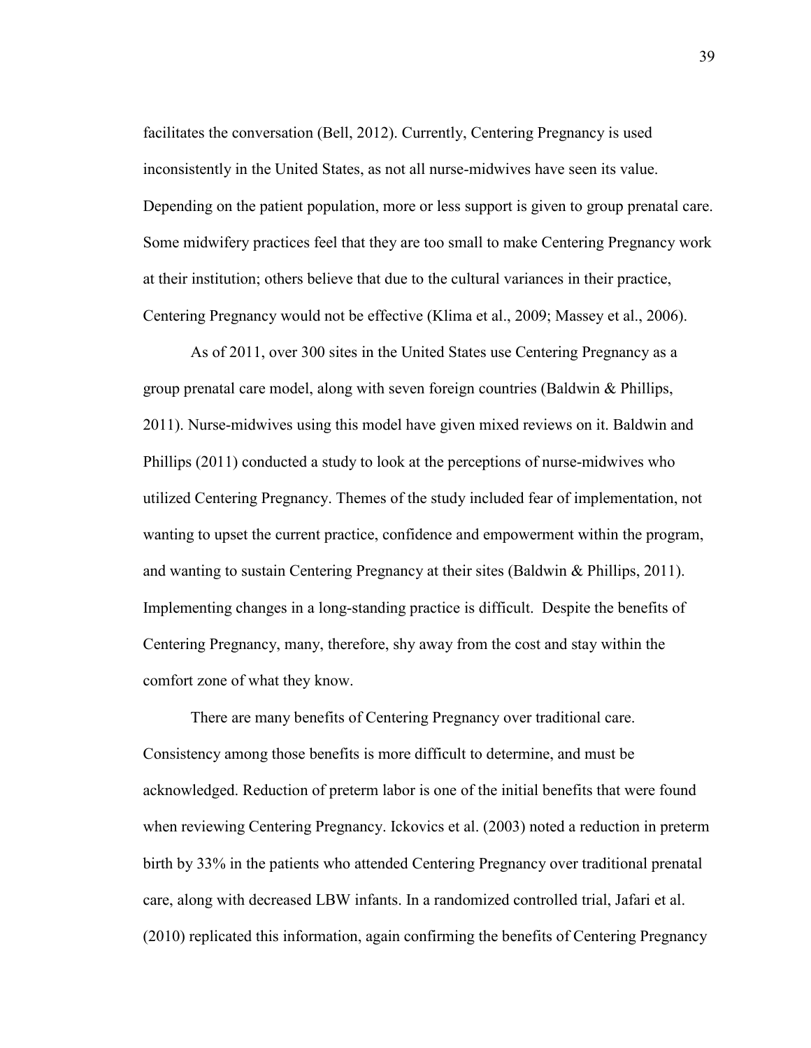facilitates the conversation (Bell, 2012). Currently, Centering Pregnancy is used inconsistently in the United States, as not all nurse-midwives have seen its value. Depending on the patient population, more or less support is given to group prenatal care. Some midwifery practices feel that they are too small to make Centering Pregnancy work at their institution; others believe that due to the cultural variances in their practice, Centering Pregnancy would not be effective (Klima et al., 2009; Massey et al., 2006).

As of 2011, over 300 sites in the United States use Centering Pregnancy as a group prenatal care model, along with seven foreign countries (Baldwin & Phillips, 2011). Nurse-midwives using this model have given mixed reviews on it. Baldwin and Phillips (2011) conducted a study to look at the perceptions of nurse-midwives who utilized Centering Pregnancy. Themes of the study included fear of implementation, not wanting to upset the current practice, confidence and empowerment within the program, and wanting to sustain Centering Pregnancy at their sites (Baldwin & Phillips, 2011). Implementing changes in a long-standing practice is difficult. Despite the benefits of Centering Pregnancy, many, therefore, shy away from the cost and stay within the comfort zone of what they know.

There are many benefits of Centering Pregnancy over traditional care. Consistency among those benefits is more difficult to determine, and must be acknowledged. Reduction of preterm labor is one of the initial benefits that were found when reviewing Centering Pregnancy. Ickovics et al. (2003) noted a reduction in preterm birth by 33% in the patients who attended Centering Pregnancy over traditional prenatal care, along with decreased LBW infants. In a randomized controlled trial, Jafari et al. (2010) replicated this information, again confirming the benefits of Centering Pregnancy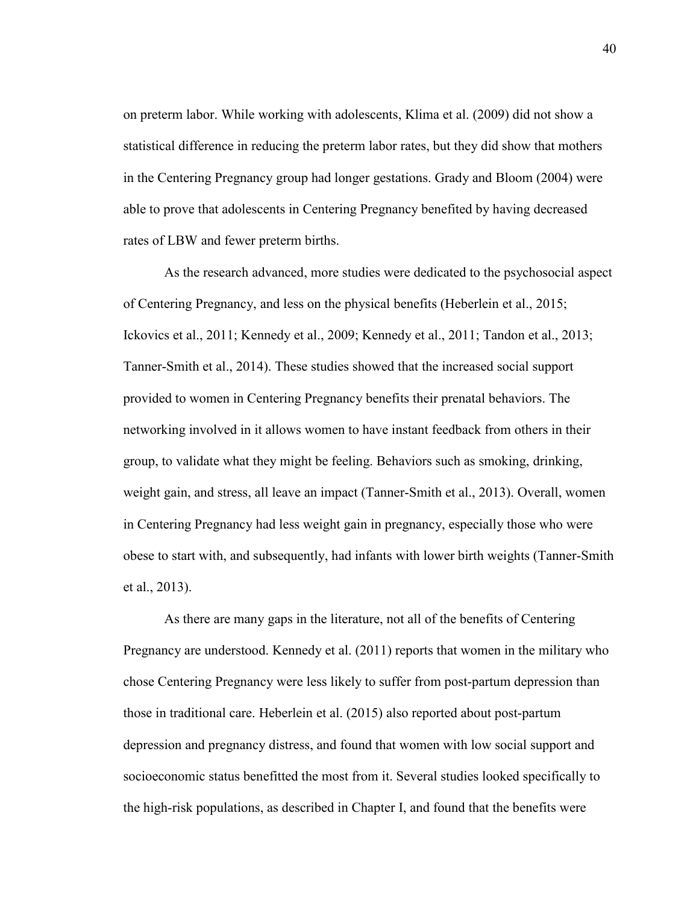on preterm labor. While working with adolescents, Klima et al. (2009) did not show a statistical difference in reducing the preterm labor rates, but they did show that mothers in the Centering Pregnancy group had longer gestations. Grady and Bloom (2004) were able to prove that adolescents in Centering Pregnancy benefited by having decreased rates of LBW and fewer preterm births.

As the research advanced, more studies were dedicated to the psychosocial aspect of Centering Pregnancy, and less on the physical benefits (Heberlein et al., 2015; Ickovics et al., 2011; Kennedy et al., 2009; Kennedy et al., 2011; Tandon et al., 2013; Tanner-Smith et al., 2014). These studies showed that the increased social support provided to women in Centering Pregnancy benefits their prenatal behaviors. The networking involved in it allows women to have instant feedback from others in their group, to validate what they might be feeling. Behaviors such as smoking, drinking, weight gain, and stress, all leave an impact (Tanner-Smith et al., 2013). Overall, women in Centering Pregnancy had less weight gain in pregnancy, especially those who were obese to start with, and subsequently, had infants with lower birth weights (Tanner-Smith et al., 2013).

As there are many gaps in the literature, not all of the benefits of Centering Pregnancy are understood. Kennedy et al. (2011) reports that women in the military who chose Centering Pregnancy were less likely to suffer from post-partum depression than those in traditional care. Heberlein et al. (2015) also reported about post-partum depression and pregnancy distress, and found that women with low social support and socioeconomic status benefitted the most from it. Several studies looked specifically to the high-risk populations, as described in Chapter I, and found that the benefits were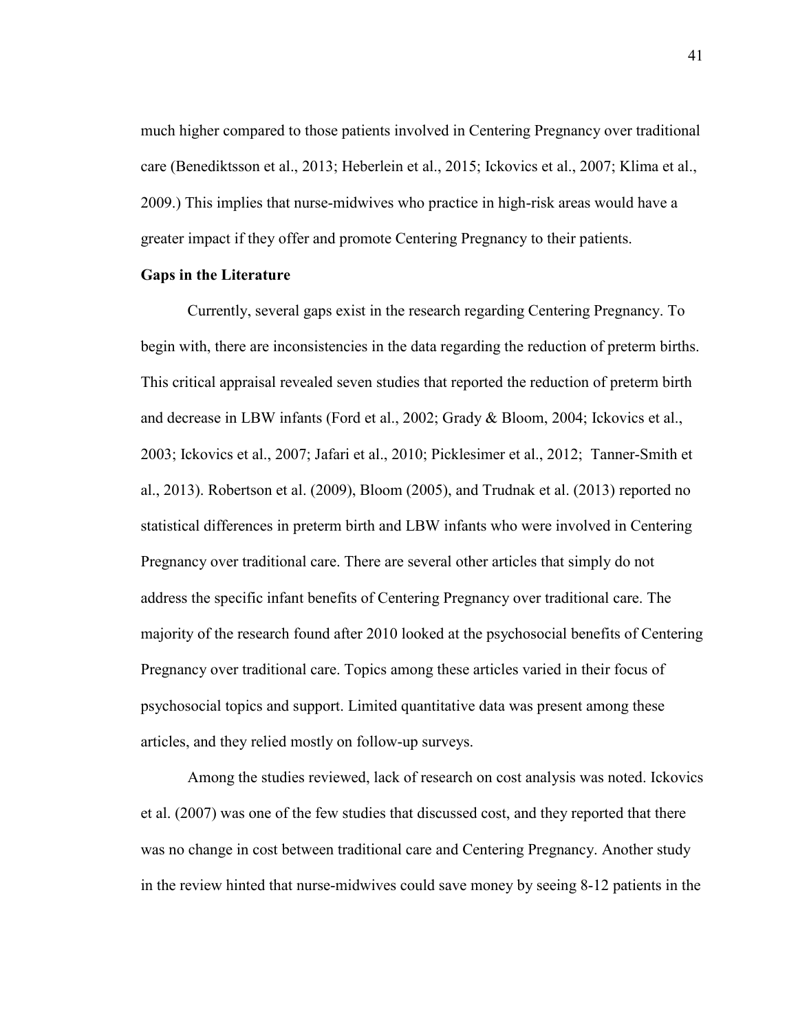much higher compared to those patients involved in Centering Pregnancy over traditional care (Benediktsson et al., 2013; Heberlein et al., 2015; Ickovics et al., 2007; Klima et al., 2009.) This implies that nurse-midwives who practice in high-risk areas would have a greater impact if they offer and promote Centering Pregnancy to their patients.

**Gaps in the Literature**

Currently, several gaps exist in the research regarding Centering Pregnancy. To begin with, there are inconsistencies in the data regarding the reduction of preterm births. This critical appraisal revealed seven studies that reported the reduction of preterm birth and decrease in LBW infants (Ford et al., 2002; Grady & Bloom, 2004; Ickovics et al., 2003; Ickovics et al., 2007; Jafari et al., 2010; Picklesimer et al., 2012; Tanner-Smith et al., 2013). Robertson et al. (2009), Bloom (2005), and Trudnak et al. (2013) reported no statistical differences in preterm birth and LBW infants who were involved in Centering Pregnancy over traditional care. There are several other articles that simply do not address the specific infant benefits of Centering Pregnancy over traditional care. The majority of the research found after 2010 looked at the psychosocial benefits of Centering Pregnancy over traditional care. Topics among these articles varied in their focus of psychosocial topics and support. Limited quantitative data was present among these articles, and they relied mostly on follow-up surveys.

Among the studies reviewed, lack of research on cost analysis was noted. Ickovics et al. (2007) was one of the few studies that discussed cost, and they reported that there was no change in cost between traditional care and Centering Pregnancy. Another study in the review hinted that nurse-midwives could save money by seeing 8-12 patients in the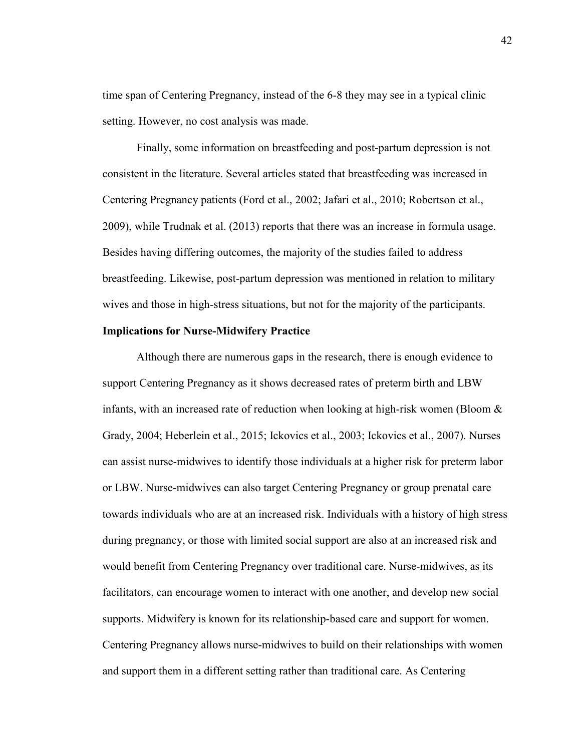time span of Centering Pregnancy, instead of the 6-8 they may see in a typical clinic setting. However, no cost analysis was made.

Finally, some information on breastfeeding and post-partum depression is not consistent in the literature. Several articles stated that breastfeeding was increased in Centering Pregnancy patients (Ford et al., 2002; Jafari et al., 2010; Robertson et al., 2009), while Trudnak et al. (2013) reports that there was an increase in formula usage. Besides having differing outcomes, the majority of the studies failed to address breastfeeding. Likewise, post-partum depression was mentioned in relation to military wives and those in high-stress situations, but not for the majority of the participants.

**Implications for Nurse-Midwifery Practice**

Although there are numerous gaps in the research, there is enough evidence to support Centering Pregnancy as it shows decreased rates of preterm birth and LBW infants, with an increased rate of reduction when looking at high-risk women (Bloom & Grady, 2004; Heberlein et al., 2015; Ickovics et al., 2003; Ickovics et al., 2007). Nurses can assist nurse-midwives to identify those individuals at a higher risk for preterm labor or LBW. Nurse-midwives can also target Centering Pregnancy or group prenatal care towards individuals who are at an increased risk. Individuals with a history of high stress during pregnancy, or those with limited social support are also at an increased risk and would benefit from Centering Pregnancy over traditional care. Nurse-midwives, as its facilitators, can encourage women to interact with one another, and develop new social supports. Midwifery is known for its relationship-based care and support for women. Centering Pregnancy allows nurse-midwives to build on their relationships with women and support them in a different setting rather than traditional care. As Centering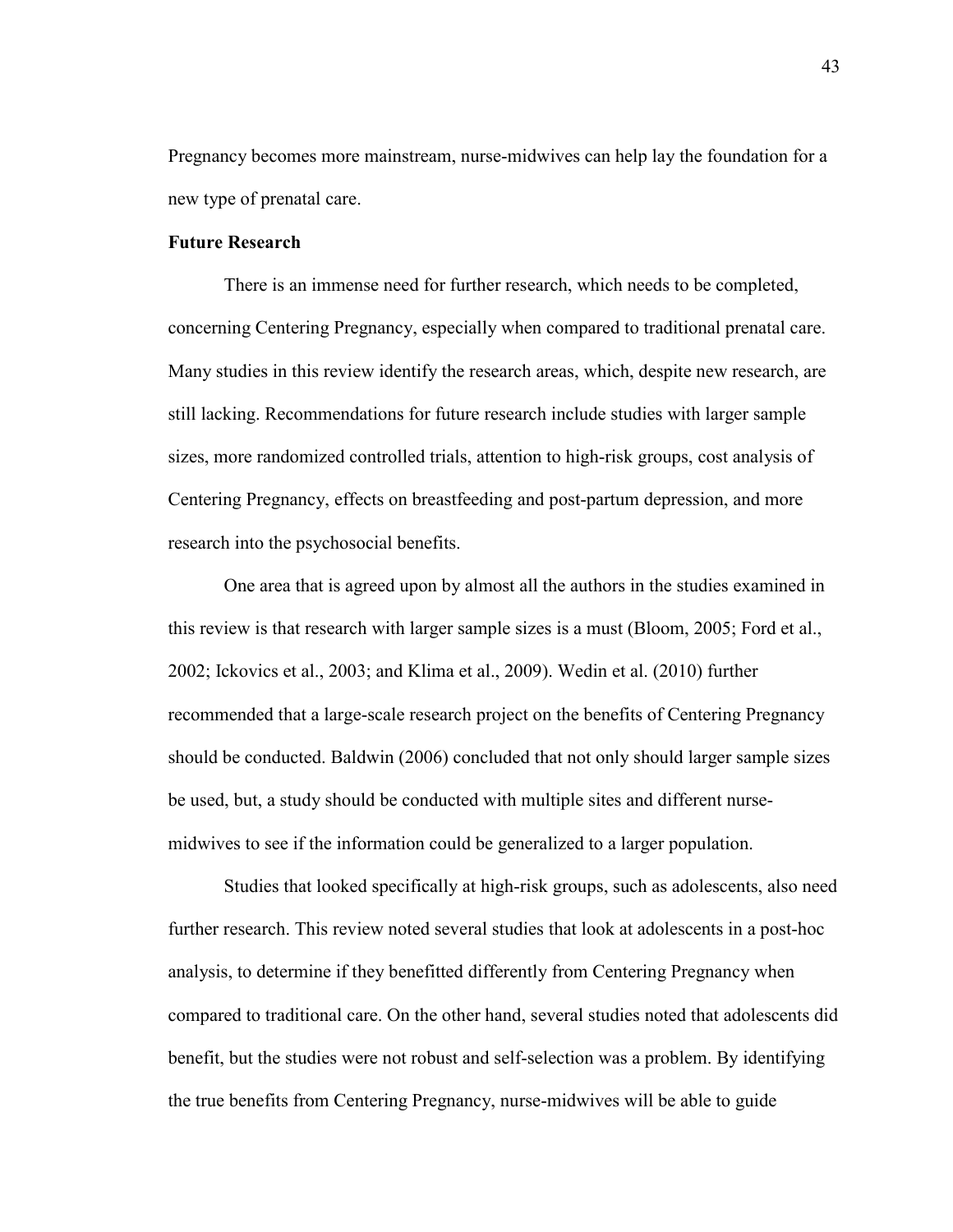Pregnancy becomes more mainstream, nurse-midwives can help lay the foundation for a new type of prenatal care.

**Future Research**

There is an immense need for further research, which needs to be completed, concerning Centering Pregnancy, especially when compared to traditional prenatal care. Many studies in this review identify the research areas, which, despite new research, are still lacking. Recommendations for future research include studies with larger sample sizes, more randomized controlled trials, attention to high-risk groups, cost analysis of Centering Pregnancy, effects on breastfeeding and post-partum depression, and more research into the psychosocial benefits.

One area that is agreed upon by almost all the authors in the studies examined in this review is that research with larger sample sizes is a must (Bloom, 2005; Ford et al., 2002; Ickovics et al., 2003; and Klima et al., 2009). Wedin et al. (2010) further recommended that a large-scale research project on the benefits of Centering Pregnancy should be conducted. Baldwin (2006) concluded that not only should larger sample sizes be used, but, a study should be conducted with multiple sites and different nurse-midwives to see if the information could be generalized to a larger population.

Studies that looked specifically at high-risk groups, such as adolescents, also need further research. This review noted several studies that look at adolescents in a post-hoc analysis, to determine if they benefitted differently from Centering Pregnancy when compared to traditional care. On the other hand, several studies noted that adolescents did benefit, but the studies were not robust and self-selection was a problem. By identifying the true benefits from Centering Pregnancy, nurse-midwives will be able to guide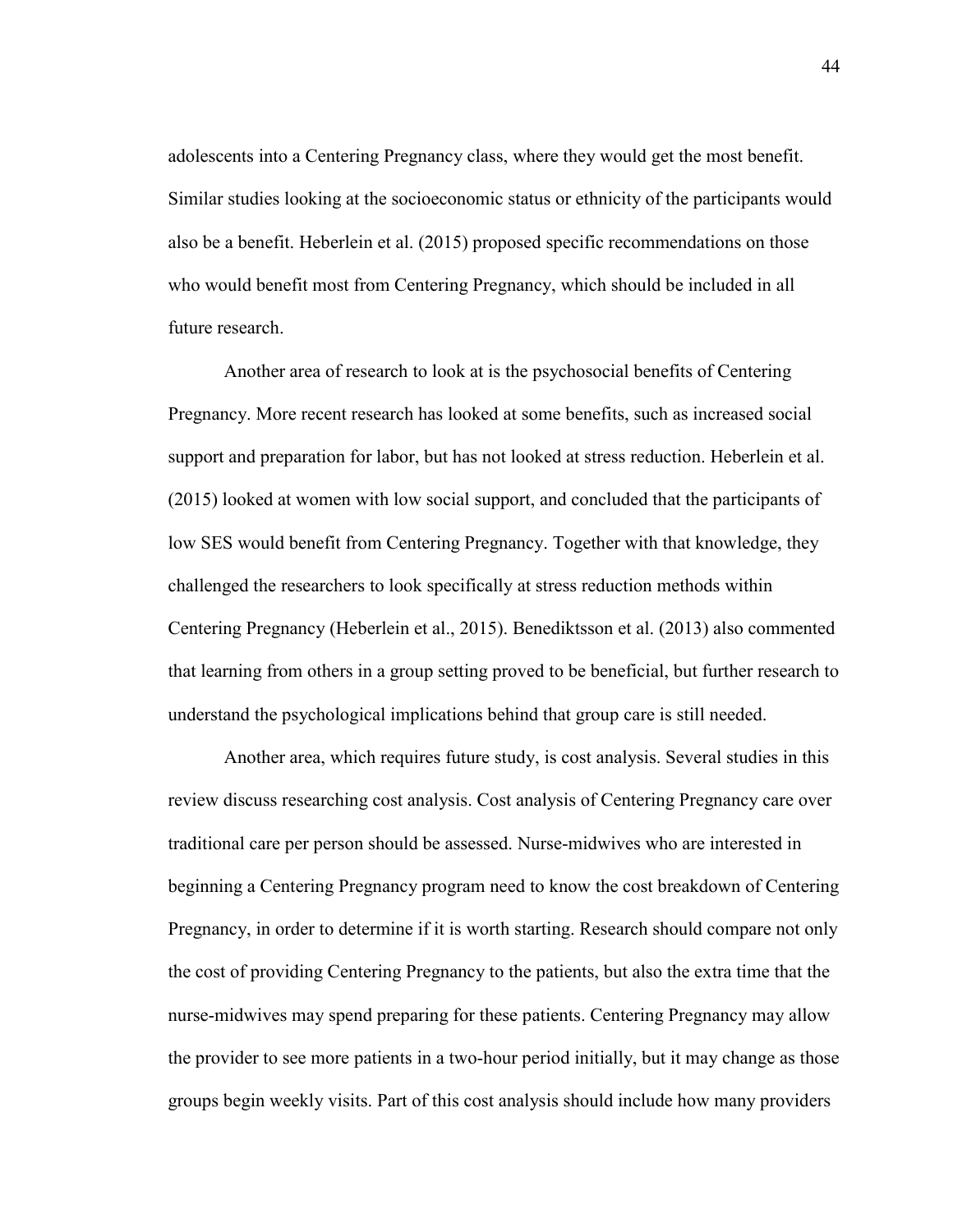adolescents into a Centering Pregnancy class, where they would get the most benefit. Similar studies looking at the socioeconomic status or ethnicity of the participants would also be a benefit. Heberlein et al. (2015) proposed specific recommendations on those who would benefit most from Centering Pregnancy, which should be included in all future research.

Another area of research to look at is the psychosocial benefits of Centering Pregnancy. More recent research has looked at some benefits, such as increased social support and preparation for labor, but has not looked at stress reduction. Heberlein et al. (2015) looked at women with low social support, and concluded that the participants of low SES would benefit from Centering Pregnancy. Together with that knowledge, they challenged the researchers to look specifically at stress reduction methods within Centering Pregnancy (Heberlein et al., 2015). Benediktsson et al. (2013) also commented that learning from others in a group setting proved to be beneficial, but further research to understand the psychological implications behind that group care is still needed.

Another area, which requires future study, is cost analysis. Several studies in this review discuss researching cost analysis. Cost analysis of Centering Pregnancy care over traditional care per person should be assessed. Nurse-midwives who are interested in beginning a Centering Pregnancy program need to know the cost breakdown of Centering Pregnancy, in order to determine if it is worth starting. Research should compare not only the cost of providing Centering Pregnancy to the patients, but also the extra time that the nurse-midwives may spend preparing for these patients. Centering Pregnancy may allow the provider to see more patients in a two-hour period initially, but it may change as those groups begin weekly visits. Part of this cost analysis should include how many providers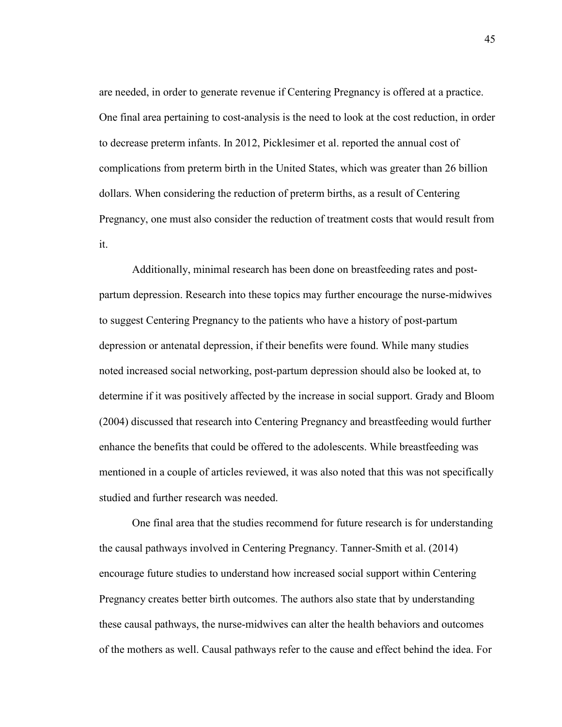are needed, in order to generate revenue if Centering Pregnancy is offered at a practice. One final area pertaining to cost-analysis is the need to look at the cost reduction, in order to decrease preterm infants. In 2012, Picklesimer et al. reported the annual cost of complications from preterm birth in the United States, which was greater than 26 billion dollars. When considering the reduction of preterm births, as a result of Centering Pregnancy, one must also consider the reduction of treatment costs that would result from it.

Additionally, minimal research has been done on breastfeeding rates and post-partum depression. Research into these topics may further encourage the nurse-midwives to suggest Centering Pregnancy to the patients who have a history of post-partum depression or antenatal depression, if their benefits were found. While many studies noted increased social networking, post-partum depression should also be looked at, to determine if it was positively affected by the increase in social support. Grady and Bloom (2004) discussed that research into Centering Pregnancy and breastfeeding would further enhance the benefits that could be offered to the adolescents. While breastfeeding was mentioned in a couple of articles reviewed, it was also noted that this was not specifically studied and further research was needed.

One final area that the studies recommend for future research is for understanding the causal pathways involved in Centering Pregnancy. Tanner-Smith et al. (2014) encourage future studies to understand how increased social support within Centering Pregnancy creates better birth outcomes. The authors also state that by understanding these causal pathways, the nurse-midwives can alter the health behaviors and outcomes of the mothers as well. Causal pathways refer to the cause and effect behind the idea. For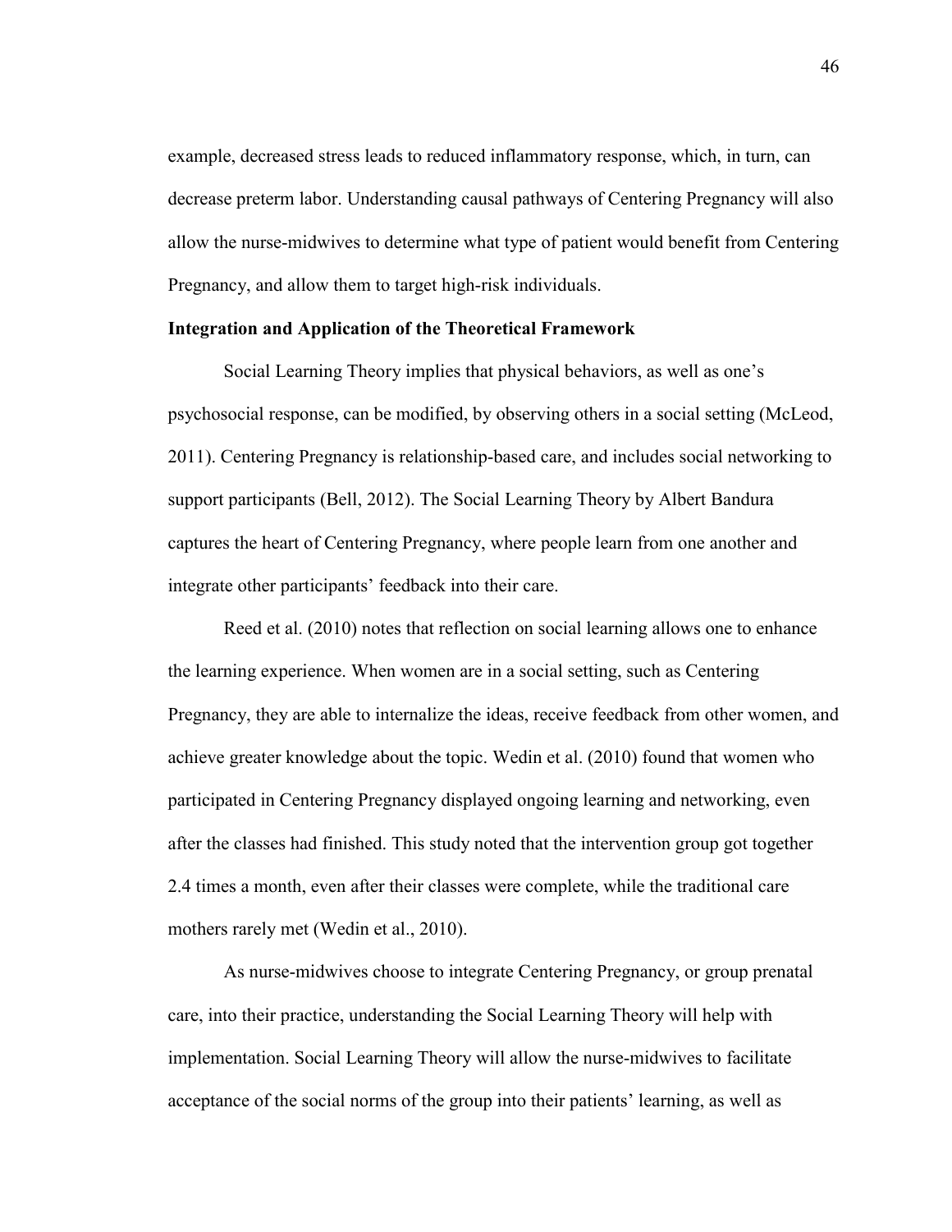example, decreased stress leads to reduced inflammatory response, which, in turn, can decrease preterm labor. Understanding causal pathways of Centering Pregnancy will also allow the nurse-midwives to determine what type of patient would benefit from Centering Pregnancy, and allow them to target high-risk individuals.

**Integration and Application of the Theoretical Framework**

Social Learning Theory implies that physical behaviors, as well as one's psychosocial response, can be modified, by observing others in a social setting (McLeod, 2011). Centering Pregnancy is relationship-based care, and includes social networking to support participants (Bell, 2012). The Social Learning Theory by Albert Bandura captures the heart of Centering Pregnancy, where people learn from one another and integrate other participants' feedback into their care.

Reed et al. (2010) notes that reflection on social learning allows one to enhance the learning experience. When women are in a social setting, such as Centering Pregnancy, they are able to internalize the ideas, receive feedback from other women, and achieve greater knowledge about the topic. Wedin et al. (2010) found that women who participated in Centering Pregnancy displayed ongoing learning and networking, even after the classes had finished. This study noted that the intervention group got together 2.4 times a month, even after their classes were complete, while the traditional care mothers rarely met (Wedin et al., 2010).

As nurse-midwives choose to integrate Centering Pregnancy, or group prenatal care, into their practice, understanding the Social Learning Theory will help with implementation. Social Learning Theory will allow the nurse-midwives to facilitate acceptance of the social norms of the group into their patients' learning, as well as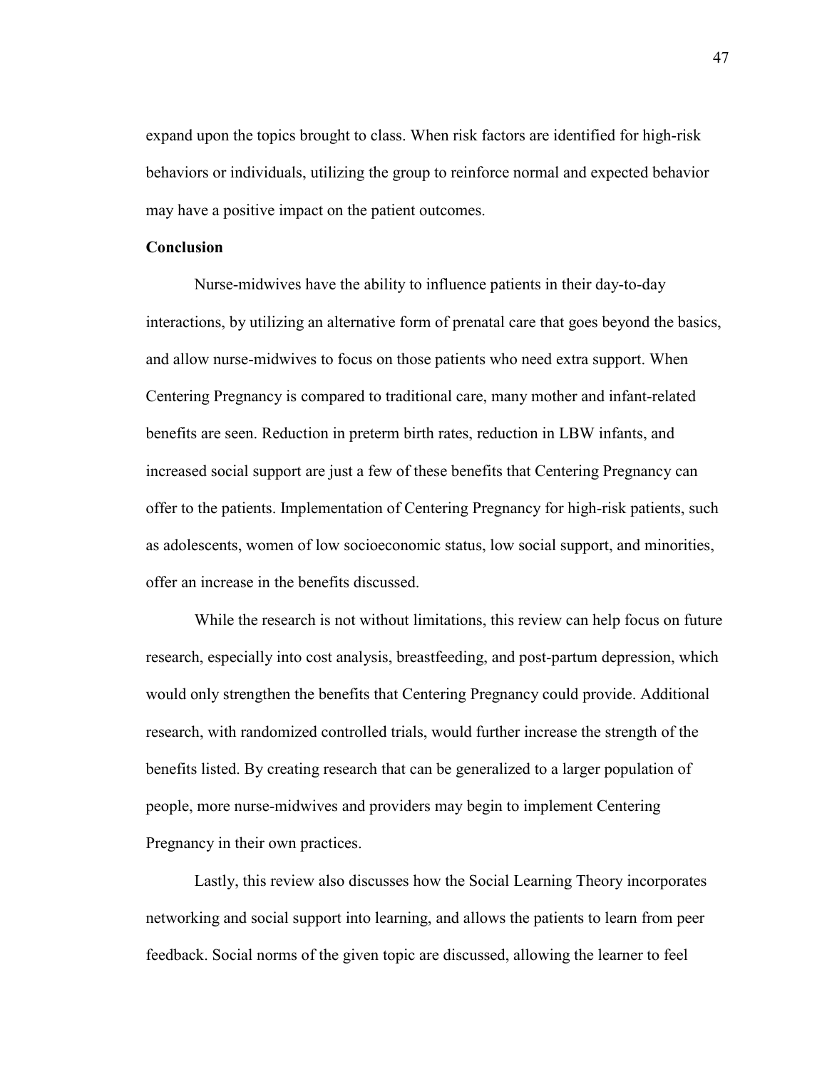expand upon the topics brought to class. When risk factors are identified for high-risk behaviors or individuals, utilizing the group to reinforce normal and expected behavior may have a positive impact on the patient outcomes.

**Conclusion**

Nurse-midwives have the ability to influence patients in their day-to-day interactions, by utilizing an alternative form of prenatal care that goes beyond the basics, and allow nurse-midwives to focus on those patients who need extra support. When Centering Pregnancy is compared to traditional care, many mother and infant-related benefits are seen. Reduction in preterm birth rates, reduction in LBW infants, and increased social support are just a few of these benefits that Centering Pregnancy can offer to the patients. Implementation of Centering Pregnancy for high-risk patients, such as adolescents, women of low socioeconomic status, low social support, and minorities, offer an increase in the benefits discussed.

While the research is not without limitations, this review can help focus on future research, especially into cost analysis, breastfeeding, and post-partum depression, which would only strengthen the benefits that Centering Pregnancy could provide. Additional research, with randomized controlled trials, would further increase the strength of the benefits listed. By creating research that can be generalized to a larger population of people, more nurse-midwives and providers may begin to implement Centering Pregnancy in their own practices.

Lastly, this review also discusses how the Social Learning Theory incorporates networking and social support into learning, and allows the patients to learn from peer feedback. Social norms of the given topic are discussed, allowing the learner to feel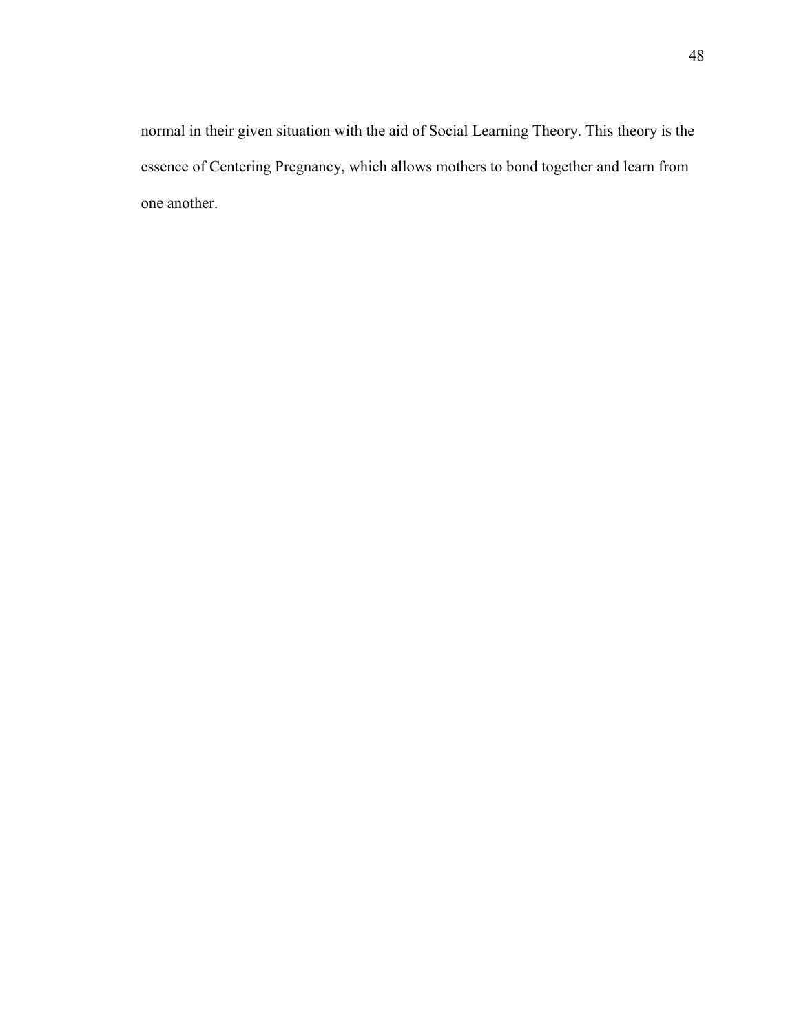normal in their given situation with the aid of Social Learning Theory. This theory is the essence of Centering Pregnancy, which allows mothers to bond together and learn from one another.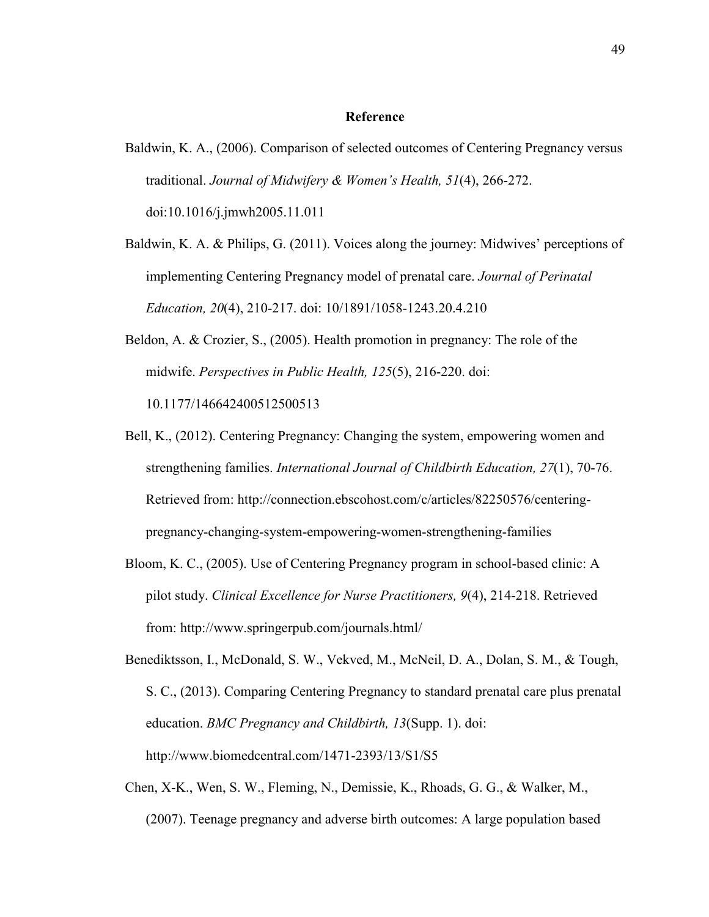## Reference

Baldwin, K. A., (2006). Comparison of selected outcomes of Centering Pregnancy versus traditional. *Journal of Midwifery & Women's Health, 51*(4), 266-272. doi:10.1016/j.jmwh2005.11.011

Baldwin, K. A. & Philips, G. (2011). Voices along the journey: Midwives' perceptions of implementing Centering Pregnancy model of prenatal care. *Journal of Perinatal Education, 20*(4), 210-217. doi: 10/1891/1058-1243.20.4.210

Beldon, A. & Crozier, S., (2005). Health promotion in pregnancy: The role of the midwife. *Perspectives in Public Health, 125*(5), 216-220. doi: 10.1177/146642400512500513

Bell, K., (2012). Centering Pregnancy: Changing the system, empowering women and strengthening families. *International Journal of Childbirth Education, 27*(1), 70-76. Retrieved from: http://connection.ebscohost.com/c/articles/82250576/centering-pregnancy-changing-system-empowering-women-strengthening-families

Bloom, K. C., (2005). Use of Centering Pregnancy program in school-based clinic: A pilot study. *Clinical Excellence for Nurse Practitioners, 9*(4), 214-218. Retrieved from: http://www.springerpub.com/journals.html/

Benediktsson, I., McDonald, S. W., Vekved, M., McNeil, D. A., Dolan, S. M., & Tough, S. C., (2013). Comparing Centering Pregnancy to standard prenatal care plus prenatal education. *BMC Pregnancy and Childbirth, 13*(Supp. 1). doi: http://www.biomedcentral.com/1471-2393/13/S1/S5

Chen, X-K., Wen, S. W., Fleming, N., Demissie, K., Rhoads, G. G., & Walker, M., (2007). Teenage pregnancy and adverse birth outcomes: A large population based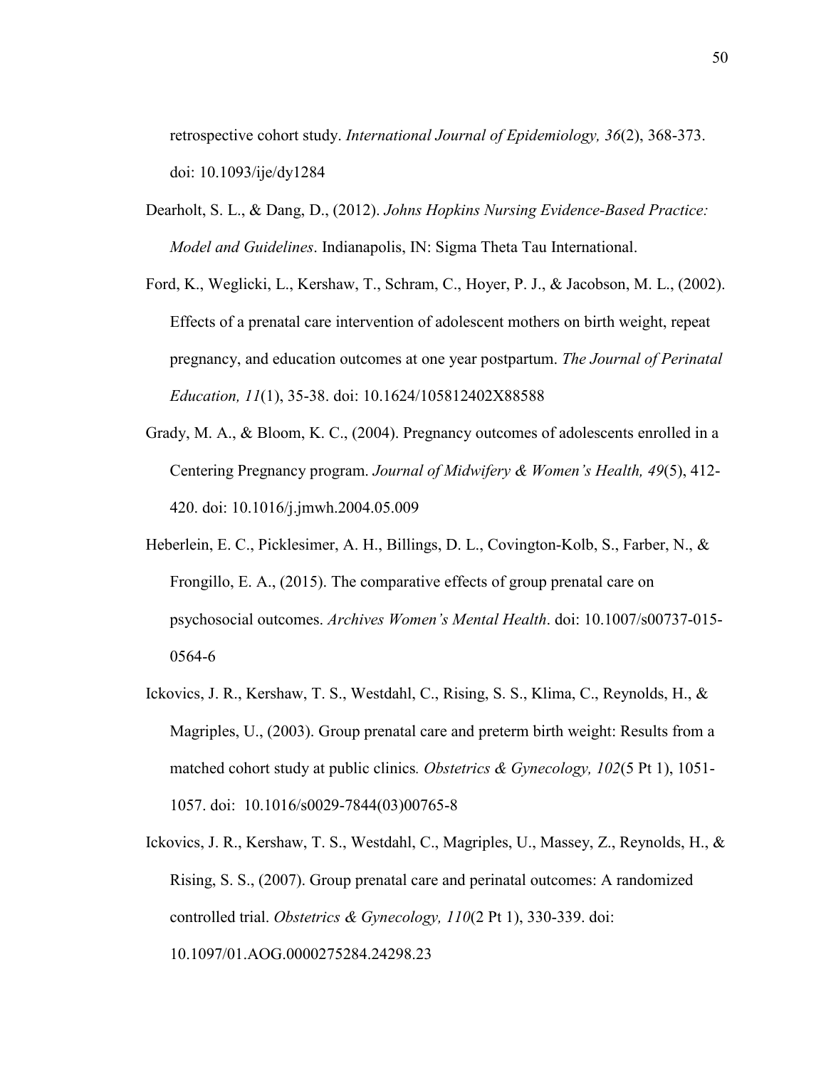retrospective cohort study. *International Journal of Epidemiology, 36*(2), 368-373. doi: 10.1093/ije/dy1284

Dearholt, S. L., & Dang, D., (2012). *Johns Hopkins Nursing Evidence-Based Practice: Model and Guidelines*. Indianapolis, IN: Sigma Theta Tau International.

Ford, K., Weglicki, L., Kershaw, T., Schram, C., Hoyer, P. J., & Jacobson, M. L., (2002). Effects of a prenatal care intervention of adolescent mothers on birth weight, repeat pregnancy, and education outcomes at one year postpartum. *The Journal of Perinatal Education, 11*(1), 35-38. doi: 10.1624/105812402X88588

Grady, M. A., & Bloom, K. C., (2004). Pregnancy outcomes of adolescents enrolled in a Centering Pregnancy program. *Journal of Midwifery & Women's Health, 49*(5), 412-420. doi: 10.1016/j.jmwh.2004.05.009

Heberlein, E. C., Picklesimer, A. H., Billings, D. L., Covington-Kolb, S., Farber, N., & Frongillo, E. A., (2015). The comparative effects of group prenatal care on psychosocial outcomes. *Archives Women's Mental Health*. doi: 10.1007/s00737-015-0564-6

Ickovics, J. R., Kershaw, T. S., Westdahl, C., Rising, S. S., Klima, C., Reynolds, H., & Magriples, U., (2003). Group prenatal care and preterm birth weight: Results from a matched cohort study at public clinics. *Obstetrics & Gynecology, 102*(5 Pt 1), 1051-1057. doi: 10.1016/s0029-7844(03)00765-8

Ickovics, J. R., Kershaw, T. S., Westdahl, C., Magriples, U., Massey, Z., Reynolds, H., & Rising, S. S., (2007). Group prenatal care and perinatal outcomes: A randomized controlled trial. *Obstetrics & Gynecology, 110*(2 Pt 1), 330-339. doi: 10.1097/01.AOG.0000275284.24298.23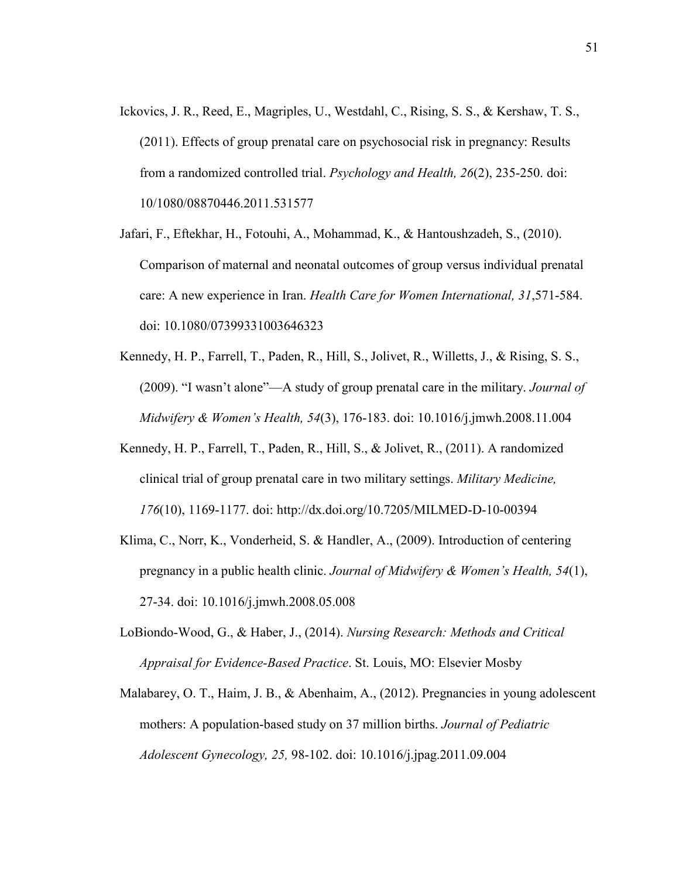Ickovics, J. R., Reed, E., Magriples, U., Westdahl, C., Rising, S. S., & Kershaw, T. S., (2011). Effects of group prenatal care on psychosocial risk in pregnancy: Results from a randomized controlled trial. *Psychology and Health, 26*(2), 235-250. doi: 10/1080/08870446.2011.531577

Jafari, F., Eftekhar, H., Fotouhi, A., Mohammad, K., & Hantoushzadeh, S., (2010). Comparison of maternal and neonatal outcomes of group versus individual prenatal care: A new experience in Iran. *Health Care for Women International, 31*,571-584. doi: 10.1080/07399331003646323

Kennedy, H. P., Farrell, T., Paden, R., Hill, S., Jolivet, R., Willetts, J., & Rising, S. S., (2009). "I wasn't alone"—A study of group prenatal care in the military. *Journal of Midwifery & Women's Health, 54*(3), 176-183. doi: 10.1016/j.jmwh.2008.11.004

Kennedy, H. P., Farrell, T., Paden, R., Hill, S., & Jolivet, R., (2011). A randomized clinical trial of group prenatal care in two military settings. *Military Medicine, 176*(10), 1169-1177. doi: http://dx.doi.org/10.7205/MILMED-D-10-00394

Klima, C., Norr, K., Vonderheid, S. & Handler, A., (2009). Introduction of centering pregnancy in a public health clinic. *Journal of Midwifery & Women's Health, 54*(1), 27-34. doi: 10.1016/j.jmwh.2008.05.008

LoBiondo-Wood, G., & Haber, J., (2014). *Nursing Research: Methods and Critical Appraisal for Evidence-Based Practice*. St. Louis, MO: Elsevier Mosby

Malabarey, O. T., Haim, J. B., & Abenhaim, A., (2012). Pregnancies in young adolescent mothers: A population-based study on 37 million births. *Journal of Pediatric Adolescent Gynecology, 25,* 98-102. doi: 10.1016/j.jpag.2011.09.004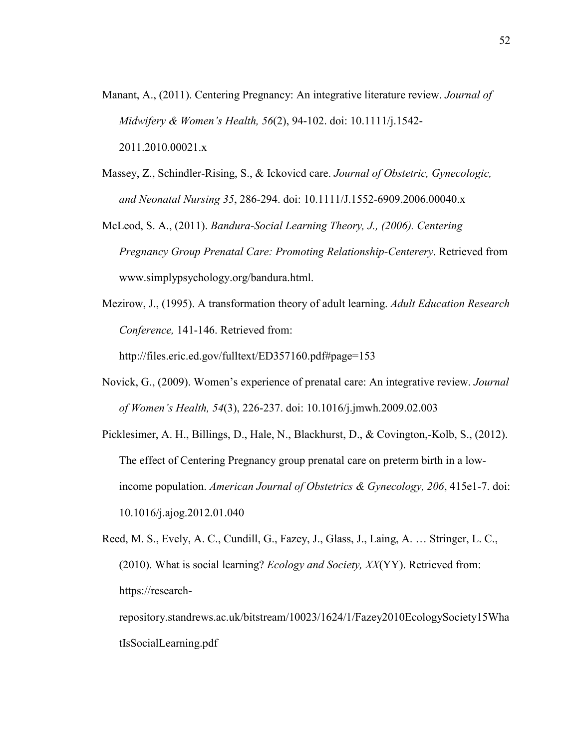Manant, A., (2011). Centering Pregnancy: An integrative literature review. *Journal of Midwifery & Women's Health, 56*(2), 94-102. doi: 10.1111/j.1542-2011.2010.00021.x

Massey, Z., Schindler-Rising, S., & Ickovicd care. *Journal of Obstetric, Gynecologic, and Neonatal Nursing 35*, 286-294. doi: 10.1111/J.1552-6909.2006.00040.x

McLeod, S. A., (2011). *Bandura-Social Learning Theory, J., (2006). Centering Pregnancy Group Prenatal Care: Promoting Relationship-Centerery*. Retrieved from www.simplypsychology.org/bandura.html.

Mezirow, J., (1995). A transformation theory of adult learning. *Adult Education Research Conference,* 141-146. Retrieved from: http://files.eric.ed.gov/fulltext/ED357160.pdf#page=153

Novick, G., (2009). Women's experience of prenatal care: An integrative review. *Journal of Women's Health, 54*(3), 226-237. doi: 10.1016/j.jmwh.2009.02.003

Picklesimer, A. H., Billings, D., Hale, N., Blackhurst, D., & Covington,-Kolb, S., (2012). The effect of Centering Pregnancy group prenatal care on preterm birth in a low-income population. *American Journal of Obstetrics & Gynecology, 206*, 415e1-7. doi: 10.1016/j.ajog.2012.01.040

Reed, M. S., Evely, A. C., Cundill, G., Fazey, J., Glass, J., Laing, A. … Stringer, L. C., (2010). What is social learning? *Ecology and Society, XX*(YY). Retrieved from: https://research-repository.standrews.ac.uk/bitstream/10023/1624/1/Fazey2010EcologySociety15WhatIsSocialLearning.pdf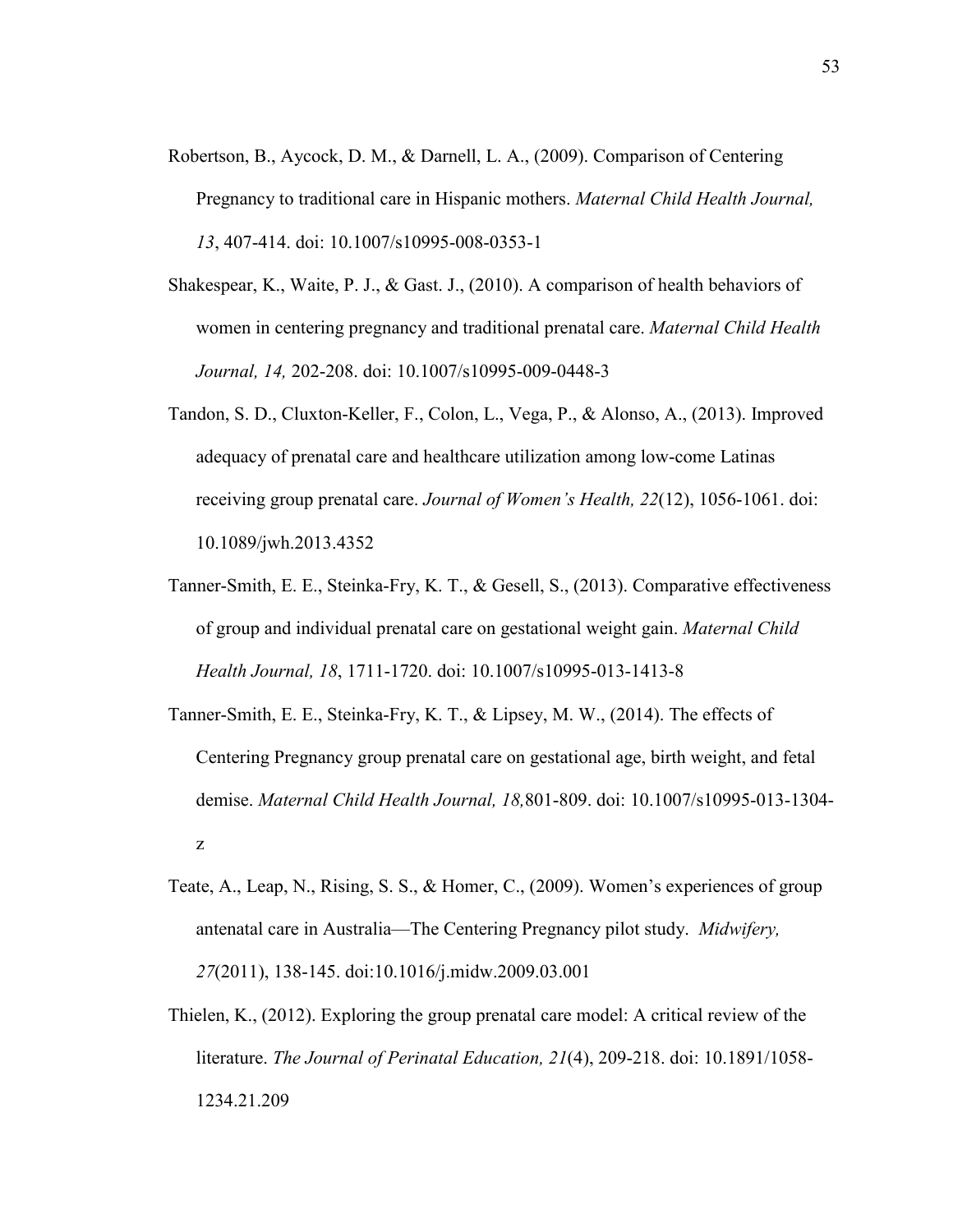Robertson, B., Aycock, D. M., & Darnell, L. A., (2009). Comparison of Centering Pregnancy to traditional care in Hispanic mothers. *Maternal Child Health Journal, 13*, 407-414. doi: 10.1007/s10995-008-0353-1

Shakespear, K., Waite, P. J., & Gast. J., (2010). A comparison of health behaviors of women in centering pregnancy and traditional prenatal care. *Maternal Child Health Journal, 14,* 202-208. doi: 10.1007/s10995-009-0448-3

Tandon, S. D., Cluxton-Keller, F., Colon, L., Vega, P., & Alonso, A., (2013). Improved adequacy of prenatal care and healthcare utilization among low-come Latinas receiving group prenatal care. *Journal of Women's Health, 22*(12), 1056-1061. doi: 10.1089/jwh.2013.4352

Tanner-Smith, E. E., Steinka-Fry, K. T., & Gesell, S., (2013). Comparative effectiveness of group and individual prenatal care on gestational weight gain. *Maternal Child Health Journal, 18*, 1711-1720. doi: 10.1007/s10995-013-1413-8

Tanner-Smith, E. E., Steinka-Fry, K. T., & Lipsey, M. W., (2014). The effects of Centering Pregnancy group prenatal care on gestational age, birth weight, and fetal demise. *Maternal Child Health Journal, 18,*801-809. doi: 10.1007/s10995-013-1304-z

Teate, A., Leap, N., Rising, S. S., & Homer, C., (2009). Women's experiences of group antenatal care in Australia—The Centering Pregnancy pilot study. *Midwifery, 27*(2011), 138-145. doi:10.1016/j.midw.2009.03.001

Thielen, K., (2012). Exploring the group prenatal care model: A critical review of the literature. *The Journal of Perinatal Education, 21*(4), 209-218. doi: 10.1891/1058-1234.21.209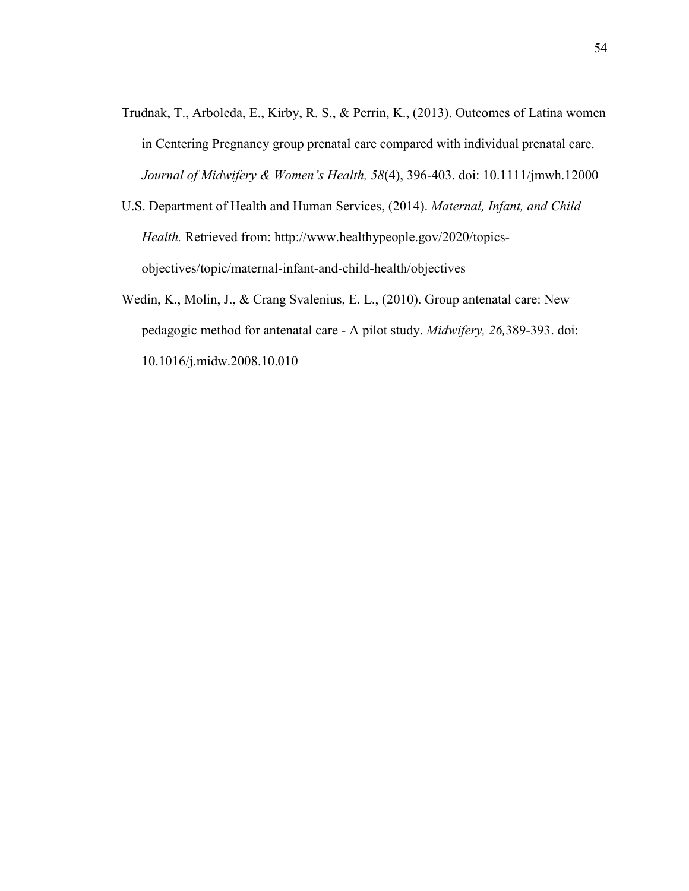Trudnak, T., Arboleda, E., Kirby, R. S., & Perrin, K., (2013). Outcomes of Latina women in Centering Pregnancy group prenatal care compared with individual prenatal care. *Journal of Midwifery & Women's Health, 58*(4), 396-403. doi: 10.1111/jmwh.12000

U.S. Department of Health and Human Services, (2014). *Maternal, Infant, and Child Health.* Retrieved from: http://www.healthypeople.gov/2020/topics-objectives/topic/maternal-infant-and-child-health/objectives

Wedin, K., Molin, J., & Crang Svalenius, E. L., (2010). Group antenatal care: New pedagogic method for antenatal care - A pilot study. *Midwifery, 26,*389-393. doi: 10.1016/j.midw.2008.10.010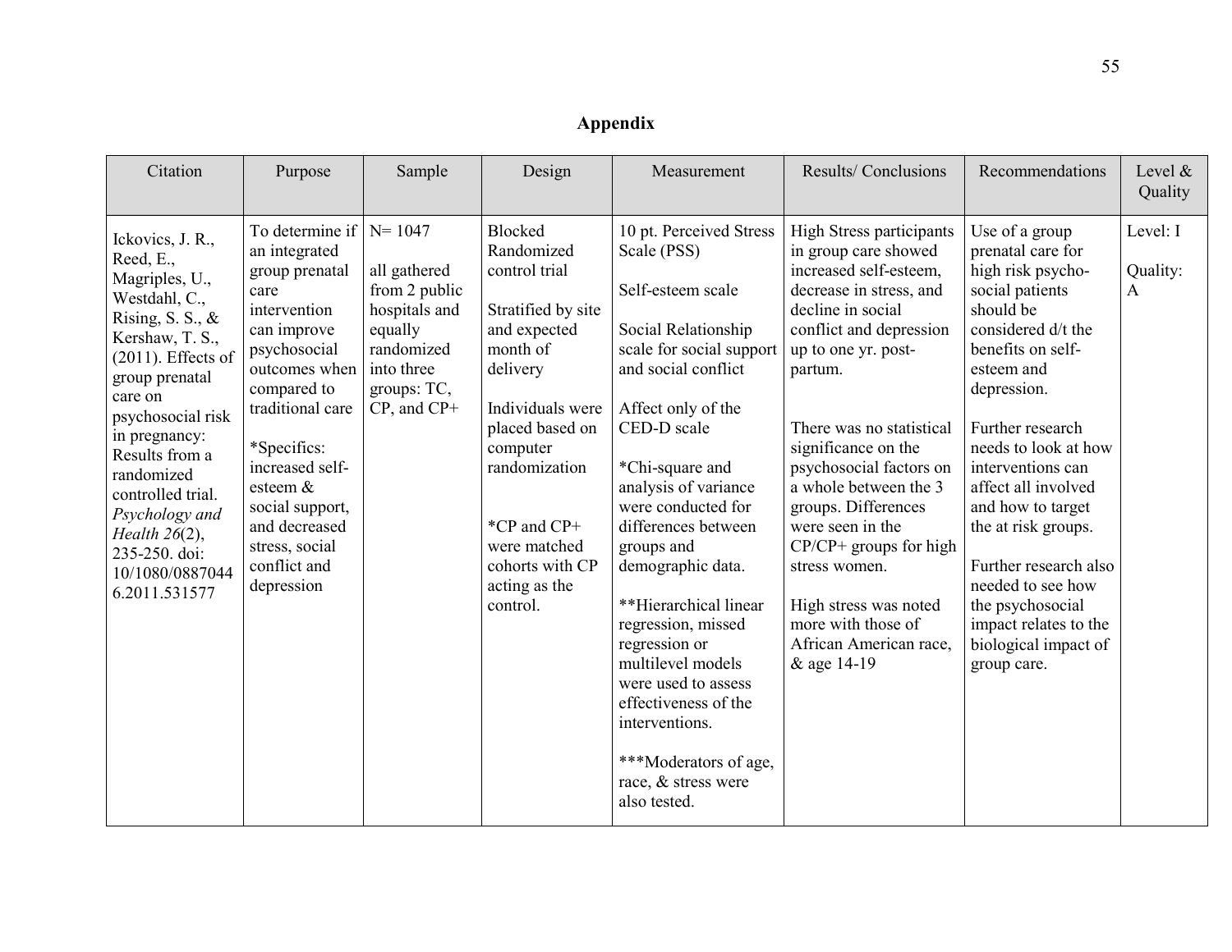## Appendix

| Citation | Purpose | Sample | Design | Measurement | Results/ Conclusions | Recommendations | Level & Quality |
|---|---|---|---|---|---|---|---|
| Ickovics, J. R., Reed, E., Magriples, U., Westdahl, C., Rising, S. S., & Kershaw, T. S., (2011). Effects of group prenatal care on psychosocial risk in pregnancy: Results from a randomized controlled trial. *Psychology and Health 26*(2), 235-250. doi: 10/1080/08870446.2011.531577 | To determine if an integrated group prenatal care intervention can improve psychosocial outcomes when compared to traditional care<br><br>*Specifics: increased self-esteem & social support, and decreased stress, social conflict and depression | N= 1047<br><br>all gathered from 2 public hospitals and equally randomized into three groups: TC, CP, and CP+ | Blocked Randomized control trial<br><br>Stratified by site and expected month of delivery<br><br>Individuals were placed based on computer randomization<br><br>*CP and CP+ were matched cohorts with CP acting as the control. | 10 pt. Perceived Stress Scale (PSS)<br><br>Self-esteem scale<br><br>Social Relationship scale for social support and social conflict<br><br>Affect only of the CED-D scale<br><br>*Chi-square and analysis of variance were conducted for differences between groups and demographic data.<br><br>**Hierarchical linear regression, missed regression or multilevel models were used to assess effectiveness of the interventions.<br><br>***Moderators of age, race, & stress were also tested. | High Stress participants in group care showed increased self-esteem, decrease in stress, and decline in social conflict and depression up to one yr. post-partum.<br><br>There was no statistical significance on the psychosocial factors on a whole between the 3 groups. Differences were seen in the CP/CP+ groups for high stress women.<br><br>High stress was noted more with those of African American race, & age 14-19 | Use of a group prenatal care for high risk psycho-social patients should be considered d/t the benefits on self-esteem and depression.<br><br>Further research needs to look at how interventions can affect all involved and how to target the at risk groups.<br><br>Further research also needed to see how the psychosocial impact relates to the biological impact of group care. | Level: I<br><br>Quality: A |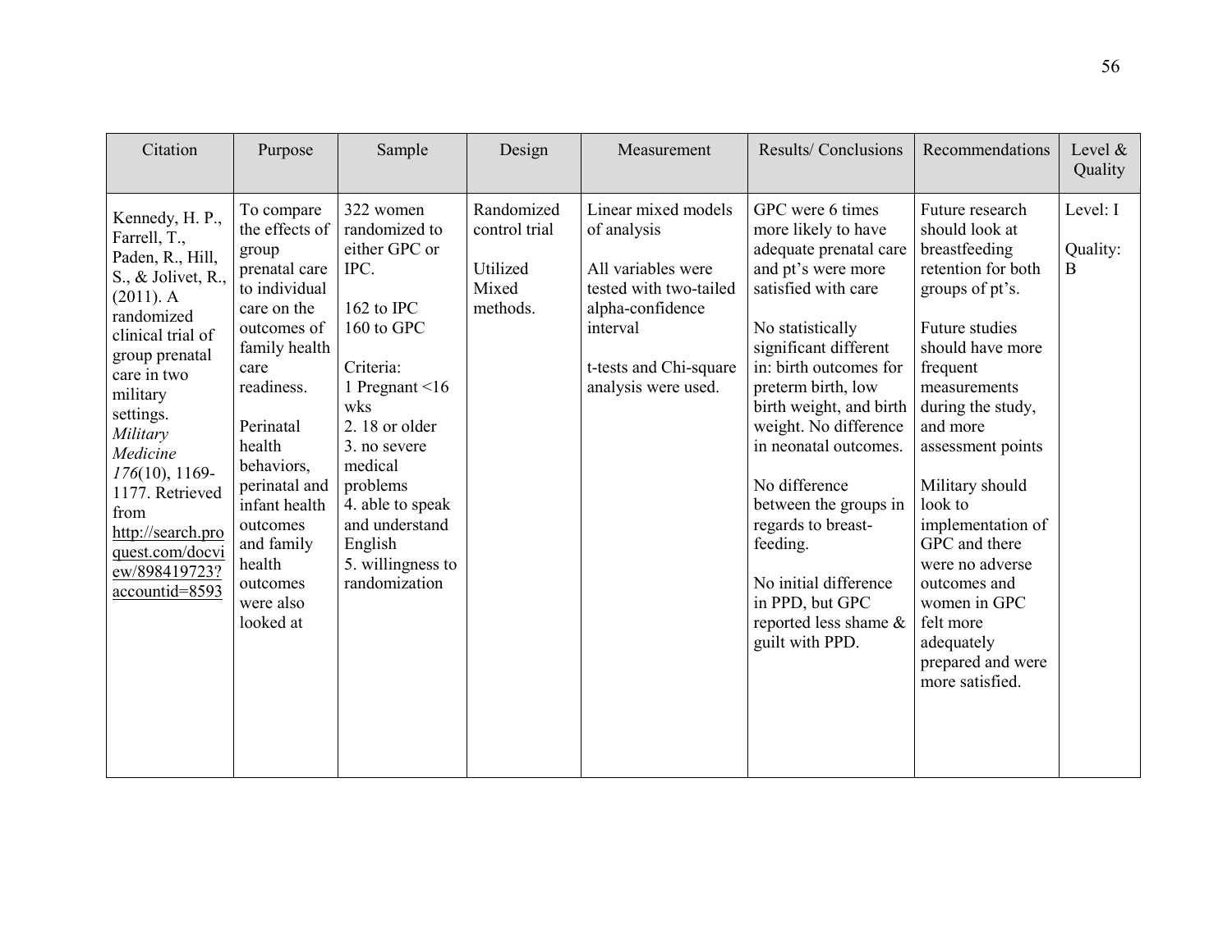| Citation | Purpose | Sample | Design | Measurement | Results/ Conclusions | Recommendations | Level & Quality |
|---|---|---|---|---|---|---|---|
| Kennedy, H. P., Farrell, T., Paden, R., Hill, S., & Jolivet, R., (2011). A randomized clinical trial of group prenatal care in two military settings. *Military Medicine 176*(10), 1169-1177. Retrieved from http://search.proquest.com/docview/898419723?accountid=8593 | To compare the effects of group prenatal care to individual care on the outcomes of family health care readiness.<br><br>Perinatal health behaviors, perinatal and infant health outcomes and family health outcomes were also looked at | 322 women randomized to either GPC or IPC.<br><br>162 to IPC<br>160 to GPC<br><br>Criteria:<br>1 Pregnant <16 wks<br>2. 18 or older<br>3. no severe medical problems<br>4. able to speak and understand English<br>5. willingness to randomization | Randomized control trial<br><br>Utilized Mixed methods. | Linear mixed models of analysis<br><br>All variables were tested with two-tailed alpha-confidence interval<br><br>t-tests and Chi-square analysis were used. | GPC were 6 times more likely to have adequate prenatal care and pt's were more satisfied with care<br><br>No statistically significant different in: birth outcomes for preterm birth, low birth weight, and birth weight. No difference in neonatal outcomes.<br><br>No difference between the groups in regards to breast-feeding.<br><br>No initial difference in PPD, but GPC reported less shame & guilt with PPD. | Future research should look at breastfeeding retention for both groups of pt's.<br><br>Future studies should have more frequent measurements during the study, and more assessment points<br><br>Military should look to implementation of GPC and there were no adverse outcomes and women in GPC felt more adequately prepared and were more satisfied. | Level: I<br><br>Quality: B |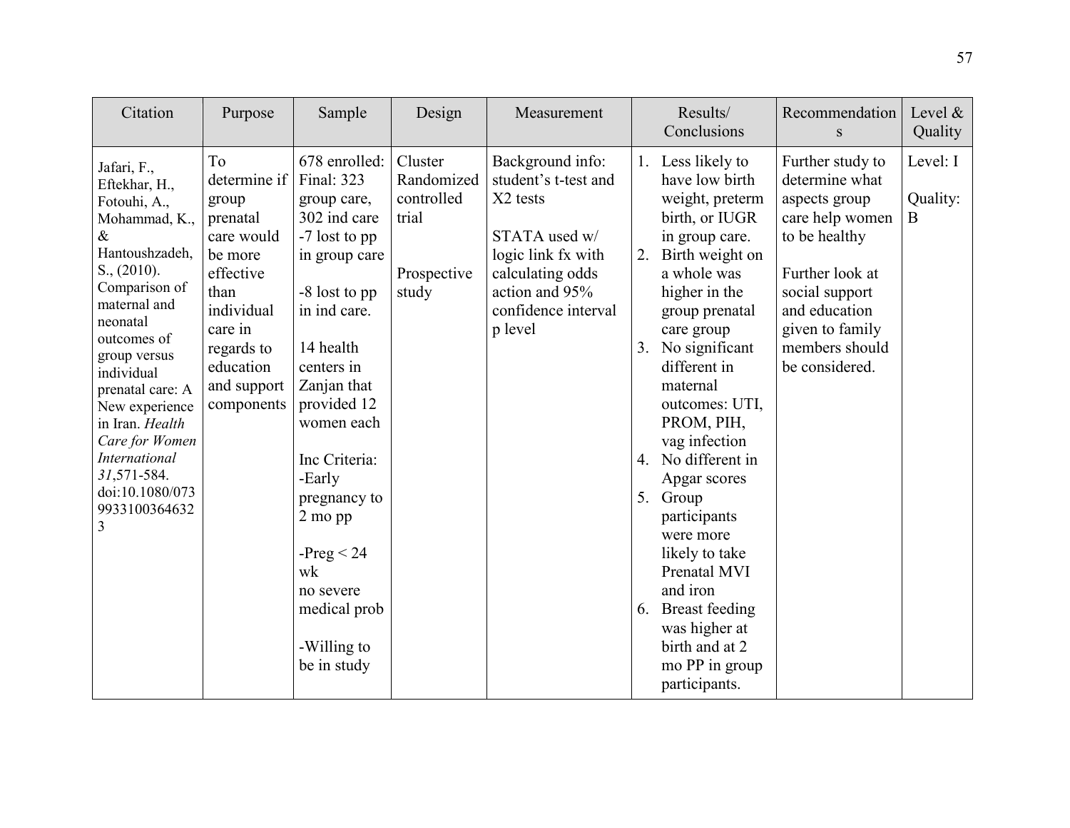| Citation | Purpose | Sample | Design | Measurement | Results/ Conclusions | Recommendations | Level & Quality |
|---|---|---|---|---|---|---|---|
| Jafari, F., Eftekhar, H., Fotouhi, A., Mohammad, K., & Hantoushzadeh, S., (2010). Comparison of maternal and neonatal outcomes of group versus individual prenatal care: A New experience in Iran. *Health Care for Women International 31*,571-584. doi:10.1080/07399331003646323 | To determine if group prenatal care would be more effective than individual care in regards to education and support components | 678 enrolled: Final: 323 group care, 302 ind care -7 lost to pp in group care<br><br>-8 lost to pp in ind care.<br><br>14 health centers in Zanjan that provided 12 women each<br><br>Inc Criteria:<br>-Early pregnancy to 2 mo pp<br><br>-Preg < 24 wk<br>no severe medical prob<br><br>-Willing to be in study | Cluster Randomized controlled trial<br><br>Prospective study | Background info: student's t-test and X2 tests<br><br>STATA used w/ logic link fx with calculating odds action and 95% confidence interval p level | 1. Less likely to have low birth weight, preterm birth, or IUGR in group care.<br>2. Birth weight on a whole was higher in the group prenatal care group<br>3. No significant different in maternal outcomes: UTI, PROM, PIH, vag infection<br>4. No different in Apgar scores<br>5. Group participants were more likely to take Prenatal MVI and iron<br>6. Breast feeding was higher at birth and at 2 mo PP in group participants. | Further study to determine what aspects group care help women to be healthy<br><br>Further look at social support and education given to family members should be considered. | Level: I<br><br>Quality: B |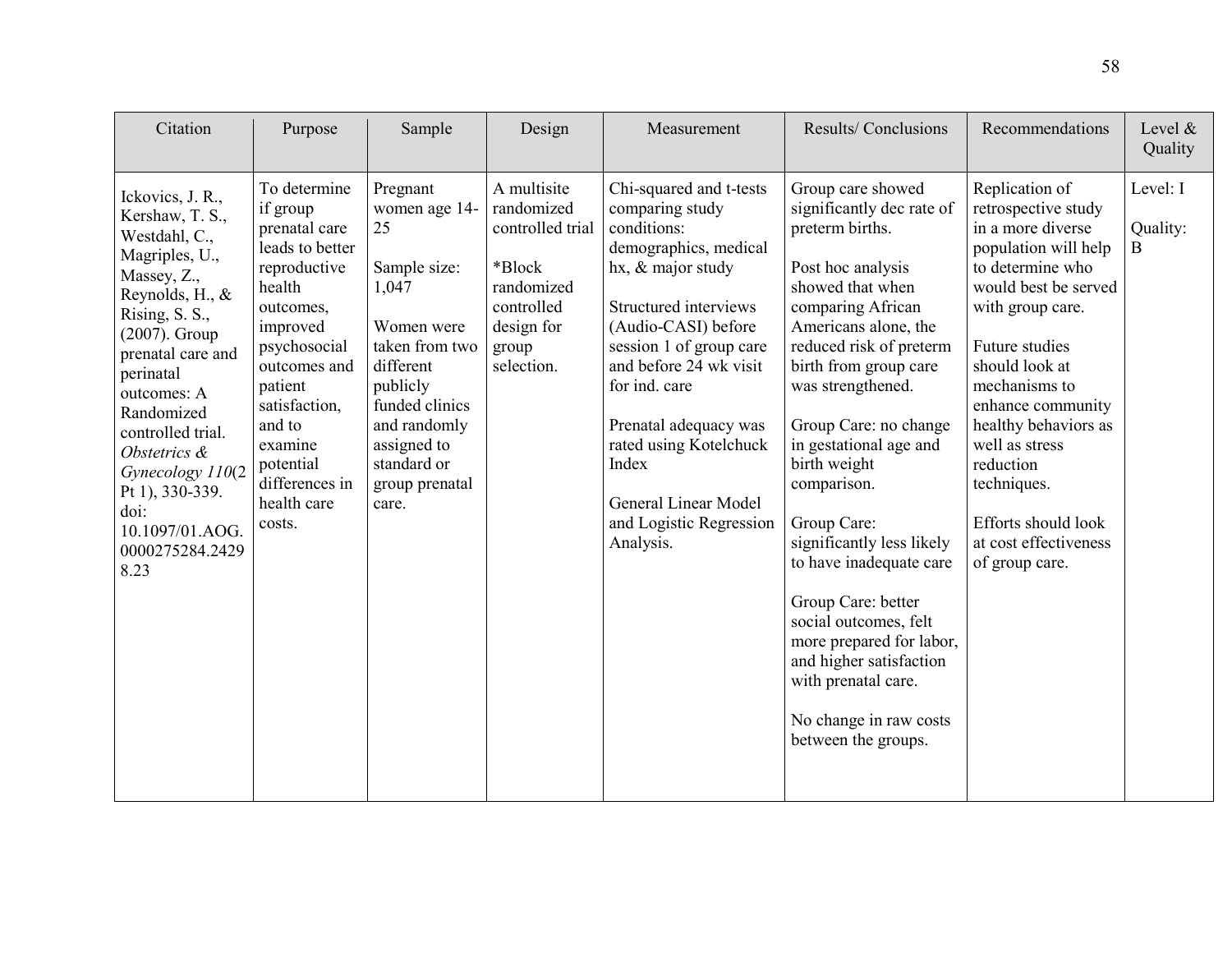| Citation | Purpose | Sample | Design | Measurement | Results/ Conclusions | Recommendations | Level & Quality |
|---|---|---|---|---|---|---|---|
| Ickovics, J. R., Kershaw, T. S., Westdahl, C., Magriples, U., Massey, Z., Reynolds, H., & Rising, S. S., (2007). Group prenatal care and perinatal outcomes: A Randomized controlled trial. *Obstetrics & Gynecology 110*(2 Pt 1), 330-339. doi: 10.1097/01.AOG.0000275284.24298.23 | To determine if group prenatal care leads to better reproductive health outcomes, improved psychosocial outcomes and patient satisfaction, and to examine potential differences in health care costs. | Pregnant women age 14-25<br><br>Sample size: 1,047<br><br>Women were taken from two different publicly funded clinics and randomly assigned to standard or group prenatal care. | A multisite randomized controlled trial<br><br>*Block randomized controlled design for group selection. | Chi-squared and t-tests comparing study conditions: demographics, medical hx, & major study<br><br>Structured interviews (Audio-CASI) before session 1 of group care and before 24 wk visit for ind. care<br><br>Prenatal adequacy was rated using Kotelchuck Index<br><br>General Linear Model and Logistic Regression Analysis. | Group care showed significantly dec rate of preterm births.<br><br>Post hoc analysis showed that when comparing African Americans alone, the reduced risk of preterm birth from group care was strengthened.<br><br>Group Care: no change in gestational age and birth weight comparison.<br><br>Group Care: significantly less likely to have inadequate care<br><br>Group Care: better social outcomes, felt more prepared for labor, and higher satisfaction with prenatal care.<br><br>No change in raw costs between the groups. | Replication of retrospective study in a more diverse population will help to determine who would best be served with group care.<br><br>Future studies should look at mechanisms to enhance community healthy behaviors as well as stress reduction techniques.<br><br>Efforts should look at cost effectiveness of group care. | Level: I<br><br>Quality: B |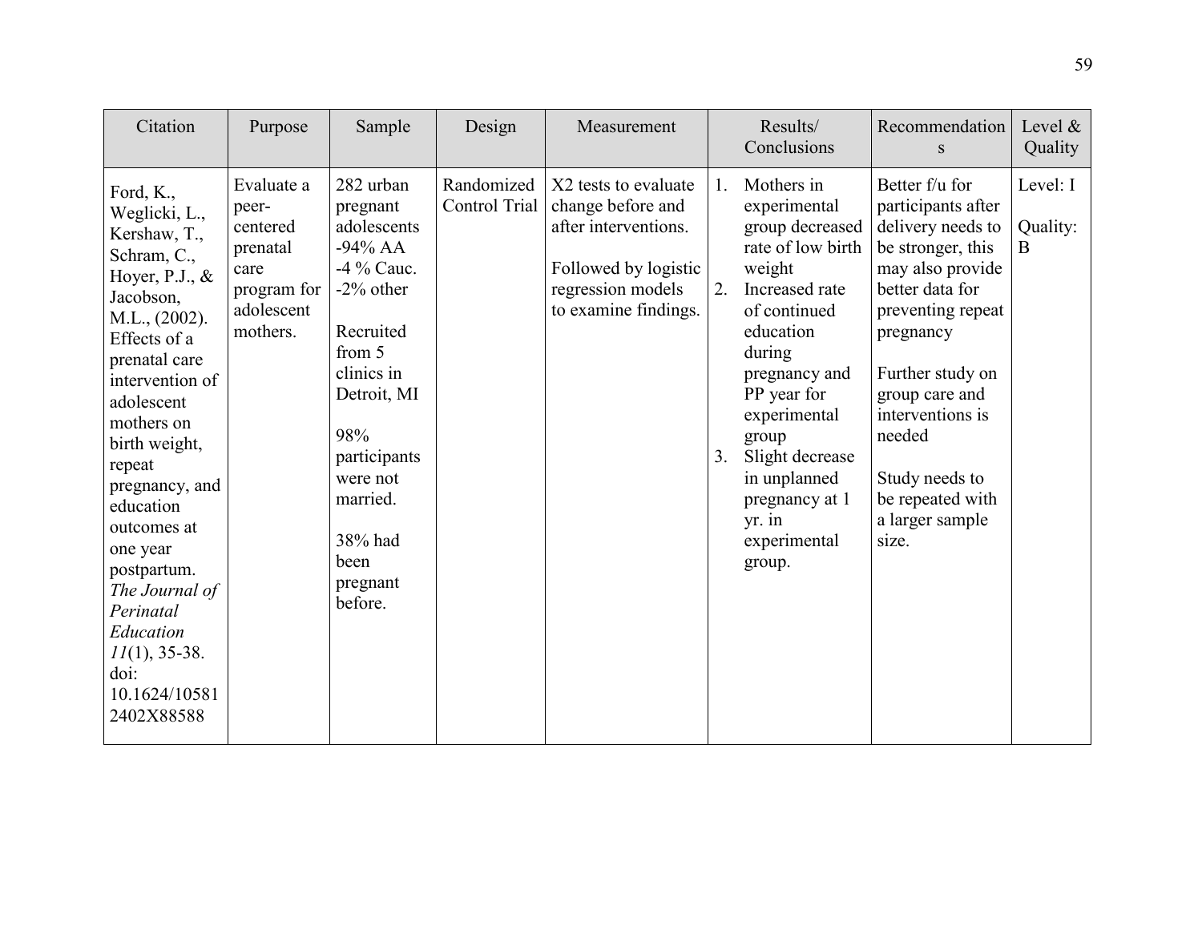| Citation | Purpose | Sample | Design | Measurement | Results/ Conclusions | Recommendations | Level & Quality |
|---|---|---|---|---|---|---|---|
| Ford, K., Weglicki, L., Kershaw, T., Schram, C., Hoyer, P.J., & Jacobson, M.L., (2002). Effects of a prenatal care intervention of adolescent mothers on birth weight, repeat pregnancy, and education outcomes at one year postpartum. *The Journal of Perinatal Education* *11*(1), 35-38. doi: 10.1624/105812402X88588 | Evaluate a peer-centered prenatal care program for adolescent mothers. | 282 urban pregnant adolescents -94% AA -4 % Cauc. -2% other<br><br>Recruited from 5 clinics in Detroit, MI<br><br>98% participants were not married.<br><br>38% had been pregnant before. | Randomized Control Trial | X2 tests to evaluate change before and after interventions.<br><br>Followed by logistic regression models to examine findings. | 1. Mothers in experimental group decreased rate of low birth weight<br>2. Increased rate of continued education during pregnancy and PP year for experimental group<br>3. Slight decrease in unplanned pregnancy at 1 yr. in experimental group. | Better f/u for participants after delivery needs to be stronger, this may also provide better data for preventing repeat pregnancy<br><br>Further study on group care and interventions is needed<br><br>Study needs to be repeated with a larger sample size. | Level: I<br><br>Quality: B |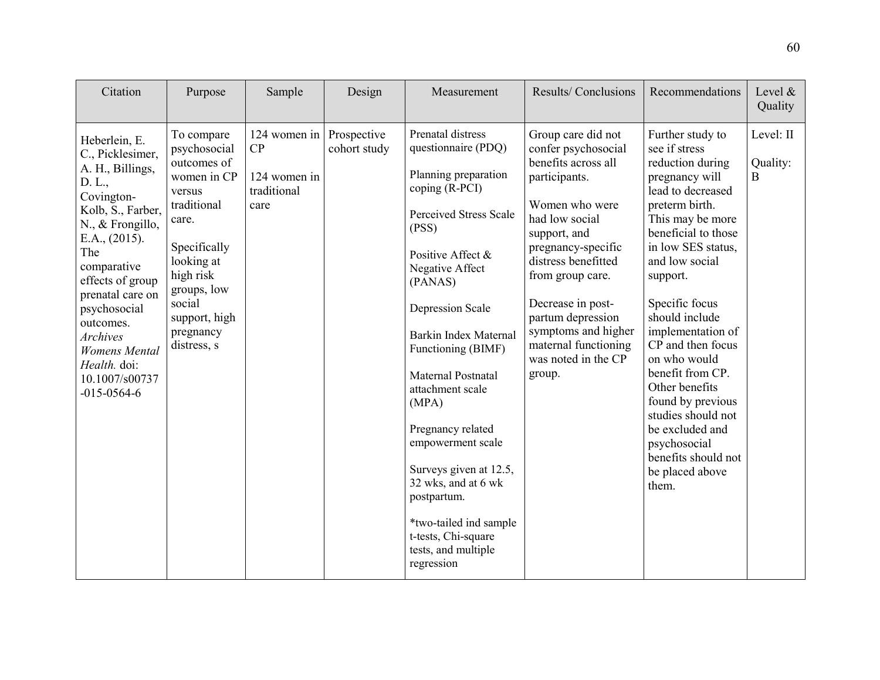| Citation | Purpose | Sample | Design | Measurement | Results/ Conclusions | Recommendations | Level & Quality |
|---|---|---|---|---|---|---|---|
| Heberlein, E. C., Picklesimer, A. H., Billings, D. L., Covington-Kolb, S., Farber, N., & Frongillo, E.A., (2015). The comparative effects of group prenatal care on psychosocial outcomes. *Archives Womens Mental Health.* doi: 10.1007/s00737-015-0564-6 | To compare psychosocial outcomes of women in CP versus traditional care.<br><br>Specifically looking at high risk groups, low social support, high pregnancy distress, s | 124 women in CP<br><br>124 women in traditional care | Prospective cohort study | Prenatal distress questionnaire (PDQ)<br><br>Planning preparation coping (R-PCI)<br><br>Perceived Stress Scale (PSS)<br><br>Positive Affect & Negative Affect (PANAS)<br><br>Depression Scale<br><br>Barkin Index Maternal Functioning (BIMF)<br><br>Maternal Postnatal attachment scale (MPA)<br><br>Pregnancy related empowerment scale<br><br>Surveys given at 12.5, 32 wks, and at 6 wk postpartum.<br><br>*two-tailed ind sample t-tests, Chi-square tests, and multiple regression | Group care did not confer psychosocial benefits across all participants.<br><br>Women who were had low social support, and pregnancy-specific distress benefitted from group care.<br><br>Decrease in post-partum depression symptoms and higher maternal functioning was noted in the CP group. | Further study to see if stress reduction during pregnancy will lead to decreased preterm birth. This may be more beneficial to those in low SES status, and low social support.<br><br>Specific focus should include implementation of CP and then focus on who would benefit from CP. Other benefits found by previous studies should not be excluded and psychosocial benefits should not be placed above them. | Level: II<br><br>Quality: B |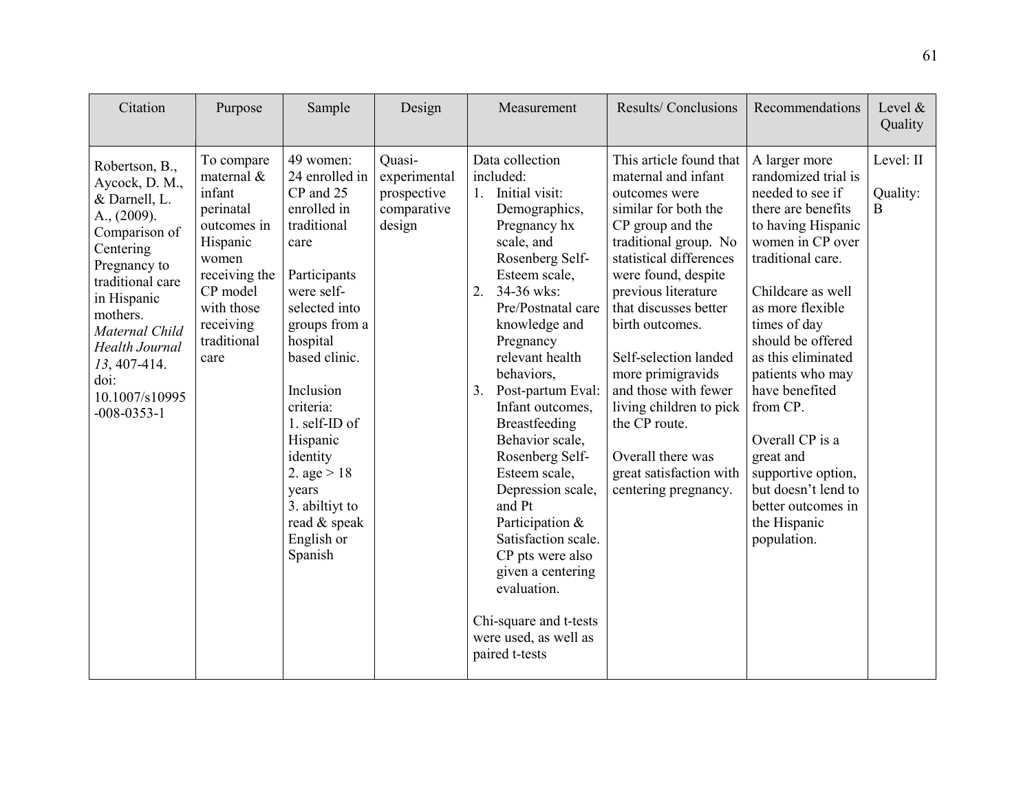| Citation | Purpose | Sample | Design | Measurement | Results/ Conclusions | Recommendations | Level & Quality |
|---|---|---|---|---|---|---|---|
| Robertson, B., Aycock, D. M., & Darnell, L. A., (2009). Comparison of Centering Pregnancy to traditional care in Hispanic mothers. *Maternal Child Health Journal 13*, 407-414. doi: 10.1007/s10995-008-0353-1 | To compare maternal & infant perinatal outcomes in Hispanic women receiving the CP model with those receiving traditional care | 49 women: 24 enrolled in CP and 25 enrolled in traditional care<br><br>Participants were self-selected into groups from a hospital based clinic.<br><br>Inclusion criteria:<br>1. self-ID of Hispanic identity<br>2. age > 18 years<br>3. abiltiyt to read & speak English or Spanish | Quasi-experimental prospective comparative design | Data collection included:<br>1. Initial visit: Demographics, Pregnancy hx scale, and Rosenberg Self-Esteem scale,<br>2. 34-36 wks: Pre/Postnatal care knowledge and Pregnancy relevant health behaviors,<br>3. Post-partum Eval: Infant outcomes, Breastfeeding Behavior scale, Rosenberg Self-Esteem scale, Depression scale, and Pt Participation & Satisfaction scale. CP pts were also given a centering evaluation.<br><br>Chi-square and t-tests were used, as well as paired t-tests | This article found that maternal and infant outcomes were similar for both the CP group and the traditional group. No statistical differences were found, despite previous literature that discusses better birth outcomes.<br><br>Self-selection landed more primigravids and those with fewer living children to pick the CP route.<br><br>Overall there was great satisfaction with centering pregnancy. | A larger more randomized trial is needed to see if there are benefits to having Hispanic women in CP over traditional care.<br><br>Childcare as well as more flexible times of day should be offered as this eliminated patients who may have benefited from CP.<br><br>Overall CP is a great and supportive option, but doesn't lend to better outcomes in the Hispanic population. | Level: II<br><br>Quality: B |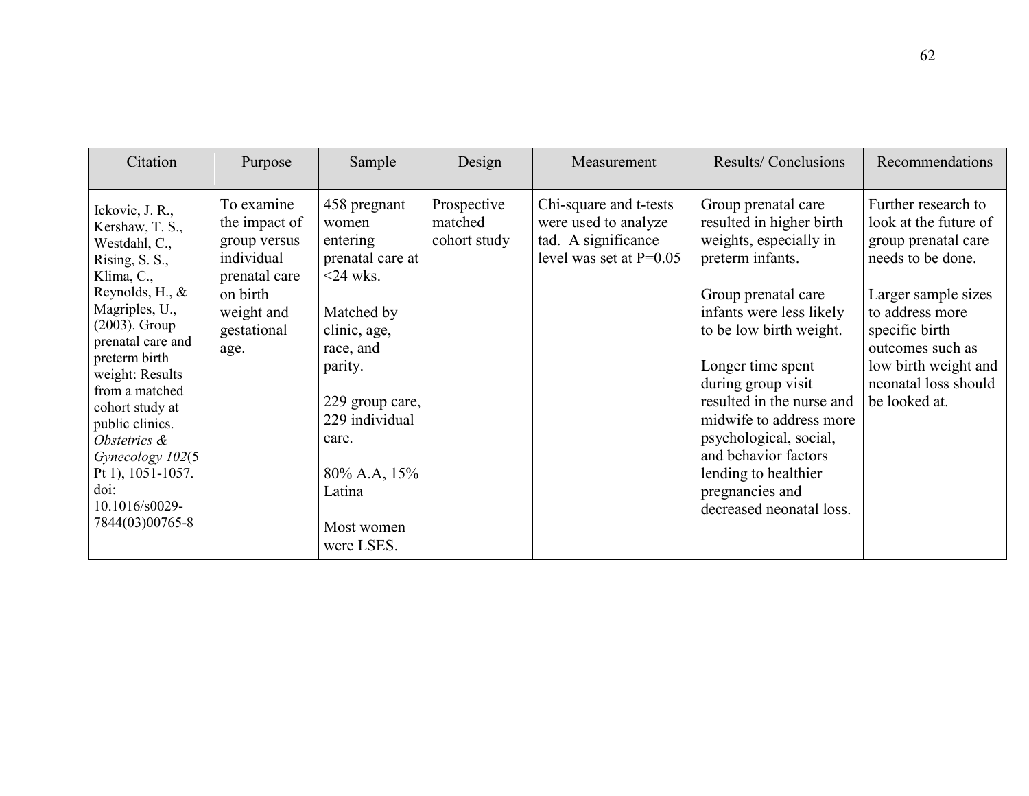| Citation | Purpose | Sample | Design | Measurement | Results/ Conclusions | Recommendations |
|---|---|---|---|---|---|---|
| Ickovic, J. R., Kershaw, T. S., Westdahl, C., Rising, S. S., Klima, C., Reynolds, H., & Magriples, U., (2003). Group prenatal care and preterm birth weight: Results from a matched cohort study at public clinics. *Obstetrics & Gynecology 102*(5 Pt 1), 1051-1057. doi: 10.1016/s0029-7844(03)00765-8 | To examine the impact of group versus individual prenatal care on birth weight and gestational age. | 458 pregnant women entering prenatal care at <24 wks.<br><br>Matched by clinic, age, race, and parity.<br><br>229 group care, 229 individual care.<br><br>80% A.A, 15% Latina<br><br>Most women were LSES. | Prospective matched cohort study | Chi-square and t-tests were used to analyze tad. A significance level was set at P=0.05 | Group prenatal care resulted in higher birth weights, especially in preterm infants.<br><br>Group prenatal care infants were less likely to be low birth weight.<br><br>Longer time spent during group visit resulted in the nurse and midwife to address more psychological, social, and behavior factors lending to healthier pregnancies and decreased neonatal loss. | Further research to look at the future of group prenatal care needs to be done.<br><br>Larger sample sizes to address more specific birth outcomes such as low birth weight and neonatal loss should be looked at. |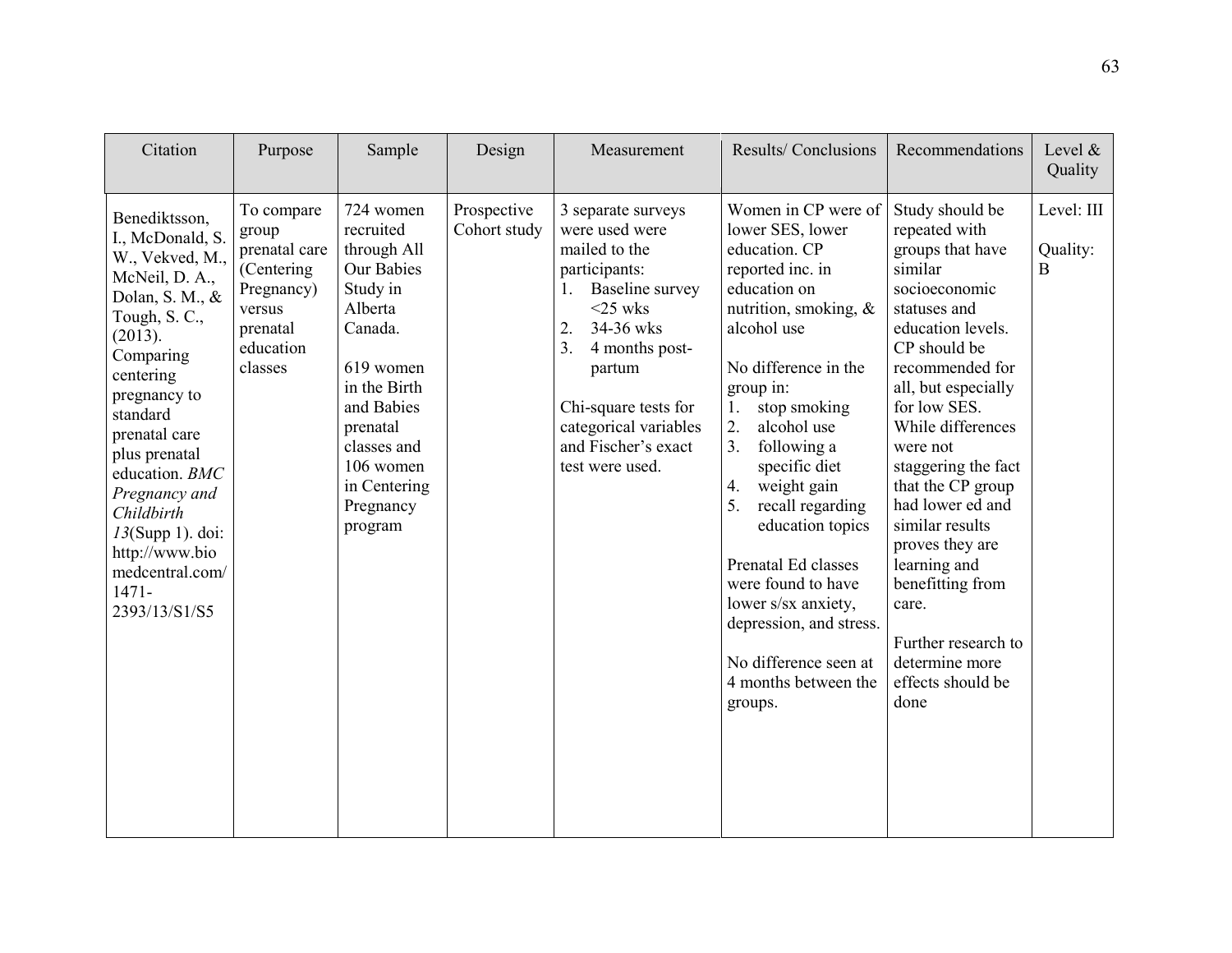| Citation | Purpose | Sample | Design | Measurement | Results/ Conclusions | Recommendations | Level & Quality |
|---|---|---|---|---|---|---|---|
| Benediktsson, I., McDonald, S. W., Vekved, M., McNeil, D. A., Dolan, S. M., & Tough, S. C., (2013). Comparing centering pregnancy to standard prenatal care plus prenatal education. *BMC Pregnancy and Childbirth 13*(Supp 1). doi: http://www.biomedcentral.com/1471-2393/13/S1/S5 | To compare group prenatal care (Centering Pregnancy) versus prenatal education classes | 724 women recruited through All Our Babies Study in Alberta Canada.<br><br>619 women in the Birth and Babies prenatal classes and 106 women in Centering Pregnancy program | Prospective Cohort study | 3 separate surveys were used were mailed to the participants:<br>1. Baseline survey <25 wks<br>2. 34-36 wks<br>3. 4 months post-partum<br><br>Chi-square tests for categorical variables and Fischer's exact test were used. | Women in CP were of lower SES, lower education. CP reported inc. in education on nutrition, smoking, & alcohol use<br><br>No difference in the group in:<br>1. stop smoking<br>2. alcohol use<br>3. following a specific diet<br>4. weight gain<br>5. recall regarding education topics<br><br>Prenatal Ed classes were found to have lower s/sx anxiety, depression, and stress.<br><br>No difference seen at 4 months between the groups. | Study should be repeated with groups that have similar socioeconomic statuses and education levels. CP should be recommended for all, but especially for low SES. While differences were not staggering the fact that the CP group had lower ed and similar results proves they are learning and benefitting from care.<br><br>Further research to determine more effects should be done | Level: III<br><br>Quality: B |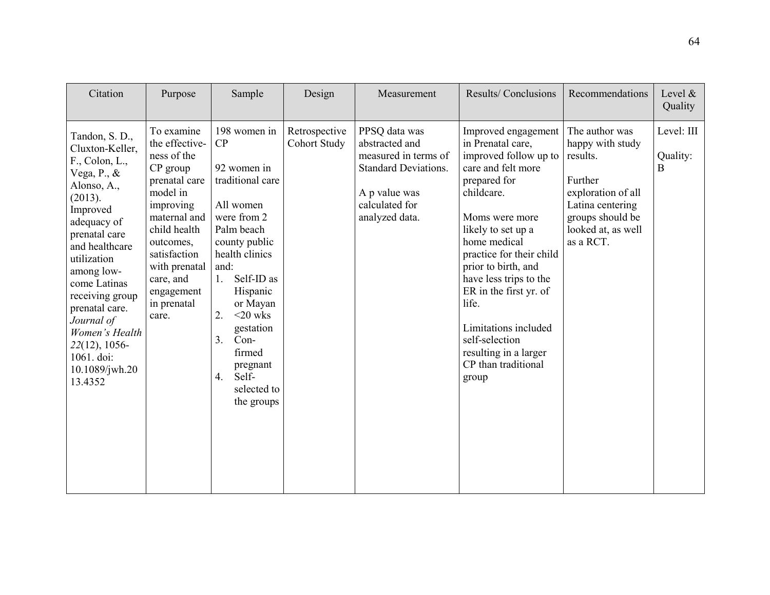| Citation | Purpose | Sample | Design | Measurement | Results/ Conclusions | Recommendations | Level & Quality |
|---|---|---|---|---|---|---|---|
| Tandon, S. D., Cluxton-Keller, F., Colon, L., Vega, P., & Alonso, A., (2013). Improved adequacy of prenatal care and healthcare utilization among low-come Latinas receiving group prenatal care. *Journal of Women's Health 22*(12), 1056-1061. doi: 10.1089/jwh.2013.4352 | To examine the effectiveness of the CP group prenatal care model in improving maternal and child health outcomes, satisfaction with prenatal care, and engagement in prenatal care. | 198 women in CP<br><br>92 women in traditional care<br><br>All women were from 2 Palm beach county public health clinics and:<br>1. Self-ID as Hispanic or Mayan<br>2. <20 wks gestation<br>3. Confirmed pregnant<br>4. Self-selected to the groups | Retrospective Cohort Study | PPSQ data was abstracted and measured in terms of Standard Deviations.<br><br>A p value was calculated for analyzed data. | Improved engagement in Prenatal care, improved follow up to care and felt more prepared for childcare.<br><br>Moms were more likely to set up a home medical practice for their child prior to birth, and have less trips to the ER in the first yr. of life.<br><br>Limitations included self-selection resulting in a larger CP than traditional group | The author was happy with study results.<br><br>Further exploration of all Latina centering groups should be looked at, as well as a RCT. | Level: III<br><br>Quality: B |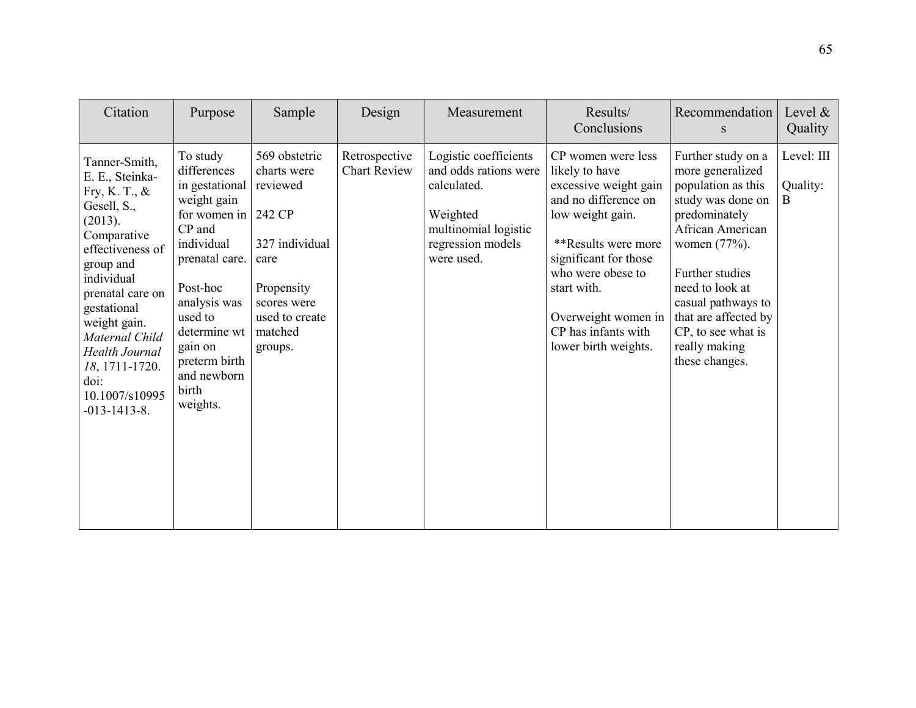| Citation | Purpose | Sample | Design | Measurement | Results/ Conclusions | Recommendations | Level & Quality |
|---|---|---|---|---|---|---|---|
| Tanner-Smith, E. E., Steinka-Fry, K. T., & Gesell, S., (2013). Comparative effectiveness of group and individual prenatal care on gestational weight gain. *Maternal Child Health Journal 18*, 1711-1720. doi: 10.1007/s10995-013-1413-8. | To study differences in gestational weight gain for women in CP and individual prenatal care.<br><br>Post-hoc analysis was used to determine wt gain on preterm birth and newborn birth weights. | 569 obstetric charts were reviewed<br><br>242 CP<br><br>327 individual care<br><br>Propensity scores were used to create matched groups. | Retrospective Chart Review | Logistic coefficients and odds rations were calculated.<br><br>Weighted multinomial logistic regression models were used. | CP women were less likely to have excessive weight gain and no difference on low weight gain.<br><br>**Results were more significant for those who were obese to start with.<br><br>Overweight women in CP has infants with lower birth weights. | Further study on a more generalized population as this study was done on predominately African American women (77%).<br><br>Further studies need to look at casual pathways to that are affected by CP, to see what is really making these changes. | Level: III<br><br>Quality: B |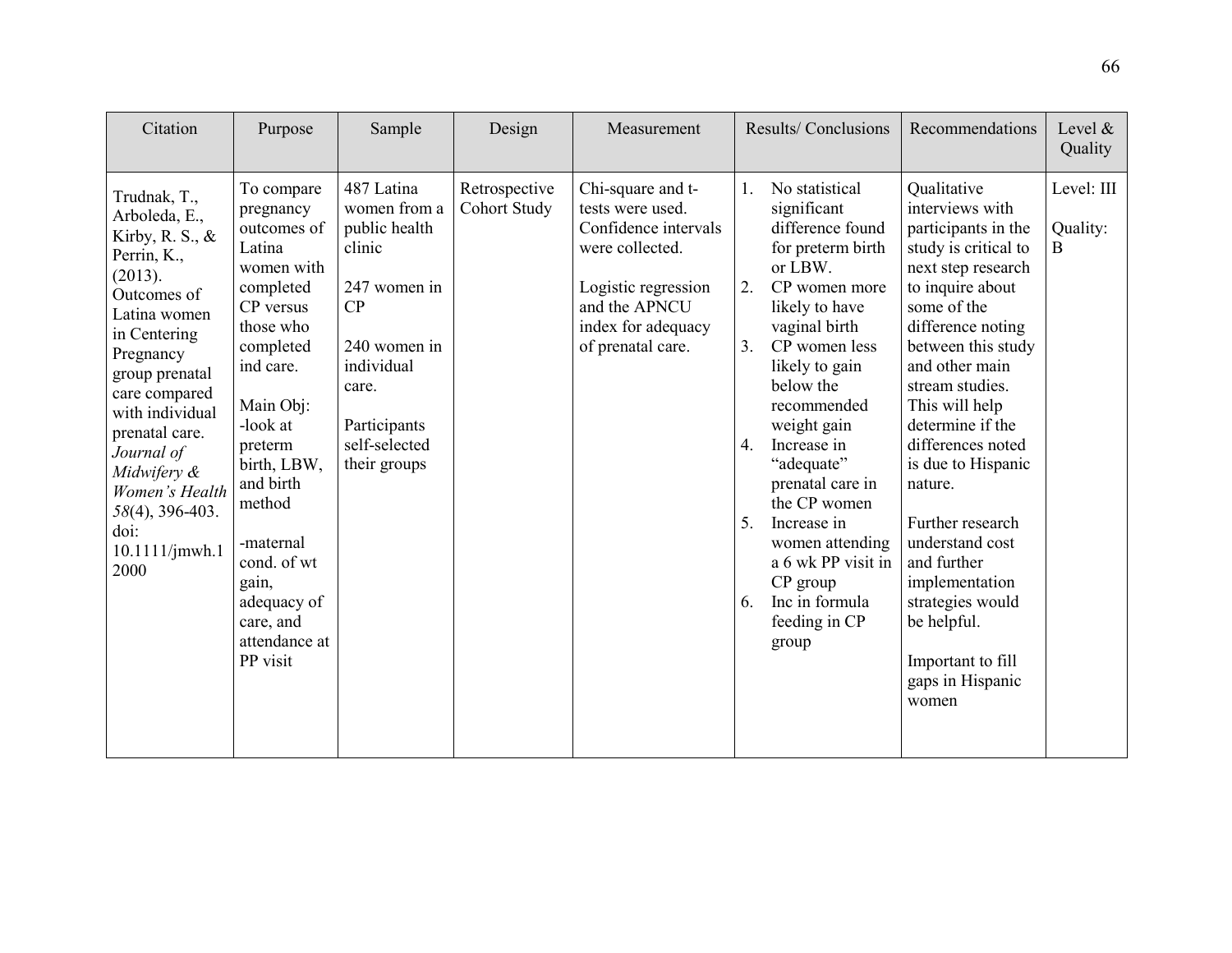| Citation | Purpose | Sample | Design | Measurement | Results/ Conclusions | Recommendations | Level & Quality |
|---|---|---|---|---|---|---|---|
| Trudnak, T., Arboleda, E., Kirby, R. S., & Perrin, K., (2013). Outcomes of Latina women in Centering Pregnancy group prenatal care compared with individual prenatal care. *Journal of Midwifery & Women's Health 58*(4), 396-403. doi: 10.1111/jmwh.12000 | To compare pregnancy outcomes of Latina women with completed CP versus those who completed ind care.<br><br>Main Obj:<br>-look at preterm birth, LBW, and birth method<br><br>-maternal cond. of wt gain, adequacy of care, and attendance at PP visit | 487 Latina women from a public health clinic<br><br>247 women in CP<br><br>240 women in individual care.<br><br>Participants self-selected their groups | Retrospective Cohort Study | Chi-square and t-tests were used. Confidence intervals were collected.<br><br>Logistic regression and the APNCU index for adequacy of prenatal care. | 1. No statistical significant difference found for preterm birth or LBW.<br>2. CP women more likely to have vaginal birth<br>3. CP women less likely to gain below the recommended weight gain<br>4. Increase in "adequate" prenatal care in the CP women<br>5. Increase in women attending a 6 wk PP visit in CP group<br>6. Inc in formula feeding in CP group | Qualitative interviews with participants in the study is critical to next step research to inquire about some of the difference noting between this study and other main stream studies. This will help determine if the differences noted is due to Hispanic nature.<br><br>Further research understand cost and further implementation strategies would be helpful.<br><br>Important to fill gaps in Hispanic women | Level: III<br><br>Quality: B |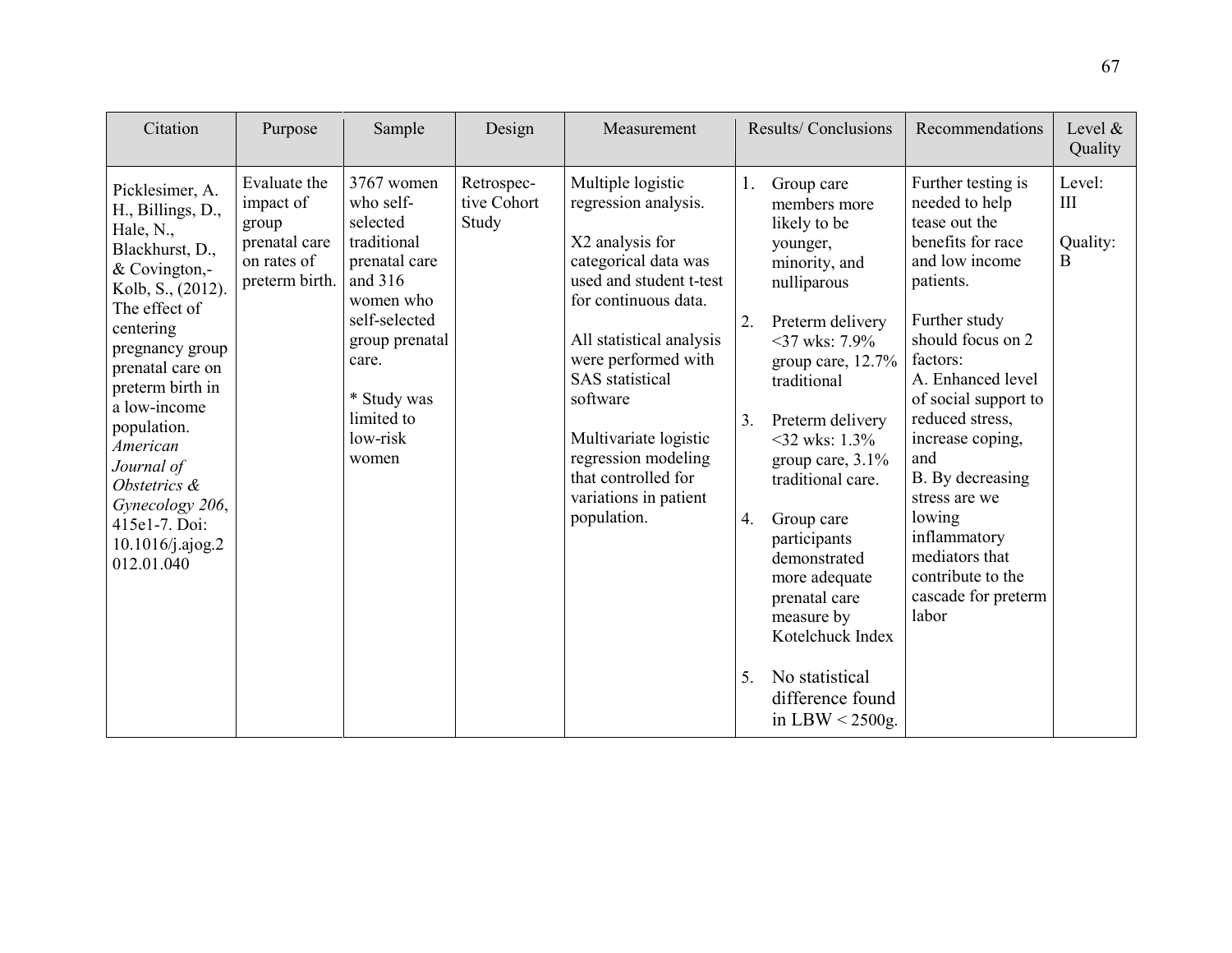| Citation | Purpose | Sample | Design | Measurement | Results/ Conclusions | Recommendations | Level & Quality |
|---|---|---|---|---|---|---|---|
| Picklesimer, A. H., Billings, D., Hale, N., Blackhurst, D., & Covington,-Kolb, S., (2012). The effect of centering pregnancy group prenatal care on preterm birth in a low-income population. *American Journal of Obstetrics & Gynecology 206*, 415e1-7. Doi: 10.1016/j.ajog.2012.01.040 | Evaluate the impact of group prenatal care on rates of preterm birth. | 3767 women who self-selected traditional prenatal care and 316 women who self-selected group prenatal care.<br><br>* Study was limited to low-risk women | Retrospective Cohort Study | Multiple logistic regression analysis.<br><br>X2 analysis for categorical data was used and student t-test for continuous data.<br><br>All statistical analysis were performed with SAS statistical software<br><br>Multivariate logistic regression modeling that controlled for variations in patient population. | 1. Group care members more likely to be younger, minority, and nulliparous<br><br>2. Preterm delivery <37 wks: 7.9% group care, 12.7% traditional<br><br>3. Preterm delivery <32 wks: 1.3% group care, 3.1% traditional care.<br><br>4. Group care participants demonstrated more adequate prenatal care measure by Kotelchuck Index<br><br>5. No statistical difference found in LBW < 2500g. | Further testing is needed to help tease out the benefits for race and low income patients.<br><br>Further study should focus on 2 factors:<br>A. Enhanced level of social support to reduced stress, increase coping, and<br>B. By decreasing stress are we lowing inflammatory mediators that contribute to the cascade for preterm labor | Level: III<br><br>Quality: B |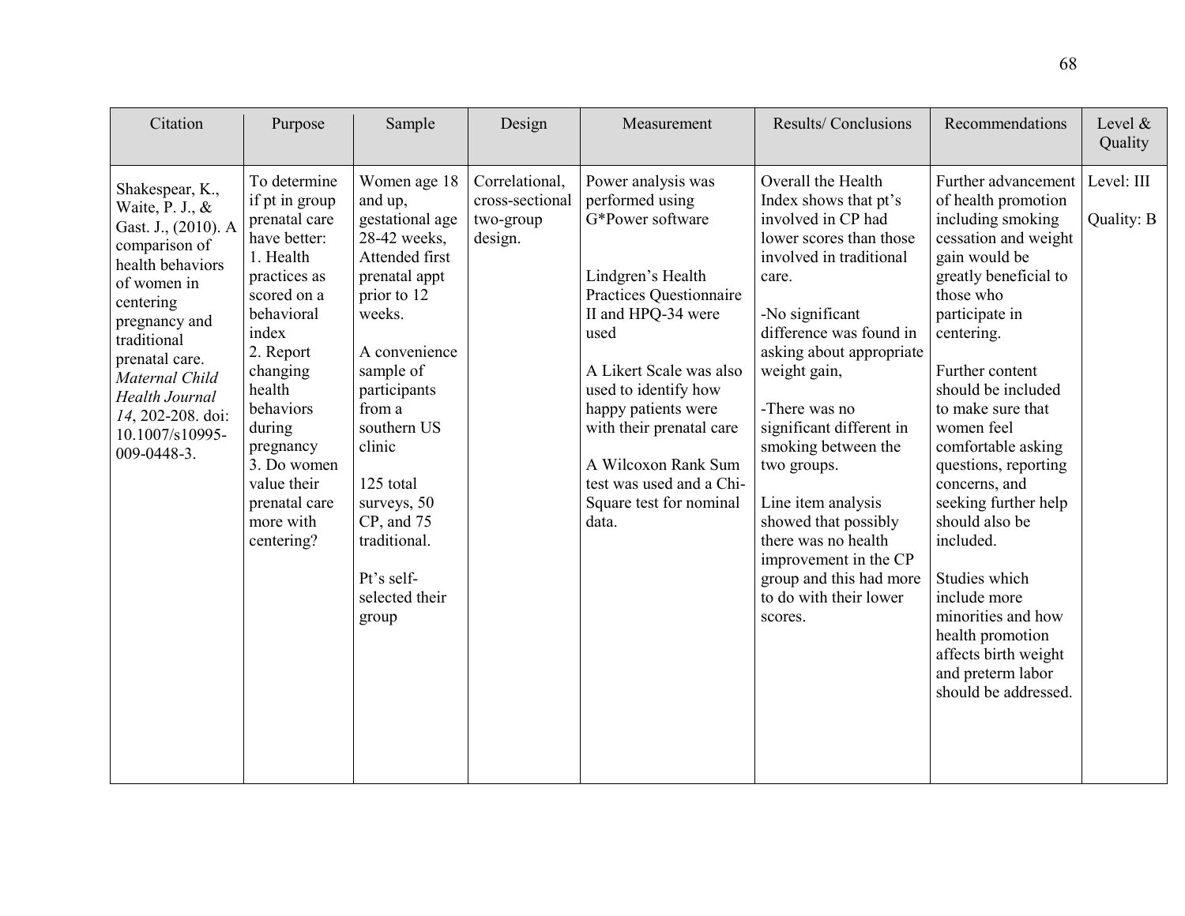| Citation | Purpose | Sample | Design | Measurement | Results/ Conclusions | Recommendations | Level & Quality |
|---|---|---|---|---|---|---|---|
| Shakespear, K., Waite, P. J., & Gast. J., (2010). A comparison of health behaviors of women in centering pregnancy and traditional prenatal care. *Maternal Child Health Journal 14*, 202-208. doi: 10.1007/s10995-009-0448-3. | To determine if pt in group prenatal care have better: 1. Health practices as scored on a behavioral index 2. Report changing health behaviors during pregnancy 3. Do women value their prenatal care more with centering? | Women age 18 and up, gestational age 28-42 weeks, Attended first prenatal appt prior to 12 weeks. A convenience sample of participants from a southern US clinic 125 total surveys, 50 CP, and 75 traditional. Pt's self-selected their group | Correlational, cross-sectional two-group design. | Power analysis was performed using G*Power software Lindgren's Health Practices Questionnaire II and HPQ-34 were used A Likert Scale was also used to identify how happy patients were with their prenatal care A Wilcoxon Rank Sum test was used and a Chi-Square test for nominal data. | Overall the Health Index shows that pt's involved in CP had lower scores than those involved in traditional care. -No significant difference was found in asking about appropriate weight gain, -There was no significant different in smoking between the two groups. Line item analysis showed that possibly there was no health improvement in the CP group and this had more to do with their lower scores. | Further advancement of health promotion including smoking cessation and weight gain would be greatly beneficial to those who participate in centering. Further content should be included to make sure that women feel comfortable asking questions, reporting concerns, and seeking further help should also be included. Studies which include more minorities and how health promotion affects birth weight and preterm labor should be addressed. | Level: III Quality: B |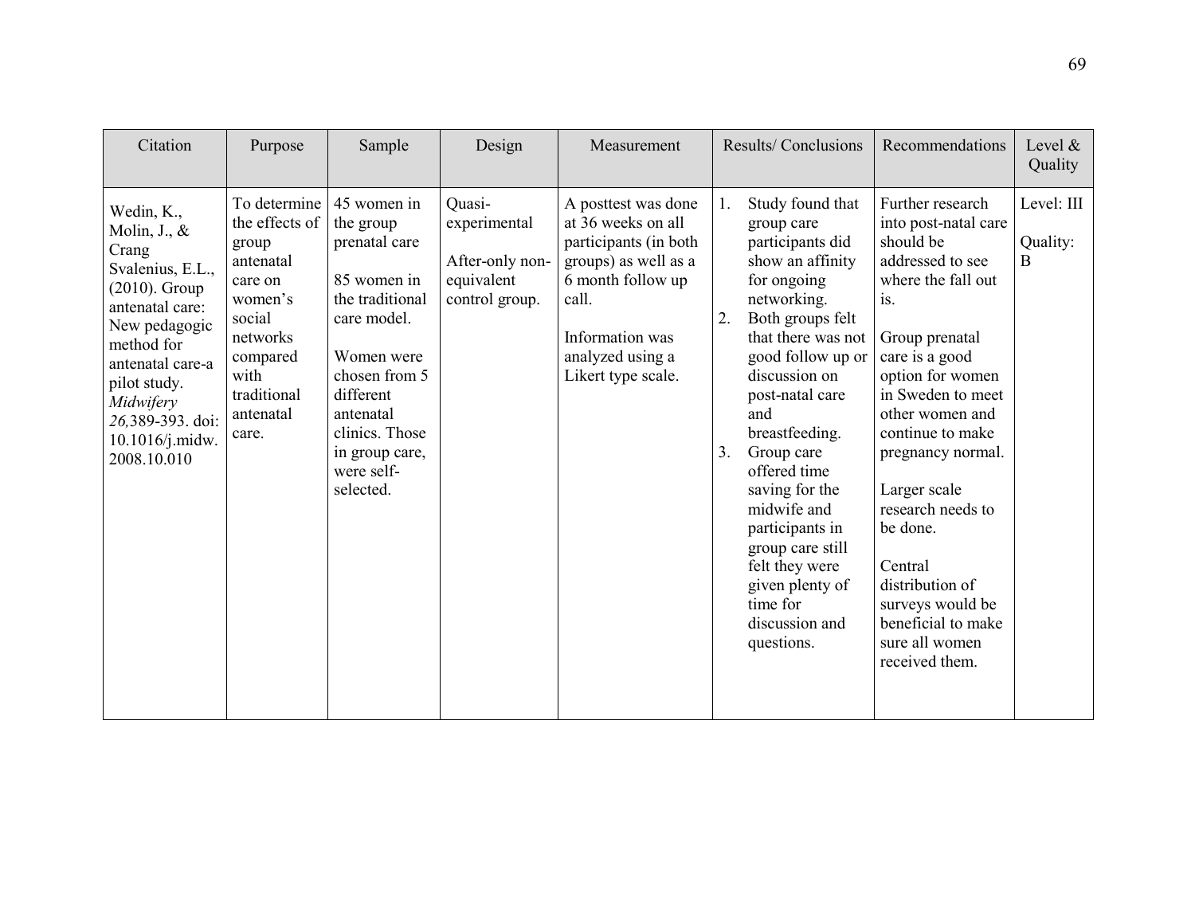| Citation | Purpose | Sample | Design | Measurement | Results/ Conclusions | Recommendations | Level & Quality |
|---|---|---|---|---|---|---|---|
| Wedin, K., Molin, J., & Crang Svalenius, E.L., (2010). Group antenatal care: New pedagogic method for antenatal care-a pilot study. *Midwifery 26,*389-393. doi: 10.1016/j.midw. 2008.10.010 | To determine the effects of group antenatal care on women's social networks compared with traditional antenatal care. | 45 women in the group prenatal care<br><br>85 women in the traditional care model.<br><br>Women were chosen from 5 different antenatal clinics. Those in group care, were self-selected. | Quasi-experimental<br><br>After-only non-equivalent control group. | A posttest was done at 36 weeks on all participants (in both groups) as well as a 6 month follow up call.<br><br>Information was analyzed using a Likert type scale. | 1. Study found that group care participants did show an affinity for ongoing networking.<br>2. Both groups felt that there was not good follow up or discussion on post-natal care and breastfeeding.<br>3. Group care offered time saving for the midwife and participants in group care still felt they were given plenty of time for discussion and questions. | Further research into post-natal care should be addressed to see where the fall out is.<br><br>Group prenatal care is a good option for women in Sweden to meet other women and continue to make pregnancy normal.<br><br>Larger scale research needs to be done.<br><br>Central distribution of surveys would be beneficial to make sure all women received them. | Level: III<br><br>Quality: B |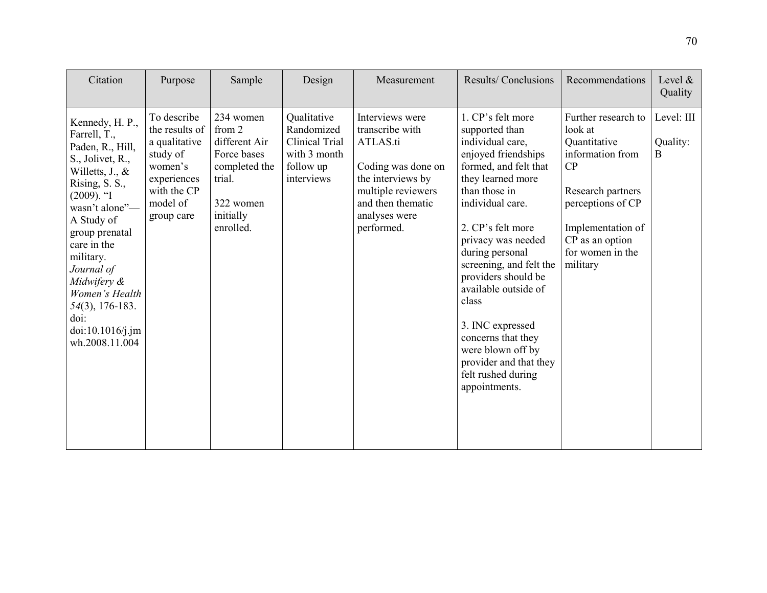| Citation | Purpose | Sample | Design | Measurement | Results/ Conclusions | Recommendations | Level & Quality |
|---|---|---|---|---|---|---|---|
| Kennedy, H. P., Farrell, T., Paden, R., Hill, S., Jolivet, R., Willetts, J., & Rising, S. S., (2009). "I wasn't alone"—A Study of group prenatal care in the military. *Journal of Midwifery & Women's Health 54*(3), 176-183. doi: doi:10.1016/j.jmwh.2008.11.004 | To describe the results of a qualitative study of women's experiences with the CP model of group care | 234 women from 2 different Air Force bases completed the trial.<br><br>322 women initially enrolled. | Qualitative Randomized Clinical Trial with 3 month follow up interviews | Interviews were transcribe with ATLAS.ti<br><br>Coding was done on the interviews by multiple reviewers and then thematic analyses were performed. | 1. CP's felt more supported than individual care, enjoyed friendships formed, and felt that they learned more than those in individual care.<br><br>2. CP's felt more privacy was needed during personal screening, and felt the providers should be available outside of class<br><br>3. INC expressed concerns that they were blown off by provider and that they felt rushed during appointments. | Further research to look at Quantitative information from CP<br><br>Research partners perceptions of CP<br><br>Implementation of CP as an option for women in the military | Level: III<br><br>Quality: B |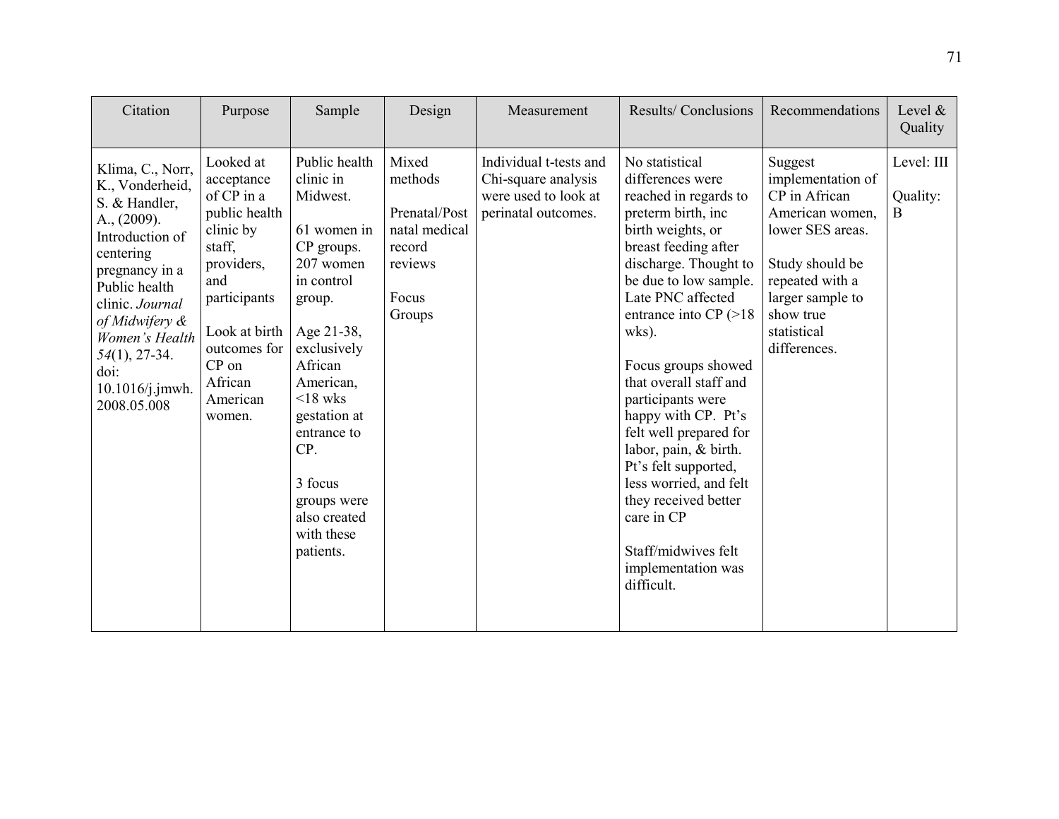| Citation | Purpose | Sample | Design | Measurement | Results/ Conclusions | Recommendations | Level & Quality |
|---|---|---|---|---|---|---|---|
| Klima, C., Norr, K., Vonderheid, S. & Handler, A., (2009). Introduction of centering pregnancy in a Public health clinic. *Journal of Midwifery & Women's Health 54*(1), 27-34. doi: 10.1016/j.jmwh.2008.05.008 | Looked at acceptance of CP in a public health clinic by staff, providers, and participants<br><br>Look at birth outcomes for CP on African American women. | Public health clinic in Midwest.<br><br>61 women in CP groups. 207 women in control group.<br><br>Age 21-38, exclusively African American, <18 wks gestation at entrance to CP.<br><br>3 focus groups were also created with these patients. | Mixed methods<br><br>Prenatal/Postnatal medical record reviews<br><br>Focus Groups | Individual t-tests and Chi-square analysis were used to look at perinatal outcomes. | No statistical differences were reached in regards to preterm birth, inc birth weights, or breast feeding after discharge. Thought to be due to low sample. Late PNC affected entrance into CP (>18 wks).<br><br>Focus groups showed that overall staff and participants were happy with CP. Pt's felt well prepared for labor, pain, & birth. Pt's felt supported, less worried, and felt they received better care in CP<br><br>Staff/midwives felt implementation was difficult. | Suggest implementation of CP in African American women, lower SES areas.<br><br>Study should be repeated with a larger sample to show true statistical differences. | Level: III<br><br>Quality: B |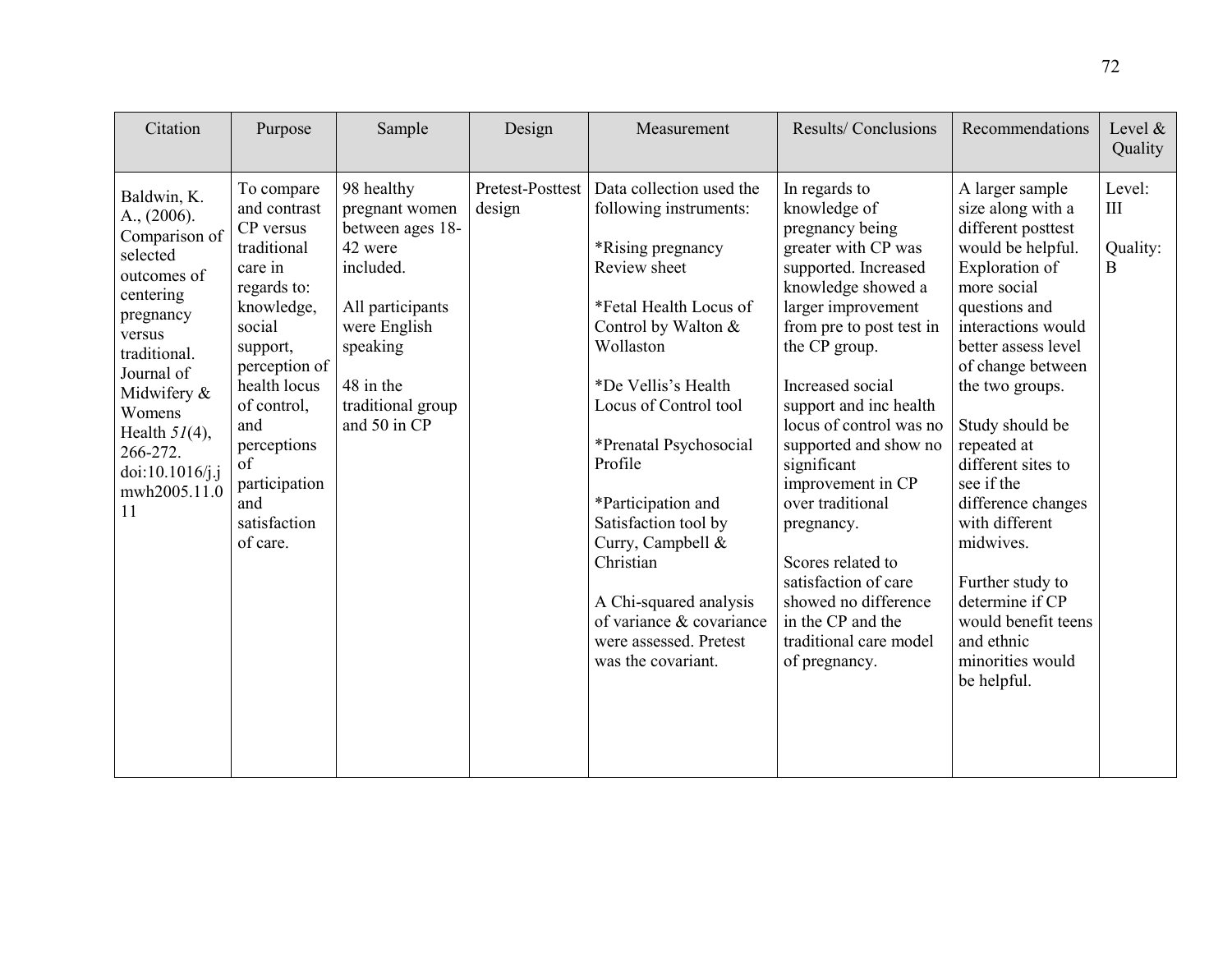| Citation | Purpose | Sample | Design | Measurement | Results/ Conclusions | Recommendations | Level & Quality |
|---|---|---|---|---|---|---|---|
| Baldwin, K. A., (2006). Comparison of selected outcomes of centering pregnancy versus traditional. Journal of Midwifery & Womens Health *51*(4), 266-272. doi:10.1016/j.jmwh2005.11.011 | To compare and contrast CP versus traditional care in regards to: knowledge, social support, perception of health locus of control, and perceptions of participation and satisfaction of care. | 98 healthy pregnant women between ages 18-42 were included.<br><br>All participants were English speaking<br><br>48 in the traditional group and 50 in CP | Pretest-Posttest design | Data collection used the following instruments:<br><br>*Rising pregnancy Review sheet<br><br>*Fetal Health Locus of Control by Walton & Wollaston<br><br>*De Vellis's Health Locus of Control tool<br><br>*Prenatal Psychosocial Profile<br><br>*Participation and Satisfaction tool by Curry, Campbell & Christian<br><br>A Chi-squared analysis of variance & covariance were assessed. Pretest was the covariant. | In regards to knowledge of pregnancy being greater with CP was supported. Increased knowledge showed a larger improvement from pre to post test in the CP group.<br><br>Increased social support and inc health locus of control was no supported and show no significant improvement in CP over traditional pregnancy.<br><br>Scores related to satisfaction of care showed no difference in the CP and the traditional care model of pregnancy. | A larger sample size along with a different posttest would be helpful. Exploration of more social questions and interactions would better assess level of change between the two groups.<br><br>Study should be repeated at different sites to see if the difference changes with different midwives.<br><br>Further study to determine if CP would benefit teens and ethnic minorities would be helpful. | Level: III<br><br>Quality: B |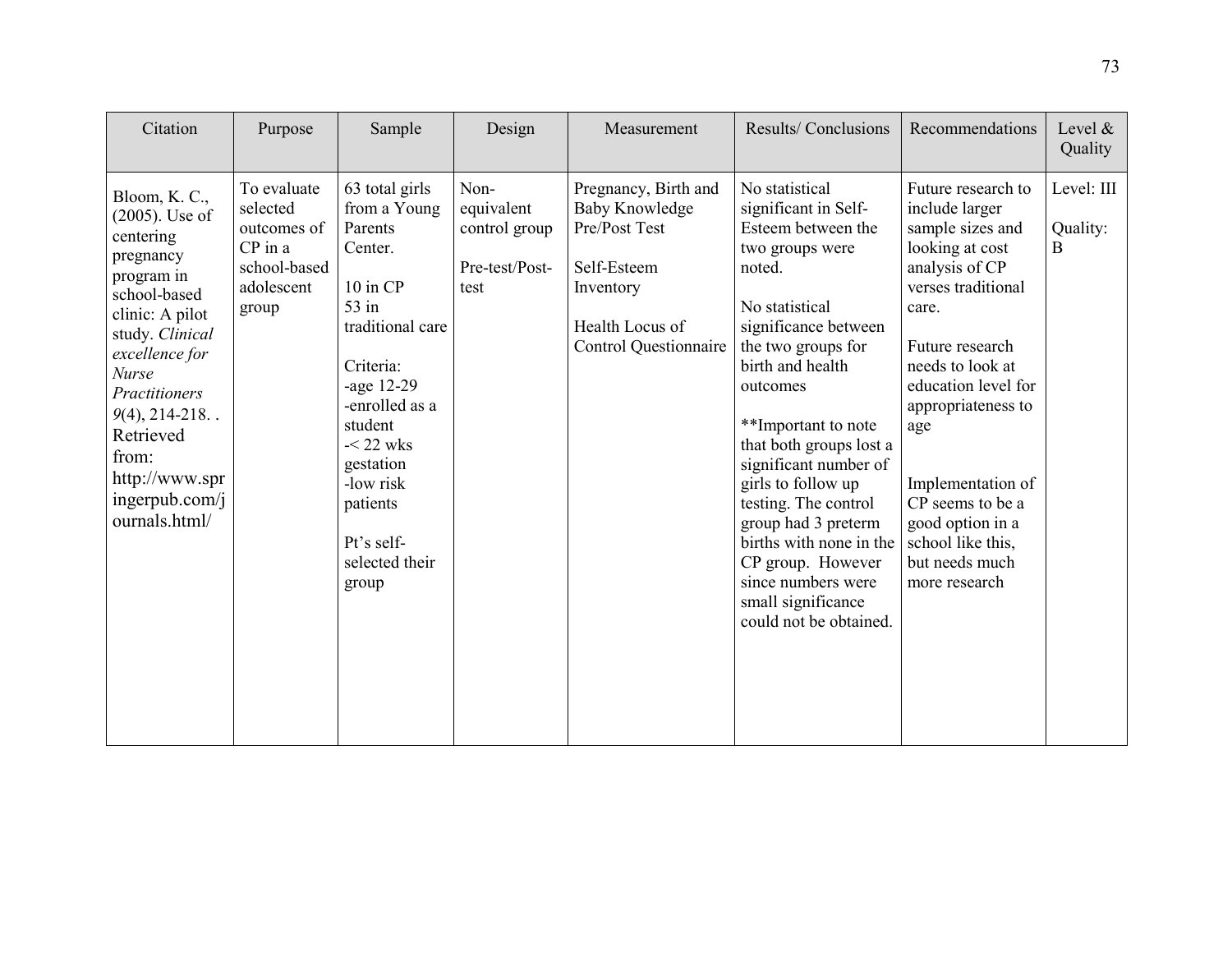| Citation | Purpose | Sample | Design | Measurement | Results/ Conclusions | Recommendations | Level & Quality |
|---|---|---|---|---|---|---|---|
| Bloom, K. C., (2005). Use of centering pregnancy program in school-based clinic: A pilot study. *Clinical excellence for Nurse Practitioners 9*(4), 214-218. . Retrieved from: http://www.springerpub.com/journals.html/ | To evaluate selected outcomes of CP in a school-based adolescent group | 63 total girls from a Young Parents Center.<br><br>10 in CP<br>53 in traditional care<br><br>Criteria:<br>-age 12-29<br>-enrolled as a student<br>-< 22 wks gestation<br>-low risk patients<br><br>Pt's self-selected their group | Non-equivalent control group<br><br>Pre-test/Post-test | Pregnancy, Birth and Baby Knowledge Pre/Post Test<br><br>Self-Esteem Inventory<br><br>Health Locus of Control Questionnaire | No statistical significant in Self-Esteem between the two groups were noted.<br><br>No statistical significance between the two groups for birth and health outcomes<br><br>**Important to note that both groups lost a significant number of girls to follow up testing. The control group had 3 preterm births with none in the CP group. However since numbers were small significance could not be obtained. | Future research to include larger sample sizes and looking at cost analysis of CP verses traditional care.<br><br>Future research needs to look at education level for appropriateness to age<br><br>Implementation of CP seems to be a good option in a school like this, but needs much more research | Level: III<br><br>Quality: B |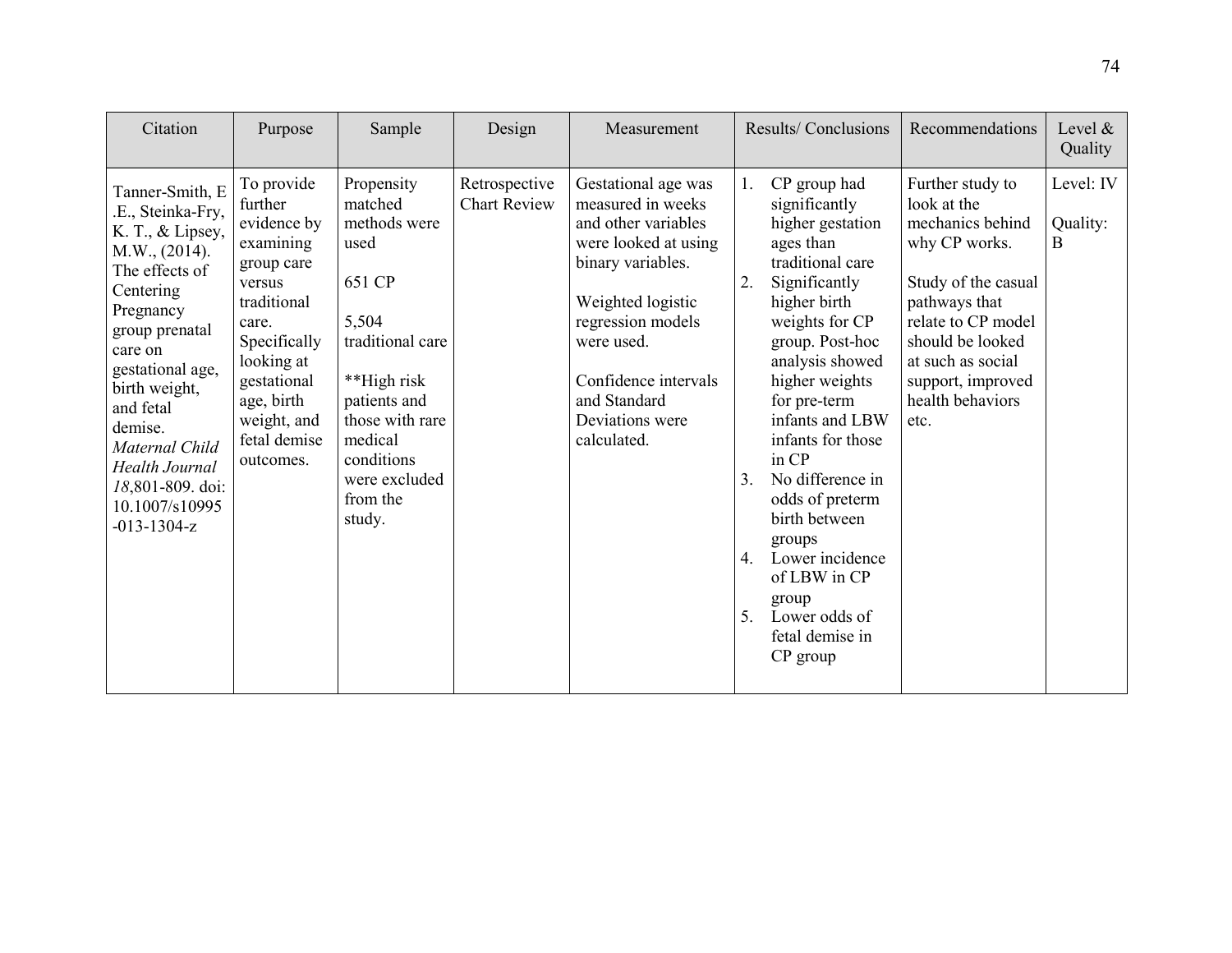| Citation | Purpose | Sample | Design | Measurement | Results/ Conclusions | Recommendations | Level & Quality |
|---|---|---|---|---|---|---|---|
| Tanner-Smith, E .E., Steinka-Fry, K. T., & Lipsey, M.W., (2014). The effects of Centering Pregnancy group prenatal care on gestational age, birth weight, and fetal demise. *Maternal Child Health Journal 18*,801-809. doi: 10.1007/s10995-013-1304-z | To provide further evidence by examining group care versus traditional care. Specifically looking at gestational age, birth weight, and fetal demise outcomes. | Propensity matched methods were used<br><br>651 CP<br><br>5,504 traditional care<br><br>**High risk patients and those with rare medical conditions were excluded from the study. | Retrospective Chart Review | Gestational age was measured in weeks and other variables were looked at using binary variables.<br><br>Weighted logistic regression models were used.<br><br>Confidence intervals and Standard Deviations were calculated. | 1. CP group had significantly higher gestation ages than traditional care<br>2. Significantly higher birth weights for CP group. Post-hoc analysis showed higher weights for pre-term infants and LBW infants for those in CP<br>3. No difference in odds of preterm birth between groups<br>4. Lower incidence of LBW in CP group<br>5. Lower odds of fetal demise in CP group | Further study to look at the mechanics behind why CP works.<br><br>Study of the casual pathways that relate to CP model should be looked at such as social support, improved health behaviors etc. | Level: IV<br><br>Quality: B |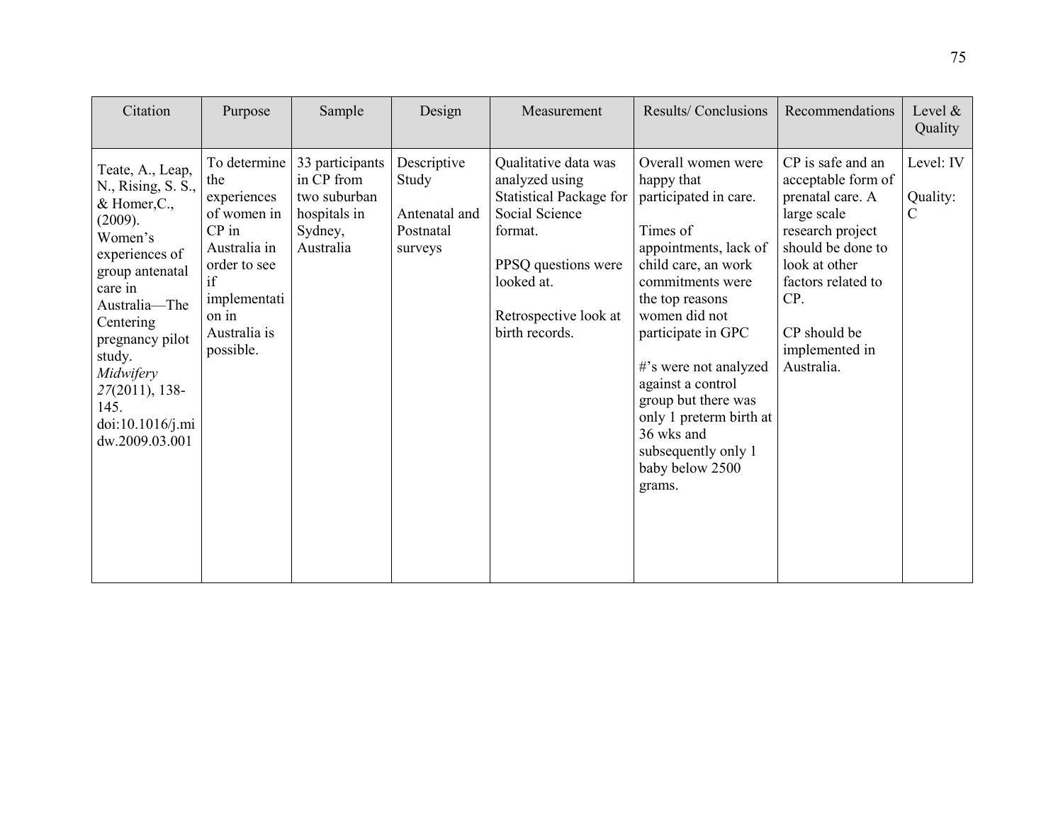| Citation | Purpose | Sample | Design | Measurement | Results/ Conclusions | Recommendations | Level & Quality |
|---|---|---|---|---|---|---|---|
| Teate, A., Leap, N., Rising, S. S., & Homer,C., (2009). Women's experiences of group antenatal care in Australia—The Centering pregnancy pilot study. *Midwifery 27*(2011), 138-145. doi:10.1016/j.midw.2009.03.001 | To determine the experiences of women in CP in Australia in order to see if implementation in Australia is possible. | 33 participants in CP from two suburban hospitals in Sydney, Australia | Descriptive Study<br><br>Antenatal and Postnatal surveys | Qualitative data was analyzed using Statistical Package for Social Science format.<br><br>PPSQ questions were looked at.<br><br>Retrospective look at birth records. | Overall women were happy that participated in care.<br><br>Times of appointments, lack of child care, an work commitments were the top reasons women did not participate in GPC<br><br>#'s were not analyzed against a control group but there was only 1 preterm birth at 36 wks and subsequently only 1 baby below 2500 grams. | CP is safe and an acceptable form of prenatal care. A large scale research project should be done to look at other factors related to CP.<br><br>CP should be implemented in Australia. | Level: IV<br><br>Quality: C |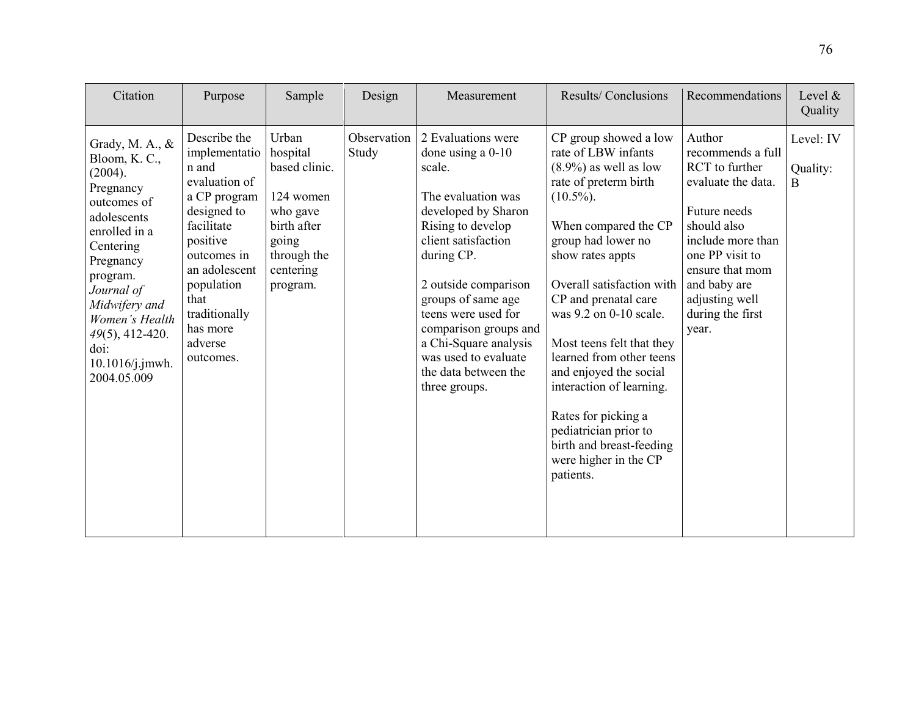| Citation | Purpose | Sample | Design | Measurement | Results/ Conclusions | Recommendations | Level & Quality |
|---|---|---|---|---|---|---|---|
| Grady, M. A., & Bloom, K. C., (2004). Pregnancy outcomes of adolescents enrolled in a Centering Pregnancy program. *Journal of Midwifery and Women's Health 49*(5), 412-420. doi: 10.1016/j.jmwh. 2004.05.009 | Describe the implementation and evaluation of a CP program designed to facilitate positive outcomes in an adolescent population that traditionally has more adverse outcomes. | Urban hospital based clinic.<br><br>124 women who gave birth after going through the centering program. | Observation Study | 2 Evaluations were done using a 0-10 scale.<br><br>The evaluation was developed by Sharon Rising to develop client satisfaction during CP.<br><br>2 outside comparison groups of same age teens were used for comparison groups and a Chi-Square analysis was used to evaluate the data between the three groups. | CP group showed a low rate of LBW infants (8.9%) as well as low rate of preterm birth (10.5%).<br><br>When compared the CP group had lower no show rates appts<br><br>Overall satisfaction with CP and prenatal care was 9.2 on 0-10 scale.<br><br>Most teens felt that they learned from other teens and enjoyed the social interaction of learning.<br><br>Rates for picking a pediatrician prior to birth and breast-feeding were higher in the CP patients. | Author recommends a full RCT to further evaluate the data.<br><br>Future needs should also include more than one PP visit to ensure that mom and baby are adjusting well during the first year. | Level: IV<br><br>Quality: B |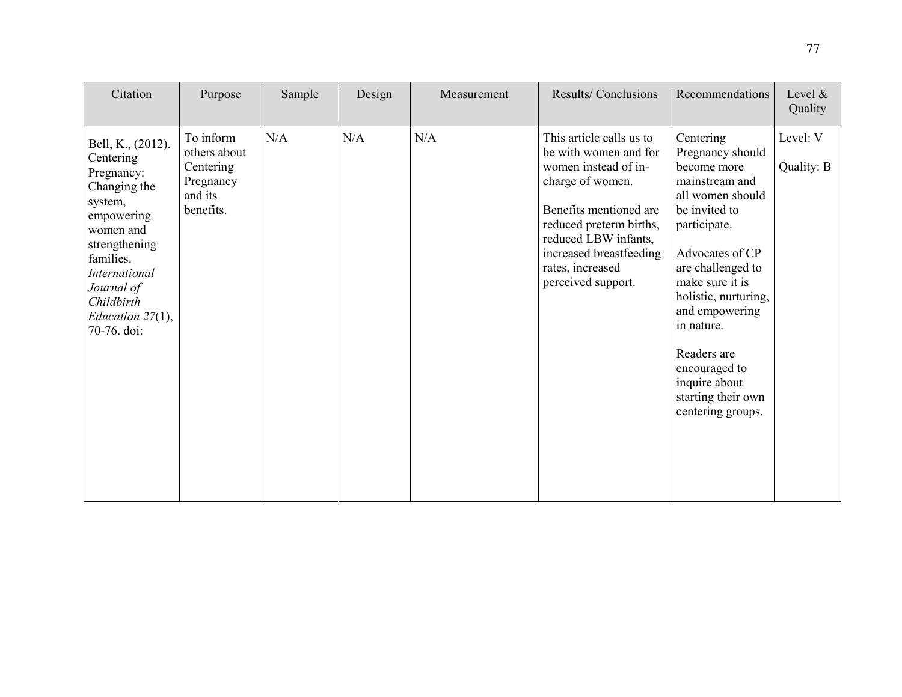| Citation | Purpose | Sample | Design | Measurement | Results/ Conclusions | Recommendations | Level & Quality |
|---|---|---|---|---|---|---|---|
| Bell, K., (2012). Centering Pregnancy: Changing the system, empowering women and strengthening families. *International Journal of Childbirth Education 27*(1), 70-76. doi: | To inform others about Centering Pregnancy and its benefits. | N/A | N/A | N/A | This article calls us to be with women and for women instead of in-charge of women.<br><br>Benefits mentioned are reduced preterm births, reduced LBW infants, increased breastfeeding rates, increased perceived support. | Centering Pregnancy should become more mainstream and all women should be invited to participate.<br><br>Advocates of CP are challenged to make sure it is holistic, nurturing, and empowering in nature.<br><br>Readers are encouraged to inquire about starting their own centering groups. | Level: V<br><br>Quality: B |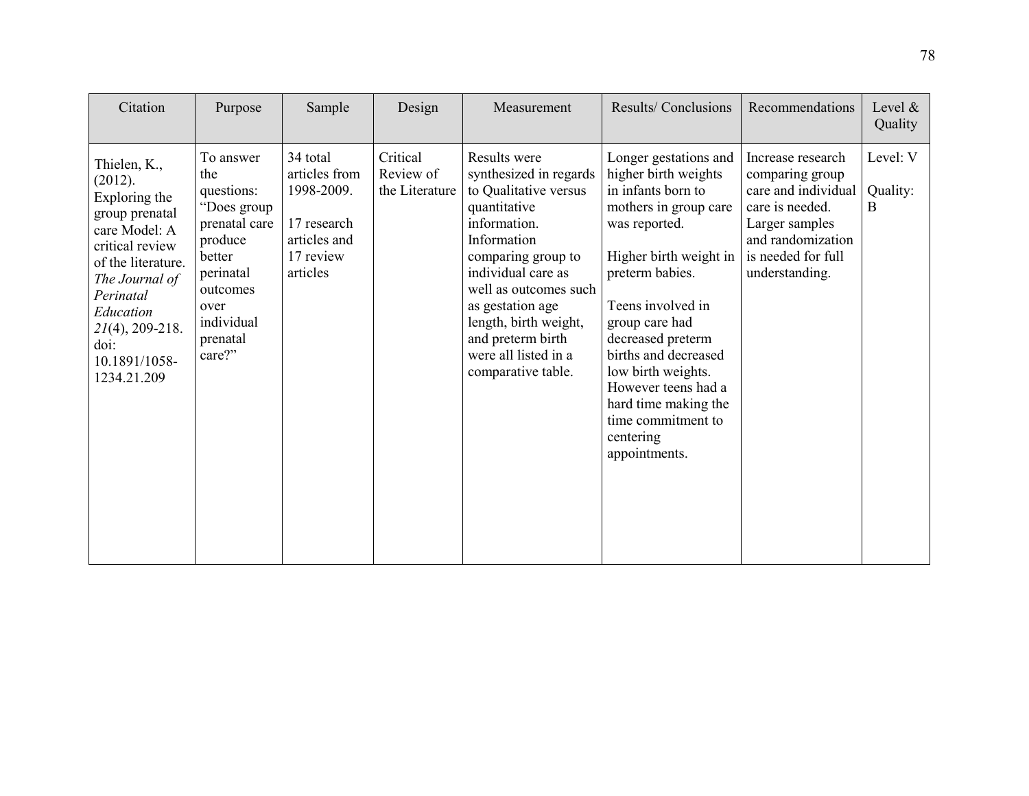| Citation | Purpose | Sample | Design | Measurement | Results/ Conclusions | Recommendations | Level & Quality |
|---|---|---|---|---|---|---|---|
| Thielen, K., (2012). Exploring the group prenatal care Model: A critical review of the literature. *The Journal of Perinatal Education* *21*(4), 209-218. doi: 10.1891/1058-1234.21.209 | To answer the questions: "Does group prenatal care produce better perinatal outcomes over individual prenatal care?" | 34 total articles from 1998-2009.<br><br>17 research articles and 17 review articles | Critical Review of the Literature | Results were synthesized in regards to Qualitative versus quantitative information. Information comparing group to individual care as well as outcomes such as gestation age length, birth weight, and preterm birth were all listed in a comparative table. | Longer gestations and higher birth weights in infants born to mothers in group care was reported.<br><br>Higher birth weight in preterm babies.<br><br>Teens involved in group care had decreased preterm births and decreased low birth weights. However teens had a hard time making the time commitment to centering appointments. | Increase research comparing group care and individual care is needed. Larger samples and randomization is needed for full understanding. | Level: V<br><br>Quality: B |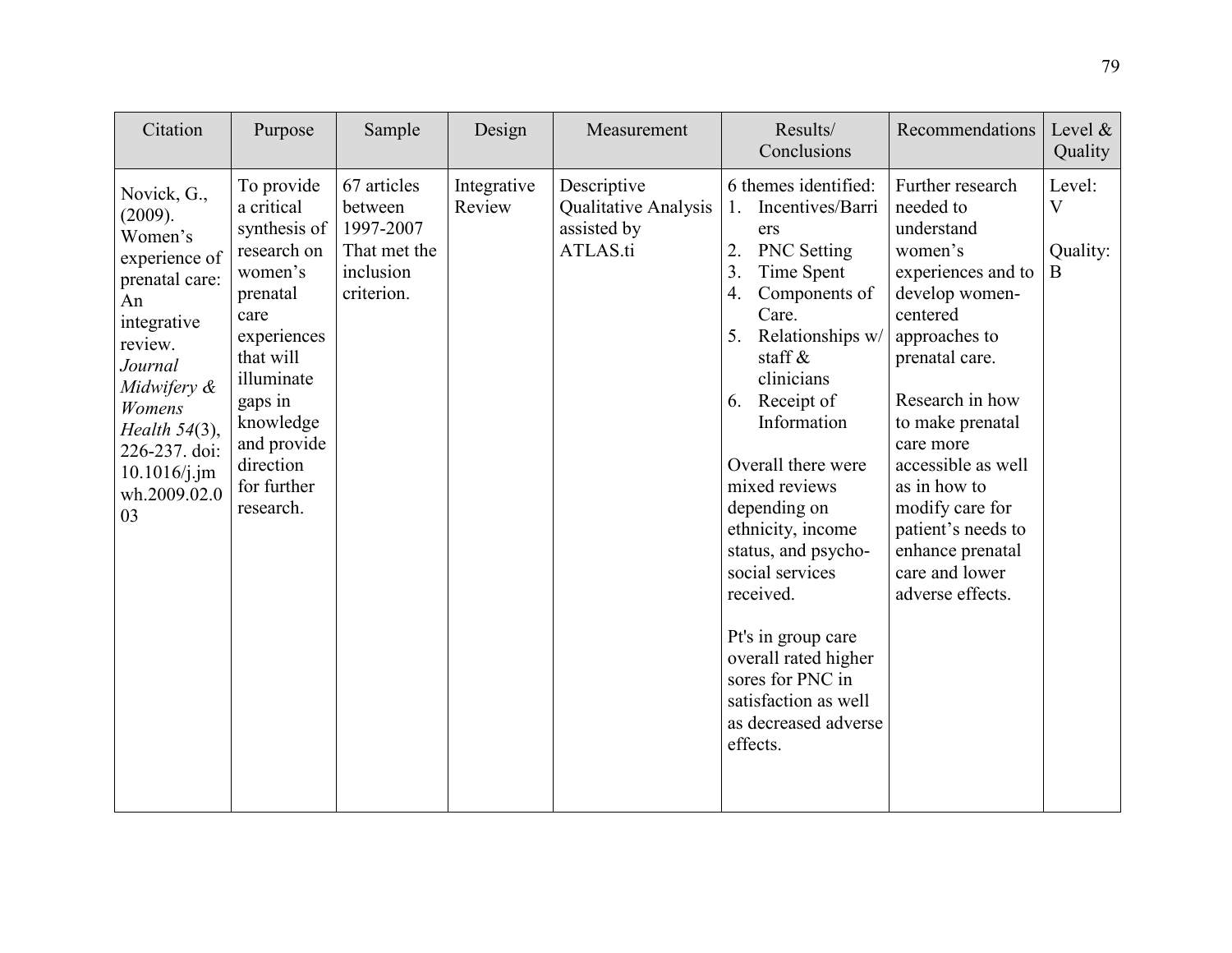| Citation | Purpose | Sample | Design | Measurement | Results/ Conclusions | Recommendations | Level & Quality |
|---|---|---|---|---|---|---|---|
| Novick, G., (2009). Women's experience of prenatal care: An integrative review. *Journal Midwifery & Womens Health 54*(3), 226-237. doi: 10.1016/j.jmwh.2009.02.003 | To provide a critical synthesis of research on women's prenatal care experiences that will illuminate gaps in knowledge and provide direction for further research. | 67 articles between 1997-2007 That met the inclusion criterion. | Integrative Review | Descriptive Qualitative Analysis assisted by ATLAS.ti | 6 themes identified: 1. Incentives/Barriers 2. PNC Setting 3. Time Spent 4. Components of Care. 5. Relationships w/ staff & clinicians 6. Receipt of Information<br><br>Overall there were mixed reviews depending on ethnicity, income status, and psycho-social services received.<br><br>Pt's in group care overall rated higher sores for PNC in satisfaction as well as decreased adverse effects. | Further research needed to understand women's experiences and to develop women-centered approaches to prenatal care.<br><br>Research in how to make prenatal care more accessible as well as in how to modify care for patient's needs to enhance prenatal care and lower adverse effects. | Level: V<br><br>Quality: B |